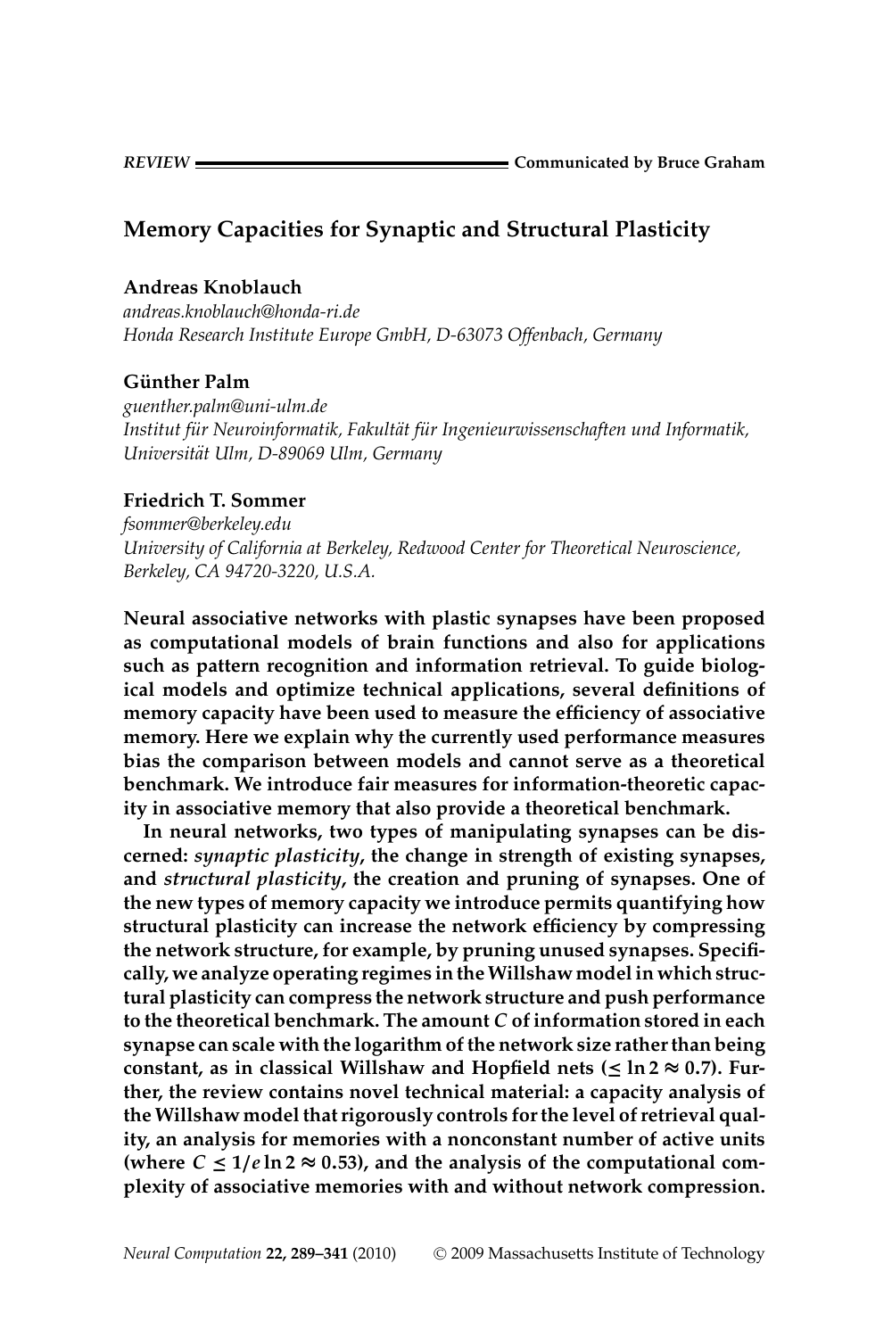REVIEW — Communicated by Bruce Graham

# Memory Capacities for Synaptic and Structural Plasticity

**Andreas Knoblauch**
*andreas.knoblauch@honda-ri.de*
*Honda Research Institute Europe GmbH, D-63073 Offenbach, Germany*

**Günther Palm**
*guenther.palm@uni-ulm.de*
*Institut für Neuroinformatik, Fakultät für Ingenieurwissenschaften und Informatik, Universität Ulm, D-89069 Ulm, Germany*

**Friedrich T. Sommer**
*fsommer@berkeley.edu*
*University of California at Berkeley, Redwood Center for Theoretical Neuroscience, Berkeley, CA 94720-3220, U.S.A.*

**Neural associative networks with plastic synapses have been proposed as computational models of brain functions and also for applications such as pattern recognition and information retrieval. To guide biological models and optimize technical applications, several definitions of memory capacity have been used to measure the efficiency of associative memory. Here we explain why the currently used performance measures bias the comparison between models and cannot serve as a theoretical benchmark. We introduce fair measures for information-theoretic capacity in associative memory that also provide a theoretical benchmark.**

**In neural networks, two types of manipulating synapses can be discerned: *synaptic plasticity*, the change in strength of existing synapses, and *structural plasticity*, the creation and pruning of synapses. One of the new types of memory capacity we introduce permits quantifying how structural plasticity can increase the network efficiency by compressing the network structure, for example, by pruning unused synapses. Specifically, we analyze operating regimes in the Willshaw model in which structural plasticity can compress the network structure and push performance to the theoretical benchmark. The amount $C$ of information stored in each synapse can scale with the logarithm of the network size rather than being constant, as in classical Willshaw and Hopfield nets ($\leq \ln 2 \approx 0.7$). Further, the review contains novel technical material: a capacity analysis of the Willshaw model that rigorously controls for the level of retrieval quality, an analysis for memories with a nonconstant number of active units (where $C \leq 1/e \ln 2 \approx 0.53$), and the analysis of the computational complexity of associative memories with and without network compression.**

Neural Computation **22, 289–341** (2010) © 2009 Massachusetts Institute of Technology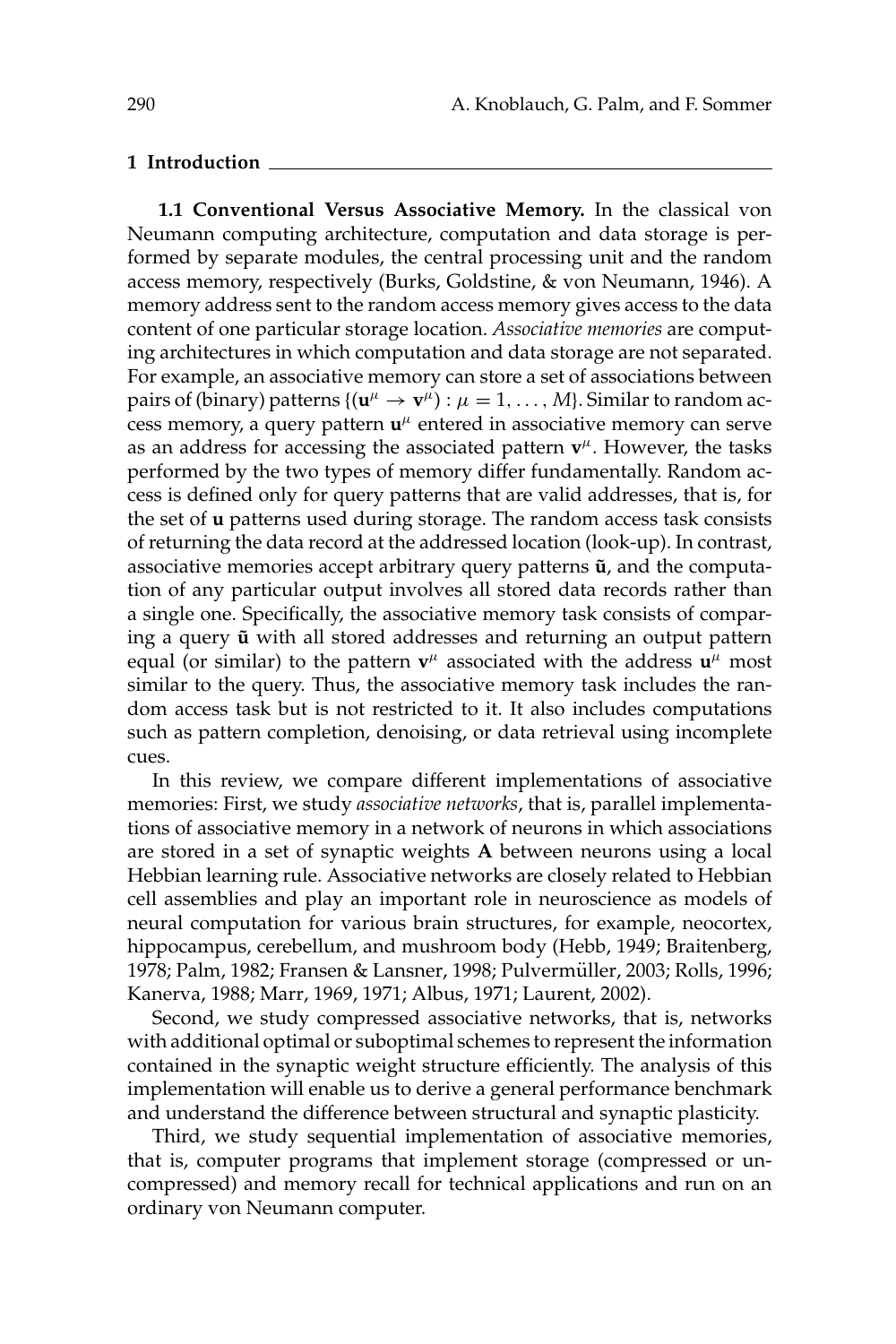## 1 Introduction

**1.1 Conventional Versus Associative Memory.** In the classical von Neumann computing architecture, computation and data storage is performed by separate modules, the central processing unit and the random access memory, respectively (Burks, Goldstine, & von Neumann, 1946). A memory address sent to the random access memory gives access to the data content of one particular storage location. *Associative memories* are computing architectures in which computation and data storage are not separated. For example, an associative memory can store a set of associations between pairs of (binary) patterns $\{(\mathbf{u}^\mu \rightarrow \mathbf{v}^\mu) : \mu = 1, \ldots, M\}$. Similar to random access memory, a query pattern $\mathbf{u}^\mu$ entered in associative memory can serve as an address for accessing the associated pattern $\mathbf{v}^\mu$. However, the tasks performed by the two types of memory differ fundamentally. Random access is defined only for query patterns that are valid addresses, that is, for the set of $\mathbf{u}$ patterns used during storage. The random access task consists of returning the data record at the addressed location (look-up). In contrast, associative memories accept arbitrary query patterns $\tilde{\mathbf{u}}$, and the computation of any particular output involves all stored data records rather than a single one. Specifically, the associative memory task consists of comparing a query $\tilde{\mathbf{u}}$ with all stored addresses and returning an output pattern equal (or similar) to the pattern $\mathbf{v}^\mu$ associated with the address $\mathbf{u}^\mu$ most similar to the query. Thus, the associative memory task includes the random access task but is not restricted to it. It also includes computations such as pattern completion, denoising, or data retrieval using incomplete cues.

In this review, we compare different implementations of associative memories: First, we study *associative networks*, that is, parallel implementations of associative memory in a network of neurons in which associations are stored in a set of synaptic weights $\mathbf{A}$ between neurons using a local Hebbian learning rule. Associative networks are closely related to Hebbian cell assemblies and play an important role in neuroscience as models of neural computation for various brain structures, for example, neocortex, hippocampus, cerebellum, and mushroom body (Hebb, 1949; Braitenberg, 1978; Palm, 1982; Fransen & Lansner, 1998; Pulvermüller, 2003; Rolls, 1996; Kanerva, 1988; Marr, 1969, 1971; Albus, 1971; Laurent, 2002).

Second, we study compressed associative networks, that is, networks with additional optimal or suboptimal schemes to represent the information contained in the synaptic weight structure efficiently. The analysis of this implementation will enable us to derive a general performance benchmark and understand the difference between structural and synaptic plasticity.

Third, we study sequential implementation of associative memories, that is, computer programs that implement storage (compressed or uncompressed) and memory recall for technical applications and run on an ordinary von Neumann computer.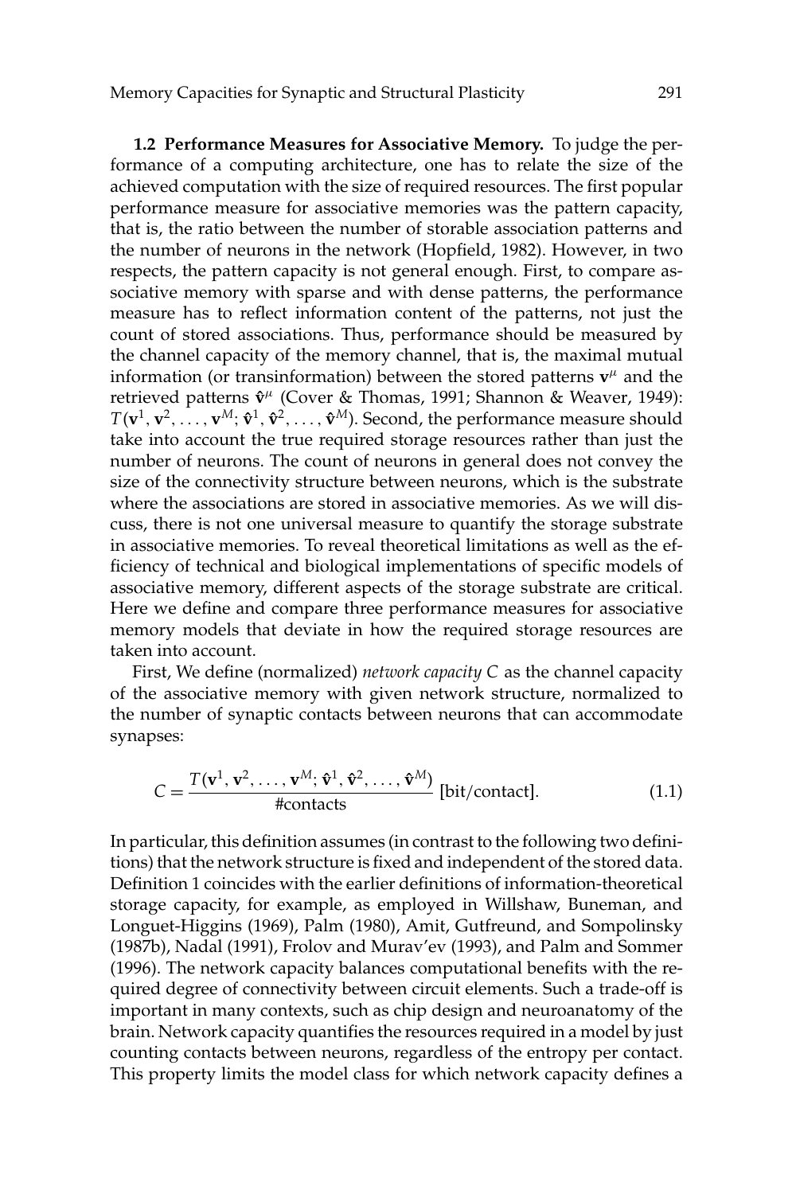**1.2 Performance Measures for Associative Memory.** To judge the performance of a computing architecture, one has to relate the size of the achieved computation with the size of required resources. The first popular performance measure for associative memories was the pattern capacity, that is, the ratio between the number of storable association patterns and the number of neurons in the network (Hopfield, 1982). However, in two respects, the pattern capacity is not general enough. First, to compare associative memory with sparse and with dense patterns, the performance measure has to reflect information content of the patterns, not just the count of stored associations. Thus, performance should be measured by the channel capacity of the memory channel, that is, the maximal mutual information (or transinformation) between the stored patterns $\mathbf{v}^{\mu}$ and the retrieved patterns $\hat{\mathbf{v}}^{\mu}$ (Cover & Thomas, 1991; Shannon & Weaver, 1949): $T(\mathbf{v}^1, \mathbf{v}^2, \ldots, \mathbf{v}^M; \hat{\mathbf{v}}^1, \hat{\mathbf{v}}^2, \ldots, \hat{\mathbf{v}}^M)$. Second, the performance measure should take into account the true required storage resources rather than just the number of neurons. The count of neurons in general does not convey the size of the connectivity structure between neurons, which is the substrate where the associations are stored in associative memories. As we will discuss, there is not one universal measure to quantify the storage substrate in associative memories. To reveal theoretical limitations as well as the efficiency of technical and biological implementations of specific models of associative memory, different aspects of the storage substrate are critical. Here we define and compare three performance measures for associative memory models that deviate in how the required storage resources are taken into account.

First, We define (normalized) *network capacity* $C$ as the channel capacity of the associative memory with given network structure, normalized to the number of synaptic contacts between neurons that can accommodate synapses:

$$C = \frac{T(\mathbf{v}^1, \mathbf{v}^2, \ldots, \mathbf{v}^M; \hat{\mathbf{v}}^1, \hat{\mathbf{v}}^2, \ldots, \hat{\mathbf{v}}^M)}{\#\text{contacts}} \text{ [bit/contact]}. \tag{1.1}$$

In particular, this definition assumes (in contrast to the following two definitions) that the network structure is fixed and independent of the stored data. Definition 1 coincides with the earlier definitions of information-theoretical storage capacity, for example, as employed in Willshaw, Buneman, and Longuet-Higgins (1969), Palm (1980), Amit, Gutfreund, and Sompolinsky (1987b), Nadal (1991), Frolov and Murav'ev (1993), and Palm and Sommer (1996). The network capacity balances computational benefits with the required degree of connectivity between circuit elements. Such a trade-off is important in many contexts, such as chip design and neuroanatomy of the brain. Network capacity quantifies the resources required in a model by just counting contacts between neurons, regardless of the entropy per contact. This property limits the model class for which network capacity defines a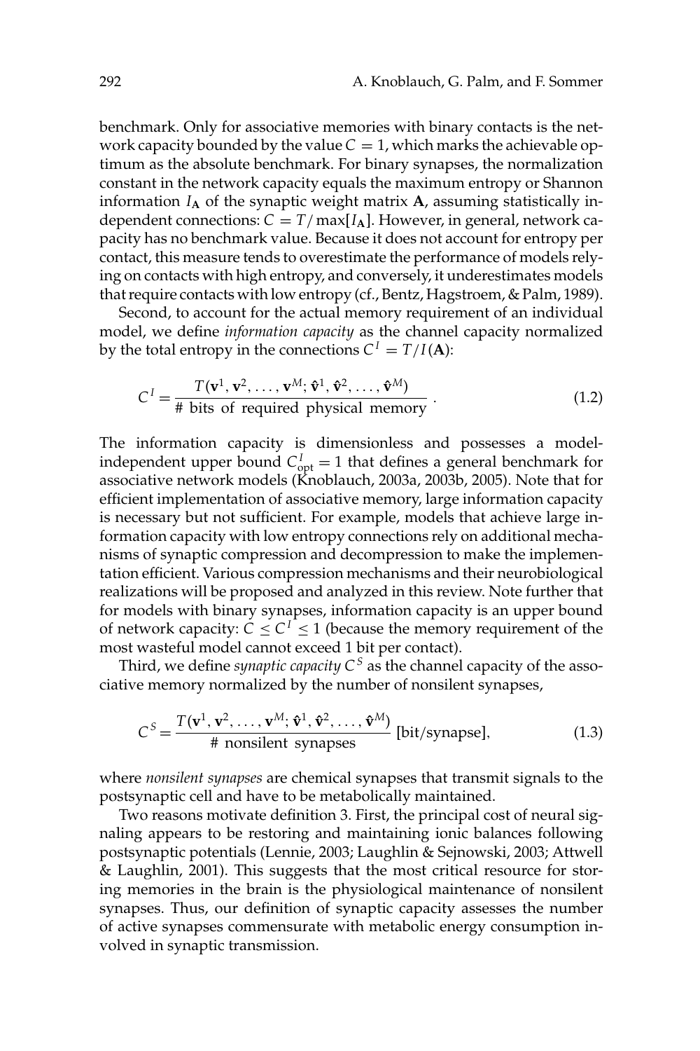benchmark. Only for associative memories with binary contacts is the network capacity bounded by the value $C = 1$, which marks the achievable optimum as the absolute benchmark. For binary synapses, the normalization constant in the network capacity equals the maximum entropy or Shannon information $I_{\mathbf{A}}$ of the synaptic weight matrix $\mathbf{A}$, assuming statistically independent connections: $C = T/\max[I_{\mathbf{A}}]$. However, in general, network capacity has no benchmark value. Because it does not account for entropy per contact, this measure tends to overestimate the performance of models relying on contacts with high entropy, and conversely, it underestimates models that require contacts with low entropy (cf., Bentz, Hagstroem, & Palm, 1989).

Second, to account for the actual memory requirement of an individual model, we define *information capacity* as the channel capacity normalized by the total entropy in the connections $C^I = T/I(\mathbf{A})$:

$$C^I = \frac{T(\mathbf{v}^1, \mathbf{v}^2, \ldots, \mathbf{v}^M; \hat{\mathbf{v}}^1, \hat{\mathbf{v}}^2, \ldots, \hat{\mathbf{v}}^M)}{\text{\# bits of required physical memory}}\,. \tag{1.2}$$

The information capacity is dimensionless and possesses a model-independent upper bound $C^I_{\text{opt}} = 1$ that defines a general benchmark for associative network models (Knoblauch, 2003a, 2003b, 2005). Note that for efficient implementation of associative memory, large information capacity is necessary but not sufficient. For example, models that achieve large information capacity with low entropy connections rely on additional mechanisms of synaptic compression and decompression to make the implementation efficient. Various compression mechanisms and their neurobiological realizations will be proposed and analyzed in this review. Note further that for models with binary synapses, information capacity is an upper bound of network capacity: $C \leq C^I \leq 1$ (because the memory requirement of the most wasteful model cannot exceed 1 bit per contact).

Third, we define *synaptic capacity* $C^S$ as the channel capacity of the associative memory normalized by the number of nonsilent synapses,

$$C^S = \frac{T(\mathbf{v}^1, \mathbf{v}^2, \ldots, \mathbf{v}^M; \hat{\mathbf{v}}^1, \hat{\mathbf{v}}^2, \ldots, \hat{\mathbf{v}}^M)}{\text{\# nonsilent synapses}} \text{ [bit/synapse]}, \tag{1.3}$$

where *nonsilent synapses* are chemical synapses that transmit signals to the postsynaptic cell and have to be metabolically maintained.

Two reasons motivate definition 3. First, the principal cost of neural signaling appears to be restoring and maintaining ionic balances following postsynaptic potentials (Lennie, 2003; Laughlin & Sejnowski, 2003; Attwell & Laughlin, 2001). This suggests that the most critical resource for storing memories in the brain is the physiological maintenance of nonsilent synapses. Thus, our definition of synaptic capacity assesses the number of active synapses commensurate with metabolic energy consumption involved in synaptic transmission.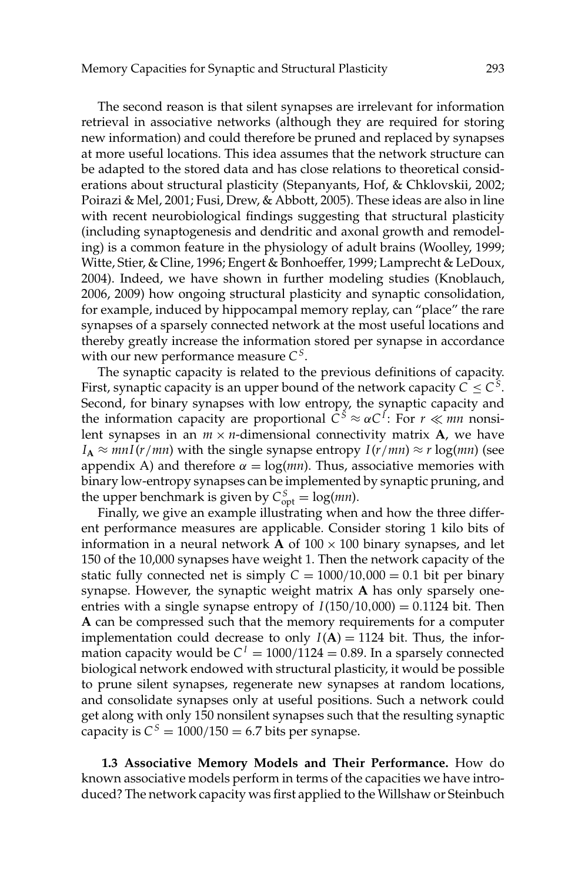The second reason is that silent synapses are irrelevant for information retrieval in associative networks (although they are required for storing new information) and could therefore be pruned and replaced by synapses at more useful locations. This idea assumes that the network structure can be adapted to the stored data and has close relations to theoretical considerations about structural plasticity (Stepanyants, Hof, & Chklovskii, 2002; Poirazi & Mel, 2001; Fusi, Drew, & Abbott, 2005). These ideas are also in line with recent neurobiological findings suggesting that structural plasticity (including synaptogenesis and dendritic and axonal growth and remodeling) is a common feature in the physiology of adult brains (Woolley, 1999; Witte, Stier, & Cline, 1996; Engert & Bonhoeffer, 1999; Lamprecht & LeDoux, 2004). Indeed, we have shown in further modeling studies (Knoblauch, 2006, 2009) how ongoing structural plasticity and synaptic consolidation, for example, induced by hippocampal memory replay, can "place" the rare synapses of a sparsely connected network at the most useful locations and thereby greatly increase the information stored per synapse in accordance with our new performance measure $C^S$.

The synaptic capacity is related to the previous definitions of capacity. First, synaptic capacity is an upper bound of the network capacity $C \leq C^S$. Second, for binary synapses with low entropy, the synaptic capacity and the information capacity are proportional $C^S \approx \alpha C^I$: For $r \ll mn$ nonsilent synapses in an $m \times n$-dimensional connectivity matrix $\mathbf{A}$, we have $I_{\mathbf{A}} \approx mnI(r/mn)$ with the single synapse entropy $I(r/mn) \approx r \log(mn)$ (see appendix A) and therefore $\alpha = \log(mn)$. Thus, associative memories with binary low-entropy synapses can be implemented by synaptic pruning, and the upper benchmark is given by $C^S_{\mathrm{opt}} = \log(mn)$.

Finally, we give an example illustrating when and how the three different performance measures are applicable. Consider storing 1 kilo bits of information in a neural network $\mathbf{A}$ of $100 \times 100$ binary synapses, and let 150 of the 10,000 synapses have weight 1. Then the network capacity of the static fully connected net is simply $C = 1000/10{,}000 = 0.1$ bit per binary synapse. However, the synaptic weight matrix $\mathbf{A}$ has only sparsely one-entries with a single synapse entropy of $I(150/10{,}000) = 0.1124$ bit. Then $\mathbf{A}$ can be compressed such that the memory requirements for a computer implementation could decrease to only $I(\mathbf{A}) = 1124$ bit. Thus, the information capacity would be $C^I = 1000/1124 = 0.89$. In a sparsely connected biological network endowed with structural plasticity, it would be possible to prune silent synapses, regenerate new synapses at random locations, and consolidate synapses only at useful positions. Such a network could get along with only 150 nonsilent synapses such that the resulting synaptic capacity is $C^S = 1000/150 = 6.7$ bits per synapse.

### 1.3 Associative Memory Models and Their Performance.

How do known associative models perform in terms of the capacities we have introduced? The network capacity was first applied to the Willshaw or Steinbuch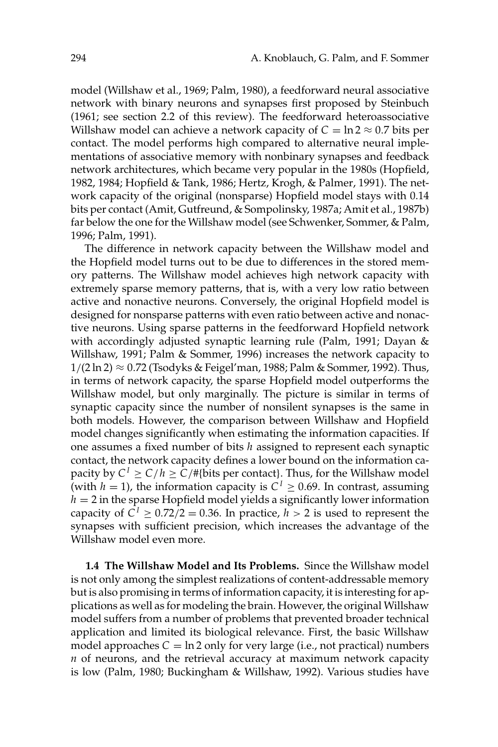model (Willshaw et al., 1969; Palm, 1980), a feedforward neural associative network with binary neurons and synapses first proposed by Steinbuch (1961; see section 2.2 of this review). The feedforward heteroassociative Willshaw model can achieve a network capacity of $C = \ln 2 \approx 0.7$ bits per contact. The model performs high compared to alternative neural implementations of associative memory with nonbinary synapses and feedback network architectures, which became very popular in the 1980s (Hopfield, 1982, 1984; Hopfield & Tank, 1986; Hertz, Krogh, & Palmer, 1991). The network capacity of the original (nonsparse) Hopfield model stays with 0.14 bits per contact (Amit, Gutfreund, & Sompolinsky, 1987a; Amit et al., 1987b) far below the one for the Willshaw model (see Schwenker, Sommer, & Palm, 1996; Palm, 1991).

The difference in network capacity between the Willshaw model and the Hopfield model turns out to be due to differences in the stored memory patterns. The Willshaw model achieves high network capacity with extremely sparse memory patterns, that is, with a very low ratio between active and nonactive neurons. Conversely, the original Hopfield model is designed for nonsparse patterns with even ratio between active and nonactive neurons. Using sparse patterns in the feedforward Hopfield network with accordingly adjusted synaptic learning rule (Palm, 1991; Dayan & Willshaw, 1991; Palm & Sommer, 1996) increases the network capacity to $1/(2 \ln 2) \approx 0.72$ (Tsodyks & Feigel'man, 1988; Palm & Sommer, 1992). Thus, in terms of network capacity, the sparse Hopfield model outperforms the Willshaw model, but only marginally. The picture is similar in terms of synaptic capacity since the number of nonsilent synapses is the same in both models. However, the comparison between Willshaw and Hopfield model changes significantly when estimating the information capacities. If one assumes a fixed number of bits $h$ assigned to represent each synaptic contact, the network capacity defines a lower bound on the information capacity by $C^I \geq C/h \geq C/\#\{\text{bits per contact}\}$. Thus, for the Willshaw model (with $h = 1$), the information capacity is $C^I \geq 0.69$. In contrast, assuming $h = 2$ in the sparse Hopfield model yields a significantly lower information capacity of $C^I \geq 0.72/2 = 0.36$. In practice, $h > 2$ is used to represent the synapses with sufficient precision, which increases the advantage of the Willshaw model even more.

**1.4 The Willshaw Model and Its Problems.** Since the Willshaw model is not only among the simplest realizations of content-addressable memory but is also promising in terms of information capacity, it is interesting for applications as well as for modeling the brain. However, the original Willshaw model suffers from a number of problems that prevented broader technical application and limited its biological relevance. First, the basic Willshaw model approaches $C = \ln 2$ only for very large (i.e., not practical) numbers $n$ of neurons, and the retrieval accuracy at maximum network capacity is low (Palm, 1980; Buckingham & Willshaw, 1992). Various studies have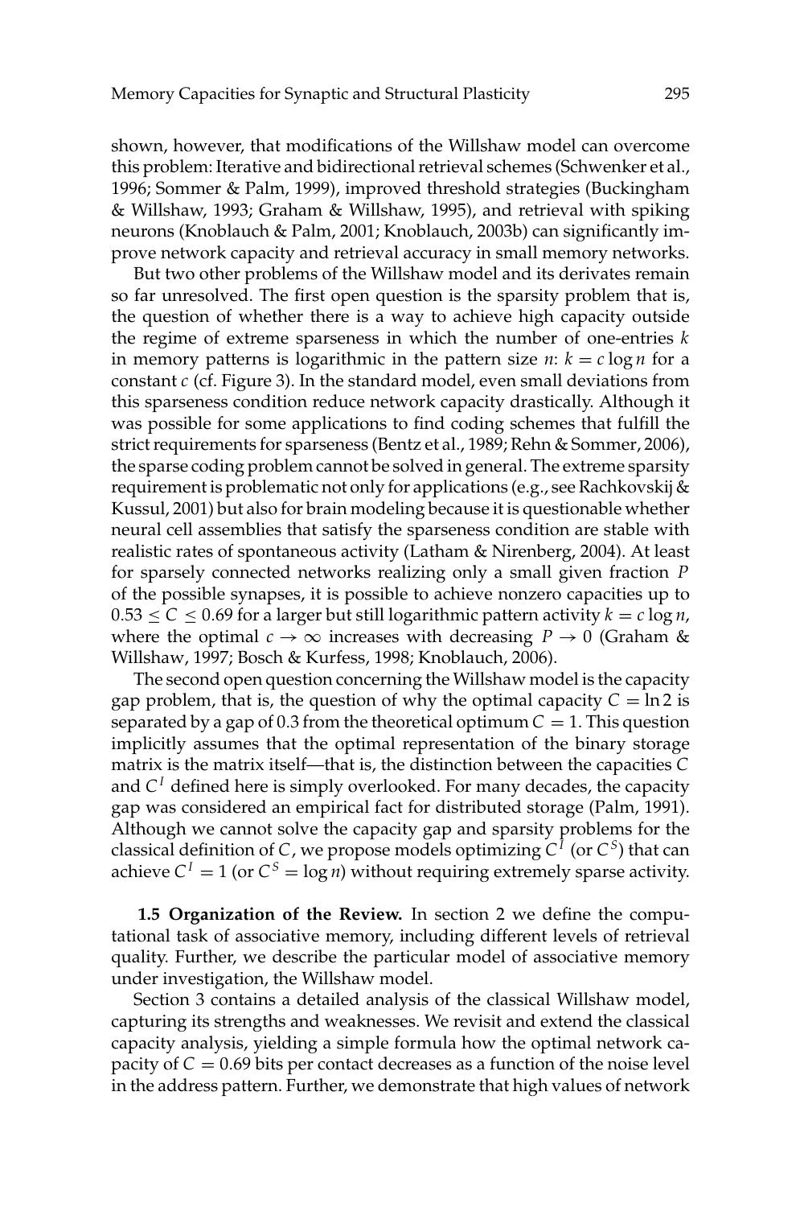shown, however, that modifications of the Willshaw model can overcome this problem: Iterative and bidirectional retrieval schemes (Schwenker et al., 1996; Sommer & Palm, 1999), improved threshold strategies (Buckingham & Willshaw, 1993; Graham & Willshaw, 1995), and retrieval with spiking neurons (Knoblauch & Palm, 2001; Knoblauch, 2003b) can significantly improve network capacity and retrieval accuracy in small memory networks.

But two other problems of the Willshaw model and its derivates remain so far unresolved. The first open question is the sparsity problem that is, the question of whether there is a way to achieve high capacity outside the regime of extreme sparseness in which the number of one-entries $k$ in memory patterns is logarithmic in the pattern size $n$: $k = c \log n$ for a constant $c$ (cf. Figure 3). In the standard model, even small deviations from this sparseness condition reduce network capacity drastically. Although it was possible for some applications to find coding schemes that fulfill the strict requirements for sparseness (Bentz et al., 1989; Rehn & Sommer, 2006), the sparse coding problem cannot be solved in general. The extreme sparsity requirement is problematic not only for applications (e.g., see Rachkovskij & Kussul, 2001) but also for brain modeling because it is questionable whether neural cell assemblies that satisfy the sparseness condition are stable with realistic rates of spontaneous activity (Latham & Nirenberg, 2004). At least for sparsely connected networks realizing only a small given fraction $P$ of the possible synapses, it is possible to achieve nonzero capacities up to $0.53 \leq C \leq 0.69$ for a larger but still logarithmic pattern activity $k = c \log n$, where the optimal $c \to \infty$ increases with decreasing $P \to 0$ (Graham & Willshaw, 1997; Bosch & Kurfess, 1998; Knoblauch, 2006).

The second open question concerning the Willshaw model is the capacity gap problem, that is, the question of why the optimal capacity $C = \ln 2$ is separated by a gap of 0.3 from the theoretical optimum $C = 1$. This question implicitly assumes that the optimal representation of the binary storage matrix is the matrix itself—that is, the distinction between the capacities $C$ and $C^I$ defined here is simply overlooked. For many decades, the capacity gap was considered an empirical fact for distributed storage (Palm, 1991). Although we cannot solve the capacity gap and sparsity problems for the classical definition of $C$, we propose models optimizing $C^I$ (or $C^S$) that can achieve $C^I = 1$ (or $C^S = \log n$) without requiring extremely sparse activity.

**1.5 Organization of the Review.** In section 2 we define the computational task of associative memory, including different levels of retrieval quality. Further, we describe the particular model of associative memory under investigation, the Willshaw model.

Section 3 contains a detailed analysis of the classical Willshaw model, capturing its strengths and weaknesses. We revisit and extend the classical capacity analysis, yielding a simple formula how the optimal network capacity of $C = 0.69$ bits per contact decreases as a function of the noise level in the address pattern. Further, we demonstrate that high values of network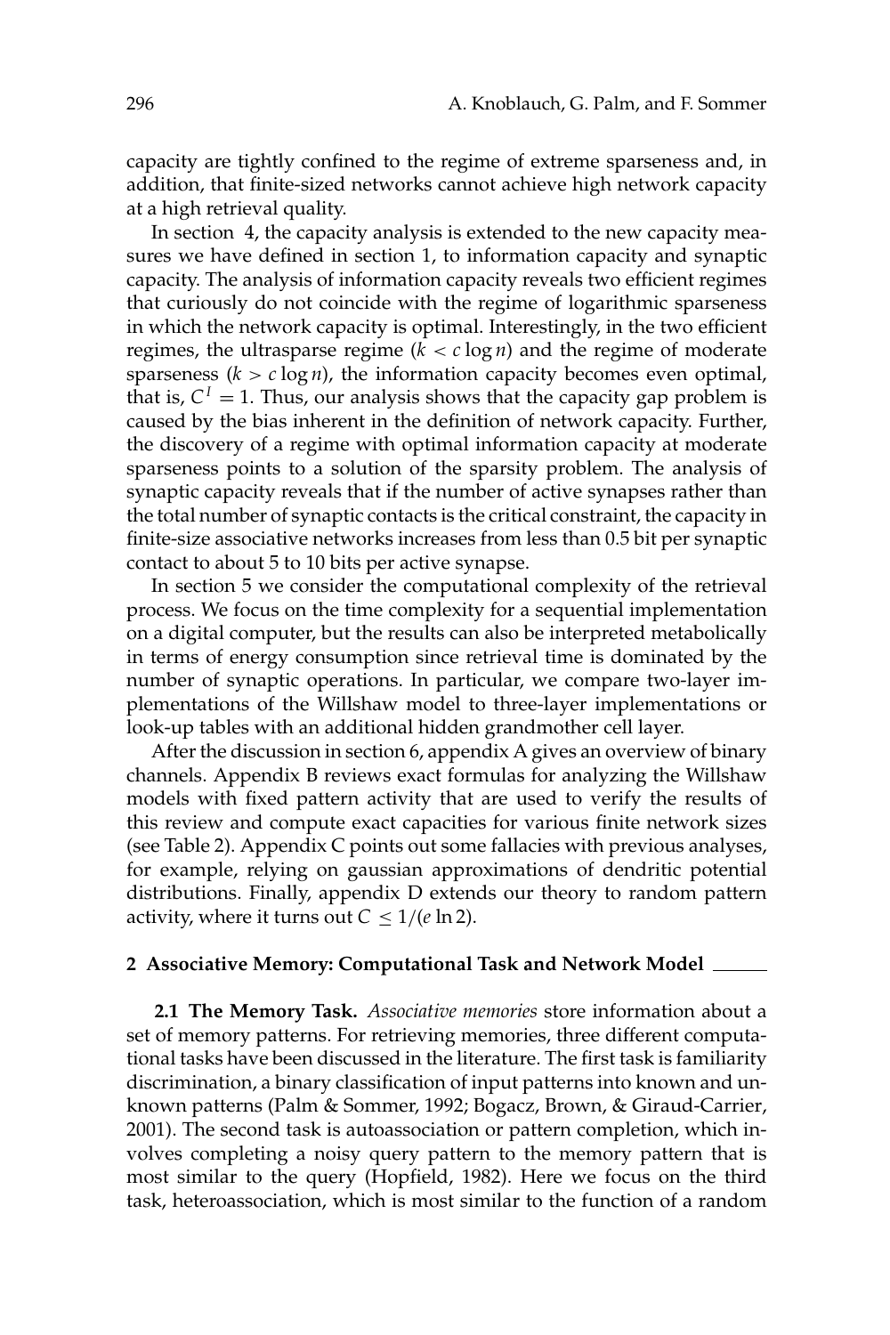capacity are tightly confined to the regime of extreme sparseness and, in addition, that finite-sized networks cannot achieve high network capacity at a high retrieval quality.

In section 4, the capacity analysis is extended to the new capacity measures we have defined in section 1, to information capacity and synaptic capacity. The analysis of information capacity reveals two efficient regimes that curiously do not coincide with the regime of logarithmic sparseness in which the network capacity is optimal. Interestingly, in the two efficient regimes, the ultrasparse regime ($k < c \log n$) and the regime of moderate sparseness ($k > c \log n$), the information capacity becomes even optimal, that is, $C^I = 1$. Thus, our analysis shows that the capacity gap problem is caused by the bias inherent in the definition of network capacity. Further, the discovery of a regime with optimal information capacity at moderate sparseness points to a solution of the sparsity problem. The analysis of synaptic capacity reveals that if the number of active synapses rather than the total number of synaptic contacts is the critical constraint, the capacity in finite-size associative networks increases from less than 0.5 bit per synaptic contact to about 5 to 10 bits per active synapse.

In section 5 we consider the computational complexity of the retrieval process. We focus on the time complexity for a sequential implementation on a digital computer, but the results can also be interpreted metabolically in terms of energy consumption since retrieval time is dominated by the number of synaptic operations. In particular, we compare two-layer implementations of the Willshaw model to three-layer implementations or look-up tables with an additional hidden grandmother cell layer.

After the discussion in section 6, appendix A gives an overview of binary channels. Appendix B reviews exact formulas for analyzing the Willshaw models with fixed pattern activity that are used to verify the results of this review and compute exact capacities for various finite network sizes (see Table 2). Appendix C points out some fallacies with previous analyses, for example, relying on gaussian approximations of dendritic potential distributions. Finally, appendix D extends our theory to random pattern activity, where it turns out $C \leq 1/(e \ln 2)$.

## 2 Associative Memory: Computational Task and Network Model

**2.1 The Memory Task.** *Associative memories* store information about a set of memory patterns. For retrieving memories, three different computational tasks have been discussed in the literature. The first task is familiarity discrimination, a binary classification of input patterns into known and unknown patterns (Palm & Sommer, 1992; Bogacz, Brown, & Giraud-Carrier, 2001). The second task is autoassociation or pattern completion, which involves completing a noisy query pattern to the memory pattern that is most similar to the query (Hopfield, 1982). Here we focus on the third task, heteroassociation, which is most similar to the function of a random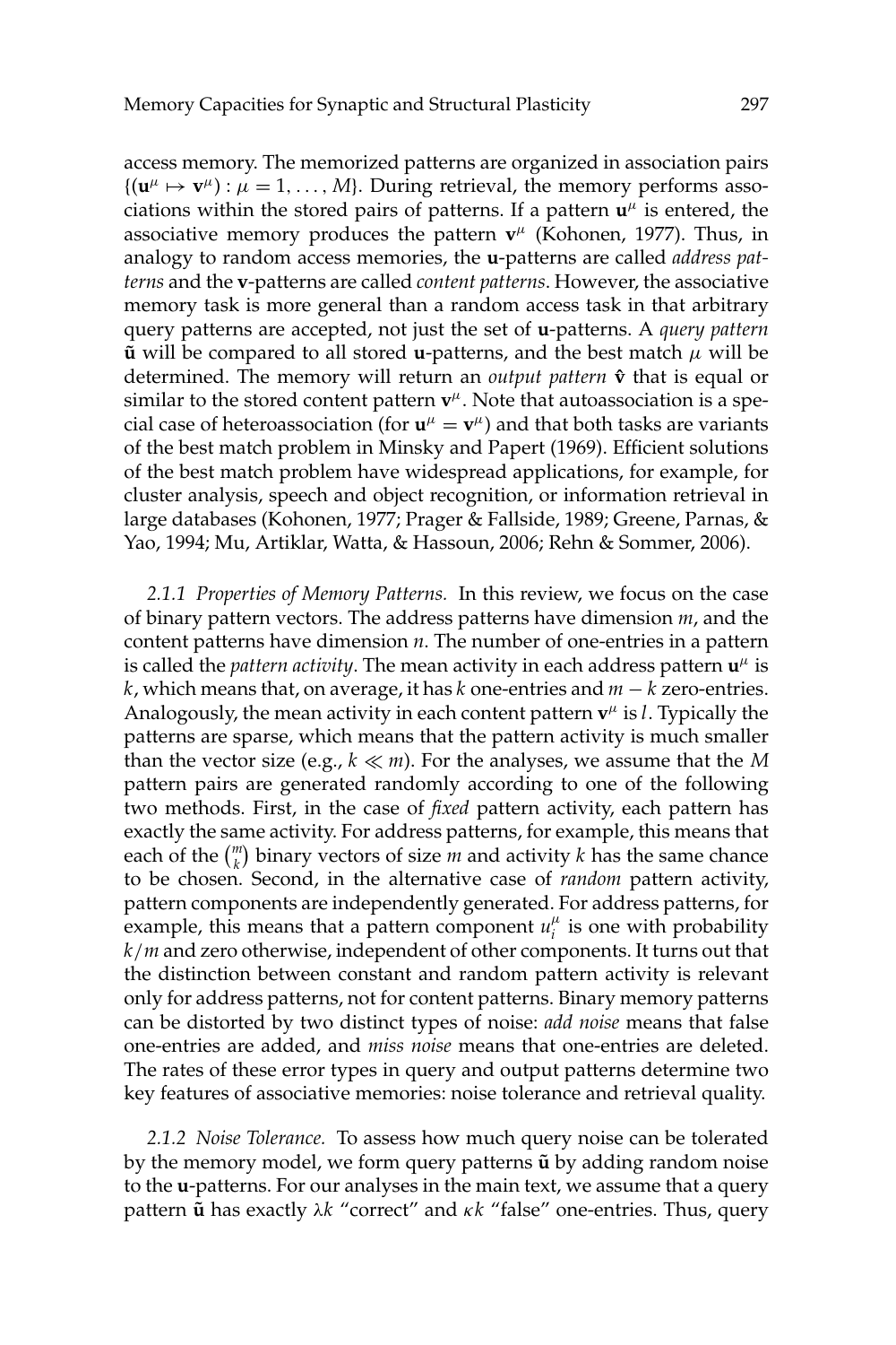access memory. The memorized patterns are organized in association pairs $\{(\mathbf{u}^\mu \mapsto \mathbf{v}^\mu) : \mu = 1, \ldots, M\}$. During retrieval, the memory performs associations within the stored pairs of patterns. If a pattern $\mathbf{u}^\mu$ is entered, the associative memory produces the pattern $\mathbf{v}^\mu$ (Kohonen, 1977). Thus, in analogy to random access memories, the **u**-patterns are called *address patterns* and the **v**-patterns are called *content patterns*. However, the associative memory task is more general than a random access task in that arbitrary query patterns are accepted, not just the set of **u**-patterns. A *query pattern* $\tilde{\mathbf{u}}$ will be compared to all stored **u**-patterns, and the best match $\mu$ will be determined. The memory will return an *output pattern* $\hat{\mathbf{v}}$ that is equal or similar to the stored content pattern $\mathbf{v}^\mu$. Note that autoassociation is a special case of heteroassociation (for $\mathbf{u}^\mu = \mathbf{v}^\mu$) and that both tasks are variants of the best match problem in Minsky and Papert (1969). Efficient solutions of the best match problem have widespread applications, for example, for cluster analysis, speech and object recognition, or information retrieval in large databases (Kohonen, 1977; Prager & Fallside, 1989; Greene, Parnas, & Yao, 1994; Mu, Artiklar, Watta, & Hassoun, 2006; Rehn & Sommer, 2006).

*2.1.1 Properties of Memory Patterns.* In this review, we focus on the case of binary pattern vectors. The address patterns have dimension $m$, and the content patterns have dimension $n$. The number of one-entries in a pattern is called the *pattern activity*. The mean activity in each address pattern $\mathbf{u}^\mu$ is $k$, which means that, on average, it has $k$ one-entries and $m - k$ zero-entries. Analogously, the mean activity in each content pattern $\mathbf{v}^\mu$ is $l$. Typically the patterns are sparse, which means that the pattern activity is much smaller than the vector size (e.g., $k \ll m$). For the analyses, we assume that the $M$ pattern pairs are generated randomly according to one of the following two methods. First, in the case of *fixed* pattern activity, each pattern has exactly the same activity. For address patterns, for example, this means that each of the $\binom{m}{k}$ binary vectors of size $m$ and activity $k$ has the same chance to be chosen. Second, in the alternative case of *random* pattern activity, pattern components are independently generated. For address patterns, for example, this means that a pattern component $u_i^\mu$ is one with probability $k/m$ and zero otherwise, independent of other components. It turns out that the distinction between constant and random pattern activity is relevant only for address patterns, not for content patterns. Binary memory patterns can be distorted by two distinct types of noise: *add noise* means that false one-entries are added, and *miss noise* means that one-entries are deleted. The rates of these error types in query and output patterns determine two key features of associative memories: noise tolerance and retrieval quality.

*2.1.2 Noise Tolerance.* To assess how much query noise can be tolerated by the memory model, we form query patterns $\tilde{\mathbf{u}}$ by adding random noise to the **u**-patterns. For our analyses in the main text, we assume that a query pattern $\tilde{\mathbf{u}}$ has exactly $\lambda k$ "correct" and $\kappa k$ "false" one-entries. Thus, query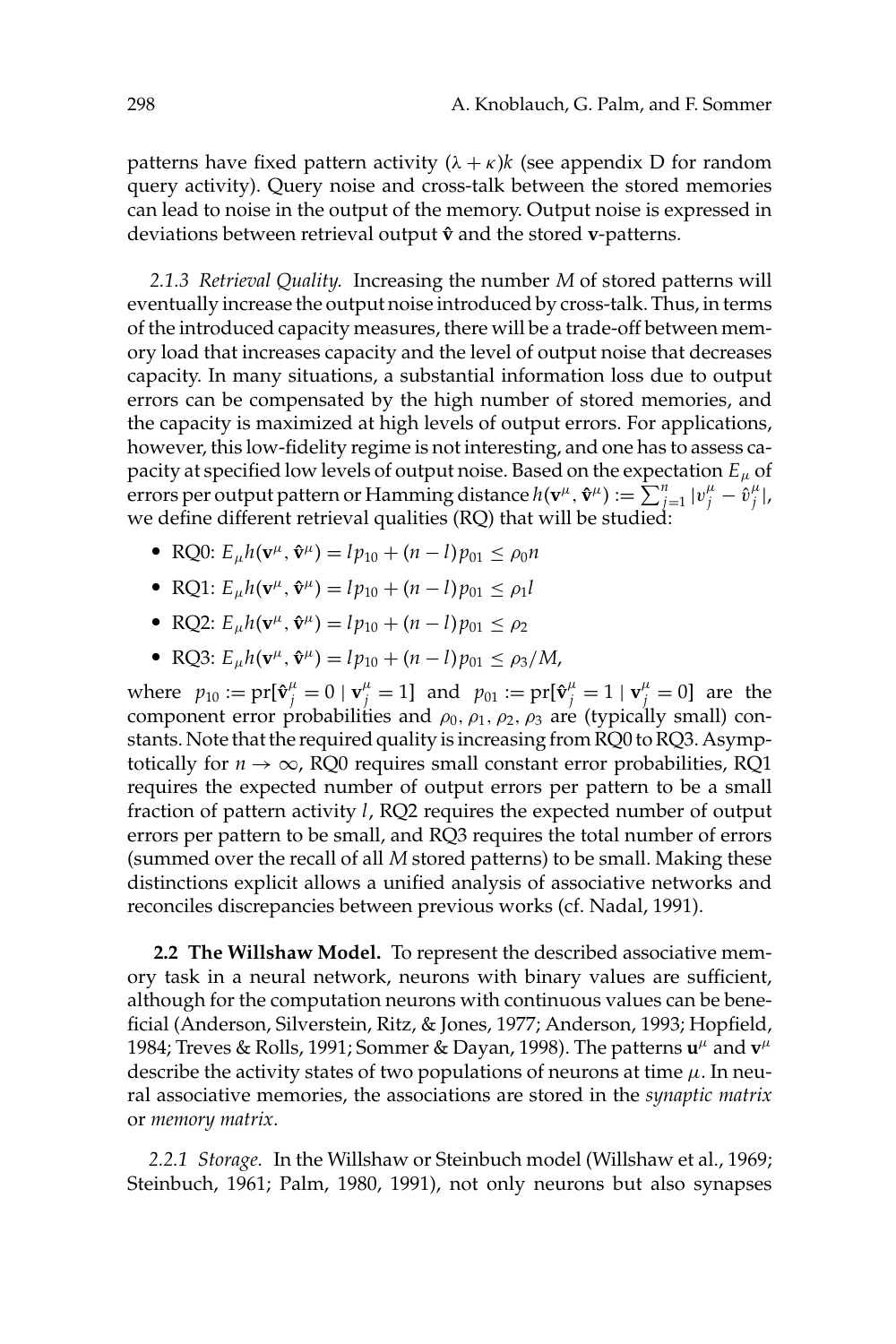patterns have fixed pattern activity $(\lambda + \kappa)k$ (see appendix D for random query activity). Query noise and cross-talk between the stored memories can lead to noise in the output of the memory. Output noise is expressed in deviations between retrieval output $\hat{\mathbf{v}}$ and the stored $\mathbf{v}$-patterns.

*2.1.3 Retrieval Quality.* Increasing the number $M$ of stored patterns will eventually increase the output noise introduced by cross-talk. Thus, in terms of the introduced capacity measures, there will be a trade-off between memory load that increases capacity and the level of output noise that decreases capacity. In many situations, a substantial information loss due to output errors can be compensated by the high number of stored memories, and the capacity is maximized at high levels of output errors. For applications, however, this low-fidelity regime is not interesting, and one has to assess capacity at specified low levels of output noise. Based on the expectation $E_\mu$ of errors per output pattern or Hamming distance $h(\mathbf{v}^\mu, \hat{\mathbf{v}}^\mu) := \sum_{j=1}^{n} |v_j^\mu - \hat{v}_j^\mu|$, we define different retrieval qualities (RQ) that will be studied:

- RQ0: $E_\mu h(\mathbf{v}^\mu, \hat{\mathbf{v}}^\mu) = l p_{10} + (n-l) p_{01} \leq \rho_0 n$
- RQ1: $E_\mu h(\mathbf{v}^\mu, \hat{\mathbf{v}}^\mu) = l p_{10} + (n-l) p_{01} \leq \rho_1 l$
- RQ2: $E_\mu h(\mathbf{v}^\mu, \hat{\mathbf{v}}^\mu) = l p_{10} + (n-l) p_{01} \leq \rho_2$
- RQ3: $E_\mu h(\mathbf{v}^\mu, \hat{\mathbf{v}}^\mu) = l p_{10} + (n-l) p_{01} \leq \rho_3 / M$,

where $p_{10} := \mathrm{pr}[\hat{\mathbf{v}}_j^\mu = 0 \mid \mathbf{v}_j^\mu = 1]$ and $p_{01} := \mathrm{pr}[\hat{\mathbf{v}}_j^\mu = 1 \mid \mathbf{v}_j^\mu = 0]$ are the component error probabilities and $\rho_0, \rho_1, \rho_2, \rho_3$ are (typically small) constants. Note that the required quality is increasing from RQ0 to RQ3. Asymptotically for $n \to \infty$, RQ0 requires small constant error probabilities, RQ1 requires the expected number of output errors per pattern to be a small fraction of pattern activity $l$, RQ2 requires the expected number of output errors per pattern to be small, and RQ3 requires the total number of errors (summed over the recall of all $M$ stored patterns) to be small. Making these distinctions explicit allows a unified analysis of associative networks and reconciles discrepancies between previous works (cf. Nadal, 1991).

**2.2 The Willshaw Model.** To represent the described associative memory task in a neural network, neurons with binary values are sufficient, although for the computation neurons with continuous values can be beneficial (Anderson, Silverstein, Ritz, & Jones, 1977; Anderson, 1993; Hopfield, 1984; Treves & Rolls, 1991; Sommer & Dayan, 1998). The patterns $\mathbf{u}^\mu$ and $\mathbf{v}^\mu$ describe the activity states of two populations of neurons at time $\mu$. In neural associative memories, the associations are stored in the *synaptic matrix* or *memory matrix*.

*2.2.1 Storage.* In the Willshaw or Steinbuch model (Willshaw et al., 1969; Steinbuch, 1961; Palm, 1980, 1991), not only neurons but also synapses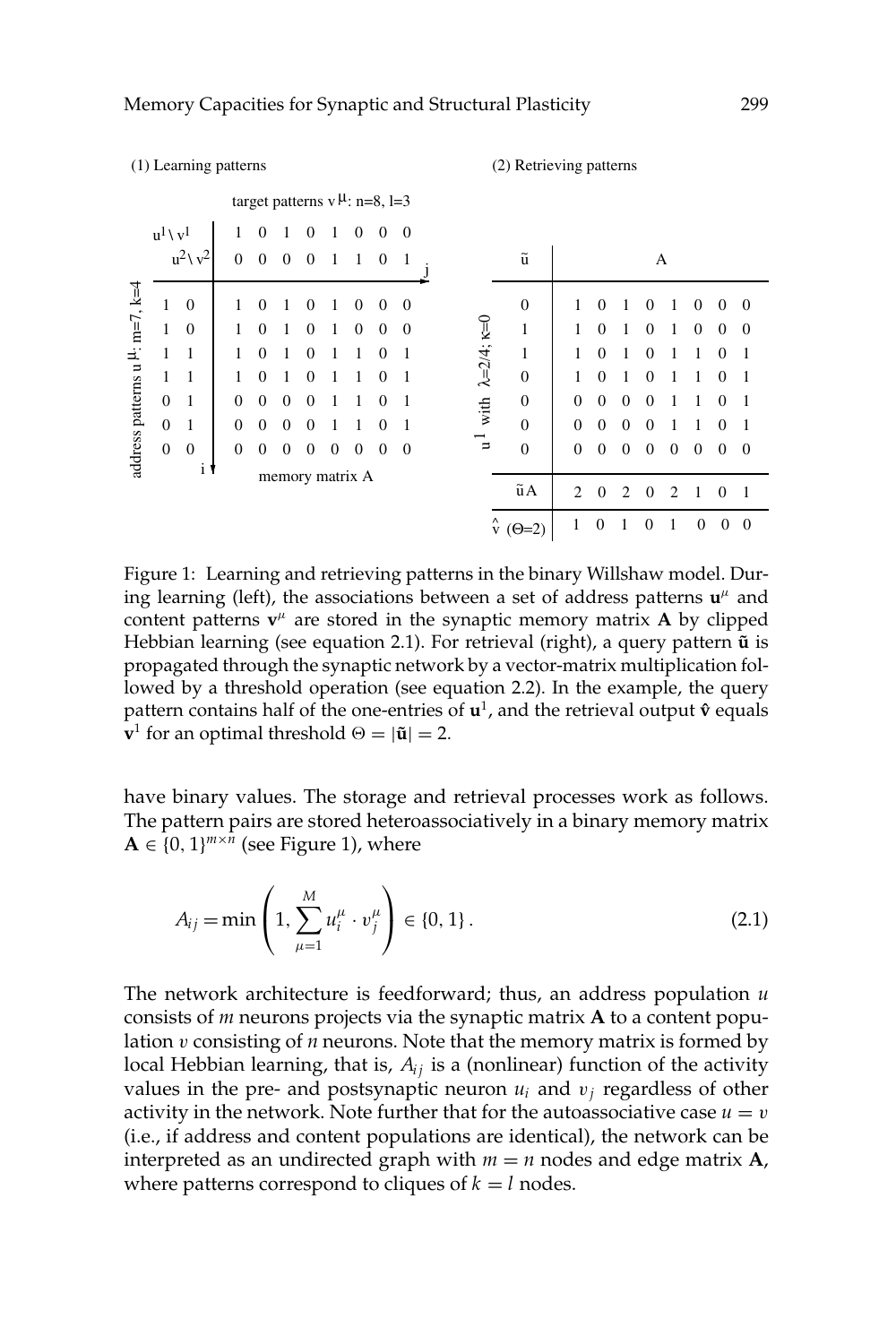(1) Learning patterns

target patterns $v^{\mu}$: n=8, l=3

| address patterns $u^{\mu}$: m=7, k=4 | $u^1 \setminus v^1$ | $u^2 \setminus v^2$ | 1 | 0 | 1 | 0 | 1 | 0 | 0 | 0 |
|---|---|---|---|---|---|---|---|---|---|---|
| | | | 0 | 0 | 0 | 0 | 1 | 1 | 0 | 1 |
| | 1 | 0 | 1 | 0 | 1 | 0 | 1 | 0 | 0 | 0 |
| | 1 | 0 | 1 | 0 | 1 | 0 | 1 | 0 | 0 | 0 |
| | 1 | 1 | 1 | 0 | 1 | 0 | 1 | 1 | 0 | 1 |
| | 1 | 1 | 1 | 0 | 1 | 0 | 1 | 1 | 0 | 1 |
| | 0 | 1 | 0 | 0 | 0 | 0 | 1 | 1 | 0 | 1 |
| | 0 | 1 | 0 | 0 | 0 | 0 | 1 | 1 | 0 | 1 |
| | 0 | 0 | 0 | 0 | 0 | 0 | 0 | 0 | 0 | 0 |

memory matrix A (rows indexed by i, columns by j)

(2) Retrieving patterns

| $u^1$ with $\lambda$=2/4; $\kappa$=0 | $\tilde{u}$ | A | | | | | | | |
|---|---|---|---|---|---|---|---|---|---|
| | 0 | 1 | 0 | 1 | 0 | 1 | 0 | 0 | 0 |
| | 1 | 1 | 0 | 1 | 0 | 1 | 0 | 0 | 0 |
| | 1 | 1 | 0 | 1 | 0 | 1 | 1 | 0 | 1 |
| | 0 | 1 | 0 | 1 | 0 | 1 | 1 | 0 | 1 |
| | 0 | 0 | 0 | 0 | 0 | 1 | 1 | 0 | 1 |
| | 0 | 0 | 0 | 0 | 0 | 1 | 1 | 0 | 1 |
| | 0 | 0 | 0 | 0 | 0 | 0 | 0 | 0 | 0 |
| | $\tilde{u}A$ | 2 | 0 | 2 | 0 | 2 | 1 | 0 | 1 |
| | $\hat{v}$ ($\Theta$=2) | 1 | 0 | 1 | 0 | 1 | 0 | 0 | 0 |

Figure 1: Learning and retrieving patterns in the binary Willshaw model. During learning (left), the associations between a set of address patterns $\mathbf{u}^{\mu}$ and content patterns $\mathbf{v}^{\mu}$ are stored in the synaptic memory matrix $\mathbf{A}$ by clipped Hebbian learning (see equation 2.1). For retrieval (right), a query pattern $\tilde{\mathbf{u}}$ is propagated through the synaptic network by a vector-matrix multiplication followed by a threshold operation (see equation 2.2). In the example, the query pattern contains half of the one-entries of $\mathbf{u}^1$, and the retrieval output $\hat{\mathbf{v}}$ equals $\mathbf{v}^1$ for an optimal threshold $\Theta = |\tilde{\mathbf{u}}| = 2$.

have binary values. The storage and retrieval processes work as follows. The pattern pairs are stored heteroassociatively in a binary memory matrix $\mathbf{A} \in \{0, 1\}^{m \times n}$ (see Figure 1), where

$$A_{ij} = \min\left(1, \sum_{\mu=1}^{M} u_i^{\mu} \cdot v_j^{\mu}\right) \in \{0, 1\}. \tag{2.1}$$

The network architecture is feedforward; thus, an address population $u$ consists of $m$ neurons projects via the synaptic matrix $\mathbf{A}$ to a content population $v$ consisting of $n$ neurons. Note that the memory matrix is formed by local Hebbian learning, that is, $A_{ij}$ is a (nonlinear) function of the activity values in the pre- and postsynaptic neuron $u_i$ and $v_j$ regardless of other activity in the network. Note further that for the autoassociative case $u = v$ (i.e., if address and content populations are identical), the network can be interpreted as an undirected graph with $m = n$ nodes and edge matrix $\mathbf{A}$, where patterns correspond to cliques of $k = l$ nodes.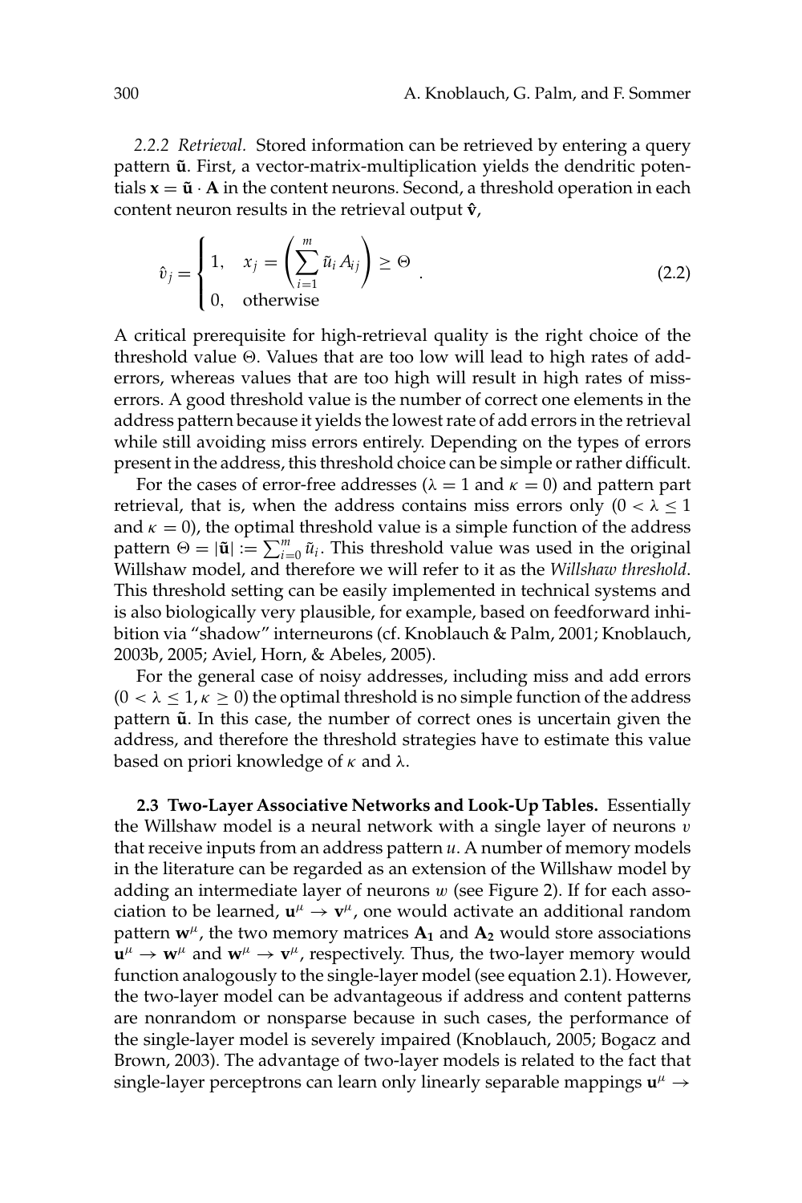*2.2.2 Retrieval.* Stored information can be retrieved by entering a query pattern $\tilde{\mathbf{u}}$. First, a vector-matrix-multiplication yields the dendritic potentials $\mathbf{x} = \tilde{\mathbf{u}} \cdot \mathbf{A}$ in the content neurons. Second, a threshold operation in each content neuron results in the retrieval output $\hat{\mathbf{v}}$,

$$\hat{v}_j = \begin{cases} 1, & x_j = \left( \sum_{i=1}^{m} \tilde{u}_i A_{ij} \right) \geq \Theta \\ 0, & \text{otherwise} \end{cases} . \tag{2.2}$$

A critical prerequisite for high-retrieval quality is the right choice of the threshold value $\Theta$. Values that are too low will lead to high rates of add-errors, whereas values that are too high will result in high rates of miss-errors. A good threshold value is the number of correct one elements in the address pattern because it yields the lowest rate of add errors in the retrieval while still avoiding miss errors entirely. Depending on the types of errors present in the address, this threshold choice can be simple or rather difficult.

For the cases of error-free addresses ($\lambda = 1$ and $\kappa = 0$) and pattern part retrieval, that is, when the address contains miss errors only ($0 < \lambda \leq 1$ and $\kappa = 0$), the optimal threshold value is a simple function of the address pattern $\Theta = |\tilde{\mathbf{u}}| := \sum_{i=0}^{m} \tilde{u}_i$. This threshold value was used in the original Willshaw model, and therefore we will refer to it as the *Willshaw threshold*. This threshold setting can be easily implemented in technical systems and is also biologically very plausible, for example, based on feedforward inhibition via "shadow" interneurons (cf. Knoblauch & Palm, 2001; Knoblauch, 2003b, 2005; Aviel, Horn, & Abeles, 2005).

For the general case of noisy addresses, including miss and add errors ($0 < \lambda \leq 1, \kappa \geq 0$) the optimal threshold is no simple function of the address pattern $\tilde{\mathbf{u}}$. In this case, the number of correct ones is uncertain given the address, and therefore the threshold strategies have to estimate this value based on priori knowledge of $\kappa$ and $\lambda$.

**2.3 Two-Layer Associative Networks and Look-Up Tables.** Essentially the Willshaw model is a neural network with a single layer of neurons $v$ that receive inputs from an address pattern $u$. A number of memory models in the literature can be regarded as an extension of the Willshaw model by adding an intermediate layer of neurons $w$ (see Figure 2). If for each association to be learned, $\mathbf{u}^\mu \to \mathbf{v}^\mu$, one would activate an additional random pattern $\mathbf{w}^\mu$, the two memory matrices $\mathbf{A_1}$ and $\mathbf{A_2}$ would store associations $\mathbf{u}^\mu \to \mathbf{w}^\mu$ and $\mathbf{w}^\mu \to \mathbf{v}^\mu$, respectively. Thus, the two-layer memory would function analogously to the single-layer model (see equation 2.1). However, the two-layer model can be advantageous if address and content patterns are nonrandom or nonsparse because in such cases, the performance of the single-layer model is severely impaired (Knoblauch, 2005; Bogacz and Brown, 2003). The advantage of two-layer models is related to the fact that single-layer perceptrons can learn only linearly separable mappings $\mathbf{u}^\mu \to$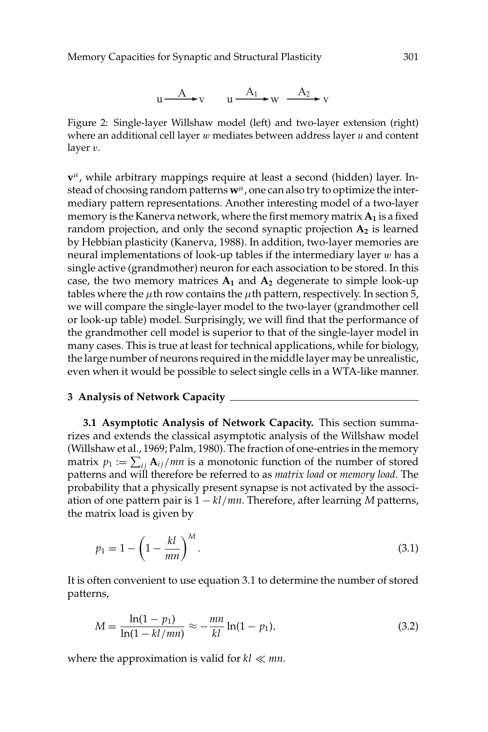$$u \xrightarrow{A} v \qquad u \xrightarrow{A_1} w \xrightarrow{A_2} v$$

Figure 2: Single-layer Willshaw model (left) and two-layer extension (right) where an additional cell layer $w$ mediates between address layer $u$ and content layer $v$.

$\mathbf{v}^\mu$, while arbitrary mappings require at least a second (hidden) layer. Instead of choosing random patterns $\mathbf{w}^\mu$, one can also try to optimize the intermediary pattern representations. Another interesting model of a two-layer memory is the Kanerva network, where the first memory matrix $\mathbf{A_1}$ is a fixed random projection, and only the second synaptic projection $\mathbf{A_2}$ is learned by Hebbian plasticity (Kanerva, 1988). In addition, two-layer memories are neural implementations of look-up tables if the intermediary layer $w$ has a single active (grandmother) neuron for each association to be stored. In this case, the two memory matrices $\mathbf{A_1}$ and $\mathbf{A_2}$ degenerate to simple look-up tables where the $\mu$th row contains the $\mu$th pattern, respectively. In section 5, we will compare the single-layer model to the two-layer (grandmother cell or look-up table) model. Surprisingly, we will find that the performance of the grandmother cell model is superior to that of the single-layer model in many cases. This is true at least for technical applications, while for biology, the large number of neurons required in the middle layer may be unrealistic, even when it would be possible to select single cells in a WTA-like manner.

## 3 Analysis of Network Capacity

**3.1 Asymptotic Analysis of Network Capacity.** This section summarizes and extends the classical asymptotic analysis of the Willshaw model (Willshaw et al., 1969; Palm, 1980). The fraction of one-entries in the memory matrix $p_1 := \sum_{ij} \mathbf{A}_{ij}/mn$ is a monotonic function of the number of stored patterns and will therefore be referred to as *matrix load* or *memory load*. The probability that a physically present synapse is not activated by the association of one pattern pair is $1 - kl/mn$. Therefore, after learning $M$ patterns, the matrix load is given by

$$p_1 = 1 - \left(1 - \frac{kl}{mn}\right)^M. \tag{3.1}$$

It is often convenient to use equation 3.1 to determine the number of stored patterns,

$$M = \frac{\ln(1 - p_1)}{\ln(1 - kl/mn)} \approx -\frac{mn}{kl}\ln(1 - p_1), \tag{3.2}$$

where the approximation is valid for $kl \ll mn$.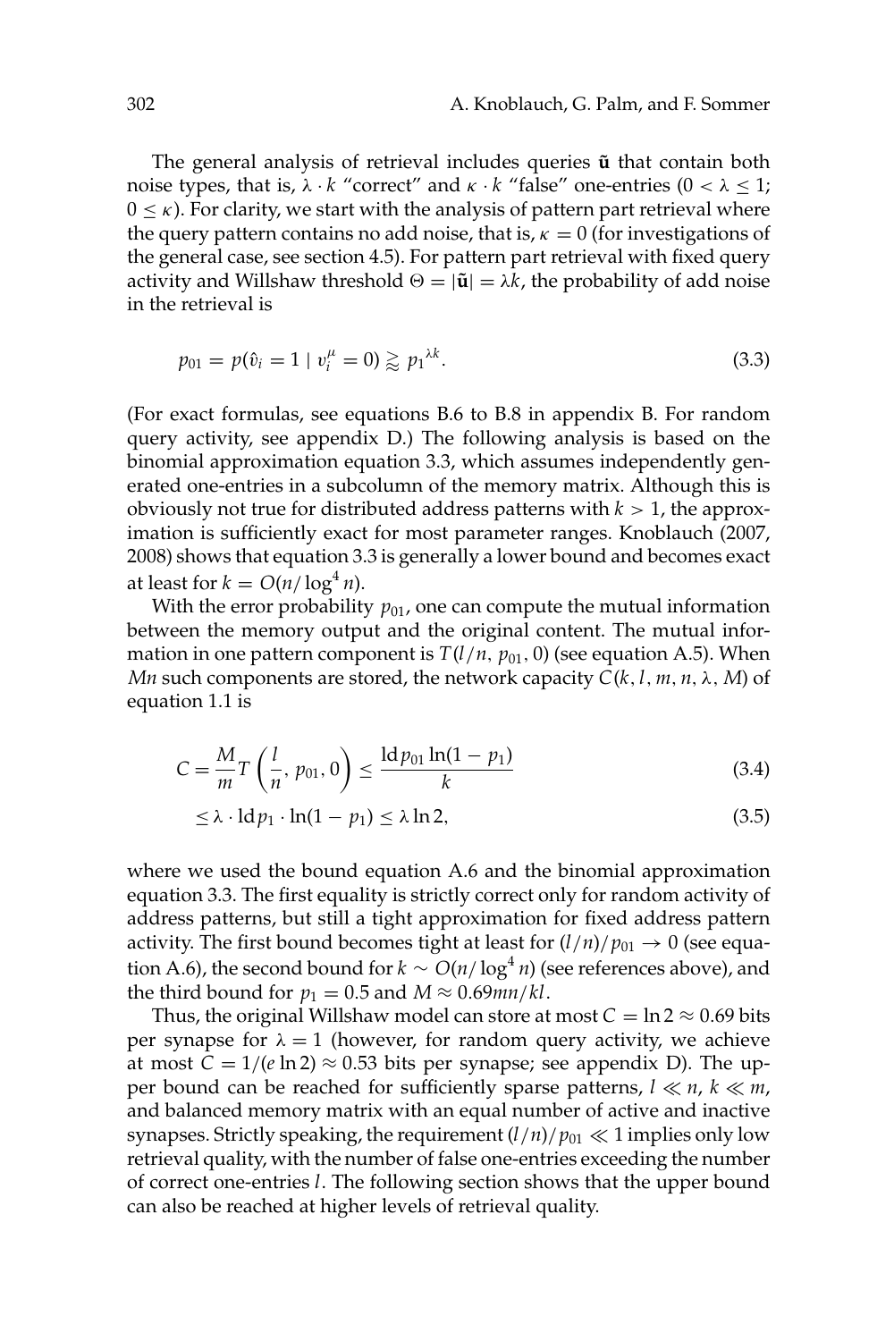The general analysis of retrieval includes queries $\tilde{\mathbf{u}}$ that contain both noise types, that is, $\lambda \cdot k$ "correct" and $\kappa \cdot k$ "false" one-entries ($0 < \lambda \leq 1$; $0 \leq \kappa$). For clarity, we start with the analysis of pattern part retrieval where the query pattern contains no add noise, that is, $\kappa = 0$ (for investigations of the general case, see section 4.5). For pattern part retrieval with fixed query activity and Willshaw threshold $\Theta = |\tilde{\mathbf{u}}| = \lambda k$, the probability of add noise in the retrieval is

$$p_{01} = p(\hat{v}_i = 1 \mid v_i^\mu = 0) \gtrapprox {p_1}^{\lambda k}. \tag{3.3}$$

(For exact formulas, see equations B.6 to B.8 in appendix B. For random query activity, see appendix D.) The following analysis is based on the binomial approximation equation 3.3, which assumes independently generated one-entries in a subcolumn of the memory matrix. Although this is obviously not true for distributed address patterns with $k > 1$, the approximation is sufficiently exact for most parameter ranges. Knoblauch (2007, 2008) shows that equation 3.3 is generally a lower bound and becomes exact at least for $k = O(n/\log^4 n)$.

With the error probability $p_{01}$, one can compute the mutual information between the memory output and the original content. The mutual information in one pattern component is $T(l/n, p_{01}, 0)$ (see equation A.5). When $Mn$ such components are stored, the network capacity $C(k, l, m, n, \lambda, M)$ of equation 1.1 is

$$C = \frac{M}{m} T\left(\frac{l}{n}, p_{01}, 0\right) \leq \frac{\mathrm{ld}\, p_{01} \ln(1 - p_1)}{k} \tag{3.4}$$

$$\leq \lambda \cdot \mathrm{ld}\, p_1 \cdot \ln(1 - p_1) \leq \lambda \ln 2, \tag{3.5}$$

where we used the bound equation A.6 and the binomial approximation equation 3.3. The first equality is strictly correct only for random activity of address patterns, but still a tight approximation for fixed address pattern activity. The first bound becomes tight at least for $(l/n)/p_{01} \to 0$ (see equation A.6), the second bound for $k \sim O(n/\log^4 n)$ (see references above), and the third bound for $p_1 = 0.5$ and $M \approx 0.69mn/kl$.

Thus, the original Willshaw model can store at most $C = \ln 2 \approx 0.69$ bits per synapse for $\lambda = 1$ (however, for random query activity, we achieve at most $C = 1/(e \ln 2) \approx 0.53$ bits per synapse; see appendix D). The upper bound can be reached for sufficiently sparse patterns, $l \ll n$, $k \ll m$, and balanced memory matrix with an equal number of active and inactive synapses. Strictly speaking, the requirement $(l/n)/p_{01} \ll 1$ implies only low retrieval quality, with the number of false one-entries exceeding the number of correct one-entries $l$. The following section shows that the upper bound can also be reached at higher levels of retrieval quality.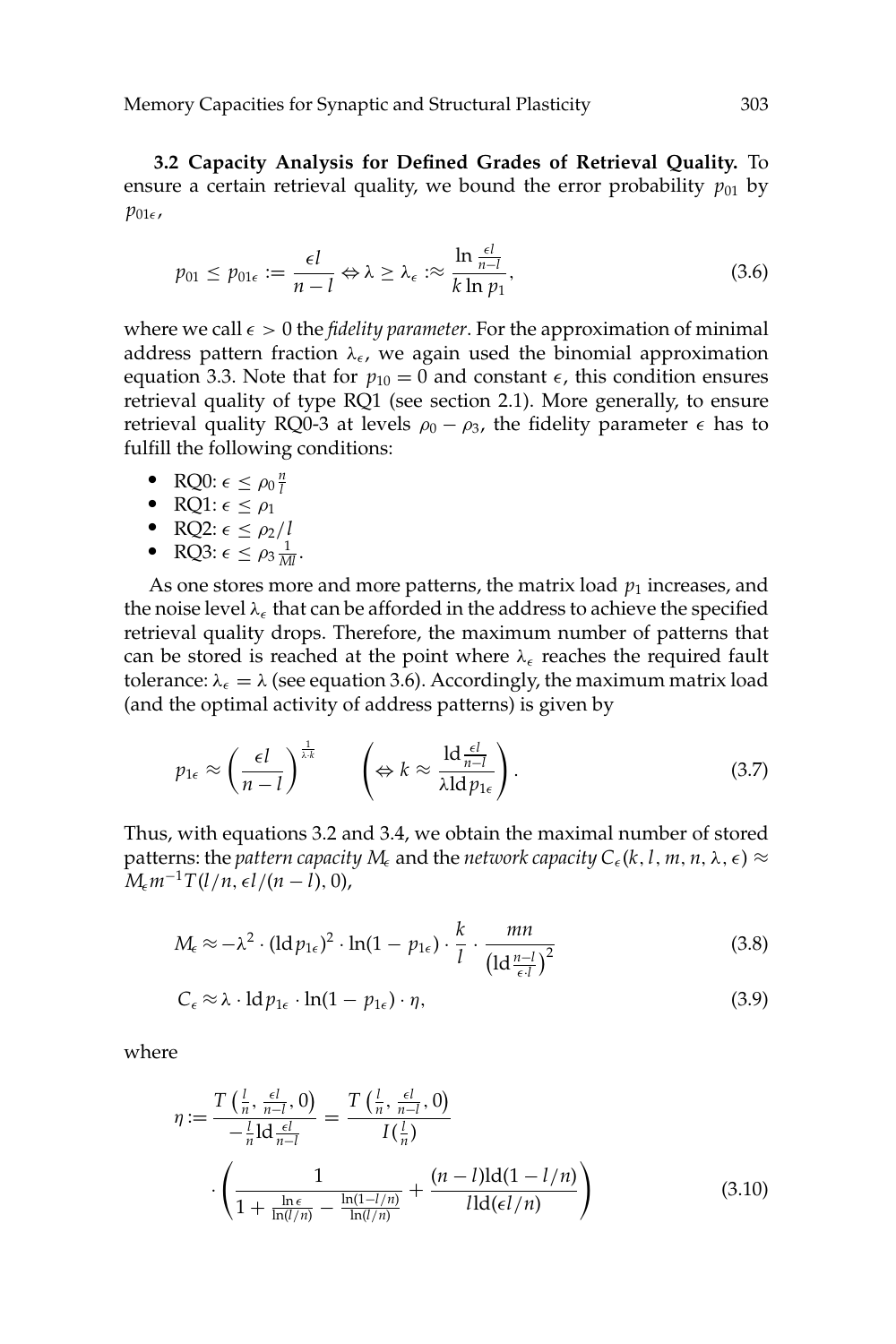**3.2 Capacity Analysis for Defined Grades of Retrieval Quality.** To ensure a certain retrieval quality, we bound the error probability $p_{01}$ by $p_{01\epsilon}$,

$$p_{01} \le p_{01\epsilon} := \frac{\epsilon l}{n-l} \Leftrightarrow \lambda \ge \lambda_\epsilon :\approx \frac{\ln \frac{\epsilon l}{n-l}}{k \ln p_1}, \tag{3.6}$$

where we call $\epsilon > 0$ the *fidelity parameter*. For the approximation of minimal address pattern fraction $\lambda_\epsilon$, we again used the binomial approximation equation 3.3. Note that for $p_{10} = 0$ and constant $\epsilon$, this condition ensures retrieval quality of type RQ1 (see section 2.1). More generally, to ensure retrieval quality RQ0-3 at levels $\rho_0 - \rho_3$, the fidelity parameter $\epsilon$ has to fulfill the following conditions:

- RQ0: $\epsilon \le \rho_0 \frac{n}{l}$
- RQ1: $\epsilon \le \rho_1$
- RQ2: $\epsilon \le \rho_2 / l$
- RQ3: $\epsilon \le \rho_3 \frac{1}{Ml}$.

As one stores more and more patterns, the matrix load $p_1$ increases, and the noise level $\lambda_\epsilon$ that can be afforded in the address to achieve the specified retrieval quality drops. Therefore, the maximum number of patterns that can be stored is reached at the point where $\lambda_\epsilon$ reaches the required fault tolerance: $\lambda_\epsilon = \lambda$ (see equation 3.6). Accordingly, the maximum matrix load (and the optimal activity of address patterns) is given by

$$p_{1\epsilon} \approx \left(\frac{\epsilon l}{n-l}\right)^{\frac{1}{\lambda \cdot k}} \qquad \left(\Leftrightarrow k \approx \frac{\mathrm{ld} \frac{\epsilon l}{n-l}}{\lambda \mathrm{ld}\, p_{1\epsilon}}\right). \tag{3.7}$$

Thus, with equations 3.2 and 3.4, we obtain the maximal number of stored patterns: the *pattern capacity* $M_\epsilon$ and the *network capacity* $C_\epsilon(k, l, m, n, \lambda, \epsilon) \approx M_\epsilon m^{-1} T(l/n, \epsilon l/(n-l), 0)$,

$$M_\epsilon \approx -\lambda^2 \cdot (\mathrm{ld}\, p_{1\epsilon})^2 \cdot \ln(1 - p_{1\epsilon}) \cdot \frac{k}{l} \cdot \frac{mn}{\left(\mathrm{ld} \frac{n-l}{\epsilon \cdot l}\right)^2} \tag{3.8}$$

$$C_\epsilon \approx \lambda \cdot \mathrm{ld}\, p_{1\epsilon} \cdot \ln(1 - p_{1\epsilon}) \cdot \eta, \tag{3.9}$$

where

$$\eta := \frac{T\left(\frac{l}{n}, \frac{\epsilon l}{n-l}, 0\right)}{-\frac{l}{n} \mathrm{ld} \frac{\epsilon l}{n-l}} = \frac{T\left(\frac{l}{n}, \frac{\epsilon l}{n-l}, 0\right)}{I(\frac{l}{n})} \cdot \left(\frac{1}{1 + \frac{\ln \epsilon}{\ln(l/n)} - \frac{\ln(1-l/n)}{\ln(l/n)}} + \frac{(n-l)\mathrm{ld}(1-l/n)}{l\, \mathrm{ld}(\epsilon l/n)}\right) \tag{3.10}$$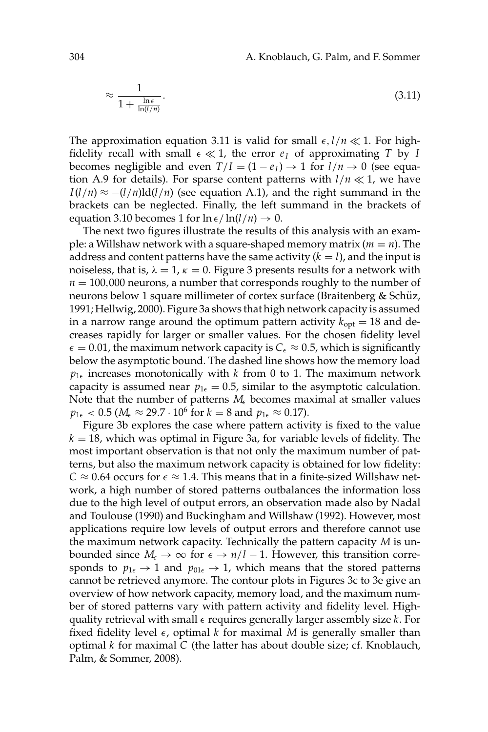$$\approx \frac{1}{1 + \frac{\ln \epsilon}{\ln(l/n)}}. \tag{3.11}$$

The approximation equation 3.11 is valid for small $\epsilon, l/n \ll 1$. For high-fidelity recall with small $\epsilon \ll 1$, the error $e_I$ of approximating $T$ by $I$ becomes negligible and even $T/I = (1 - e_I) \rightarrow 1$ for $l/n \rightarrow 0$ (see equation A.9 for details). For sparse content patterns with $l/n \ll 1$, we have $I(l/n) \approx -(l/n)\text{ld}(l/n)$ (see equation A.1), and the right summand in the brackets can be neglected. Finally, the left summand in the brackets of equation 3.10 becomes 1 for $\ln \epsilon / \ln(l/n) \rightarrow 0$.

The next two figures illustrate the results of this analysis with an example: a Willshaw network with a square-shaped memory matrix ($m = n$). The address and content patterns have the same activity ($k = l$), and the input is noiseless, that is, $\lambda = 1$, $\kappa = 0$. Figure 3 presents results for a network with $n = 100{,}000$ neurons, a number that corresponds roughly to the number of neurons below 1 square millimeter of cortex surface (Braitenberg & Schüz, 1991; Hellwig, 2000). Figure 3a shows that high network capacity is assumed in a narrow range around the optimum pattern activity $k_{\text{opt}} = 18$ and decreases rapidly for larger or smaller values. For the chosen fidelity level $\epsilon = 0.01$, the maximum network capacity is $C_\epsilon \approx 0.5$, which is significantly below the asymptotic bound. The dashed line shows how the memory load $p_{1\epsilon}$ increases monotonically with $k$ from 0 to 1. The maximum network capacity is assumed near $p_{1\epsilon} = 0.5$, similar to the asymptotic calculation. Note that the number of patterns $M_\epsilon$ becomes maximal at smaller values $p_{1\epsilon} < 0.5$ ($M_\epsilon \approx 29.7 \cdot 10^6$ for $k = 8$ and $p_{1\epsilon} \approx 0.17$).

Figure 3b explores the case where pattern activity is fixed to the value $k = 18$, which was optimal in Figure 3a, for variable levels of fidelity. The most important observation is that not only the maximum number of patterns, but also the maximum network capacity is obtained for low fidelity: $C \approx 0.64$ occurs for $\epsilon \approx 1.4$. This means that in a finite-sized Willshaw network, a high number of stored patterns outbalances the information loss due to the high level of output errors, an observation made also by Nadal and Toulouse (1990) and Buckingham and Willshaw (1992). However, most applications require low levels of output errors and therefore cannot use the maximum network capacity. Technically the pattern capacity $M$ is unbounded since $M_\epsilon \rightarrow \infty$ for $\epsilon \rightarrow n/l - 1$. However, this transition corresponds to $p_{1\epsilon} \rightarrow 1$ and $p_{01\epsilon} \rightarrow 1$, which means that the stored patterns cannot be retrieved anymore. The contour plots in Figures 3c to 3e give an overview of how network capacity, memory load, and the maximum number of stored patterns vary with pattern activity and fidelity level. High-quality retrieval with small $\epsilon$ requires generally larger assembly size $k$. For fixed fidelity level $\epsilon$, optimal $k$ for maximal $M$ is generally smaller than optimal $k$ for maximal $C$ (the latter has about double size; cf. Knoblauch, Palm, & Sommer, 2008).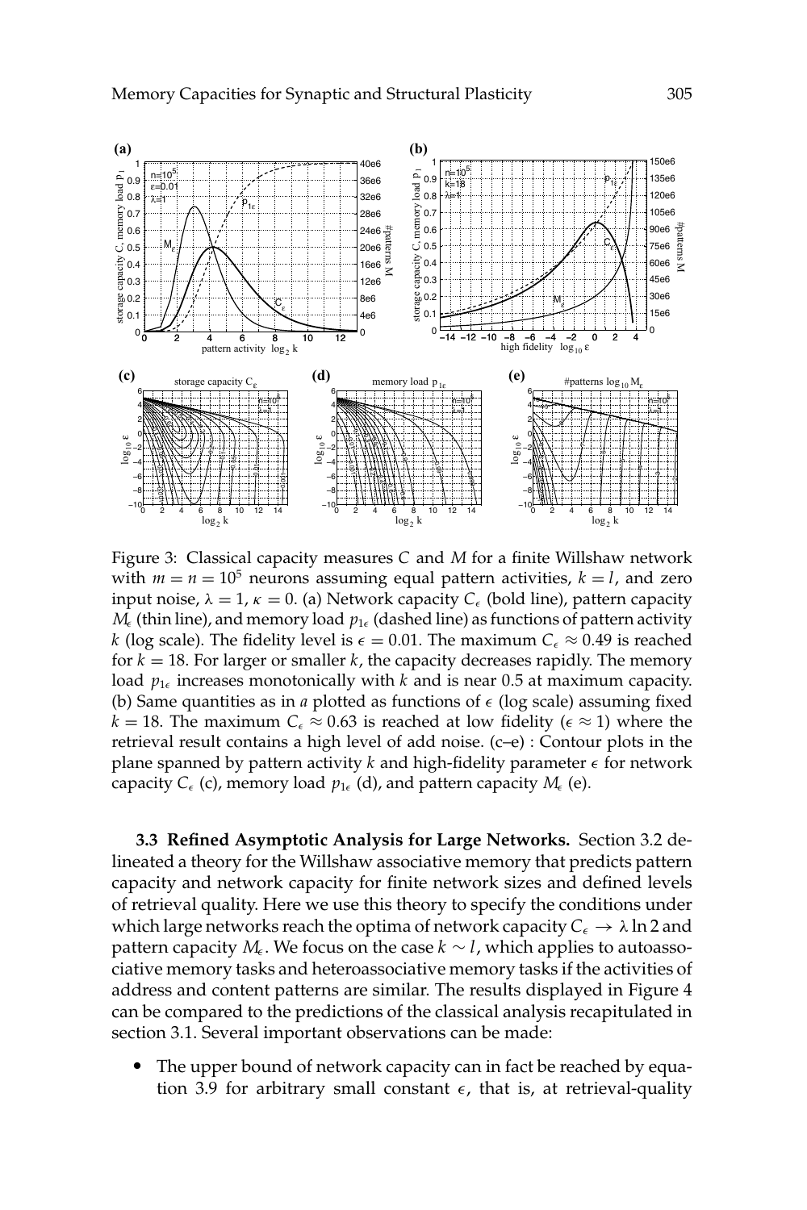Figure 3: Classical capacity measures $C$ and $M$ for a finite Willshaw network with $m = n = 10^5$ neurons assuming equal pattern activities, $k = l$, and zero input noise, $\lambda = 1$, $\kappa = 0$. (a) Network capacity $C_\epsilon$ (bold line), pattern capacity $M_\epsilon$ (thin line), and memory load $p_{1\epsilon}$ (dashed line) as functions of pattern activity $k$ (log scale). The fidelity level is $\epsilon = 0.01$. The maximum $C_\epsilon \approx 0.49$ is reached for $k = 18$. For larger or smaller $k$, the capacity decreases rapidly. The memory load $p_{1\epsilon}$ increases monotonically with $k$ and is near 0.5 at maximum capacity. (b) Same quantities as in *a* plotted as functions of $\epsilon$ (log scale) assuming fixed $k = 18$. The maximum $C_\epsilon \approx 0.63$ is reached at low fidelity ($\epsilon \approx 1$) where the retrieval result contains a high level of add noise. (c–e) : Contour plots in the plane spanned by pattern activity $k$ and high-fidelity parameter $\epsilon$ for network capacity $C_\epsilon$ (c), memory load $p_{1\epsilon}$ (d), and pattern capacity $M_\epsilon$ (e).

**3.3 Refined Asymptotic Analysis for Large Networks.** Section 3.2 delineated a theory for the Willshaw associative memory that predicts pattern capacity and network capacity for finite network sizes and defined levels of retrieval quality. Here we use this theory to specify the conditions under which large networks reach the optima of network capacity $C_\epsilon \to \lambda \ln 2$ and pattern capacity $M_\epsilon$. We focus on the case $k \sim l$, which applies to autoassociative memory tasks and heteroassociative memory tasks if the activities of address and content patterns are similar. The results displayed in Figure 4 can be compared to the predictions of the classical analysis recapitulated in section 3.1. Several important observations can be made:

- The upper bound of network capacity can in fact be reached by equation 3.9 for arbitrary small constant $\epsilon$, that is, at retrieval-quality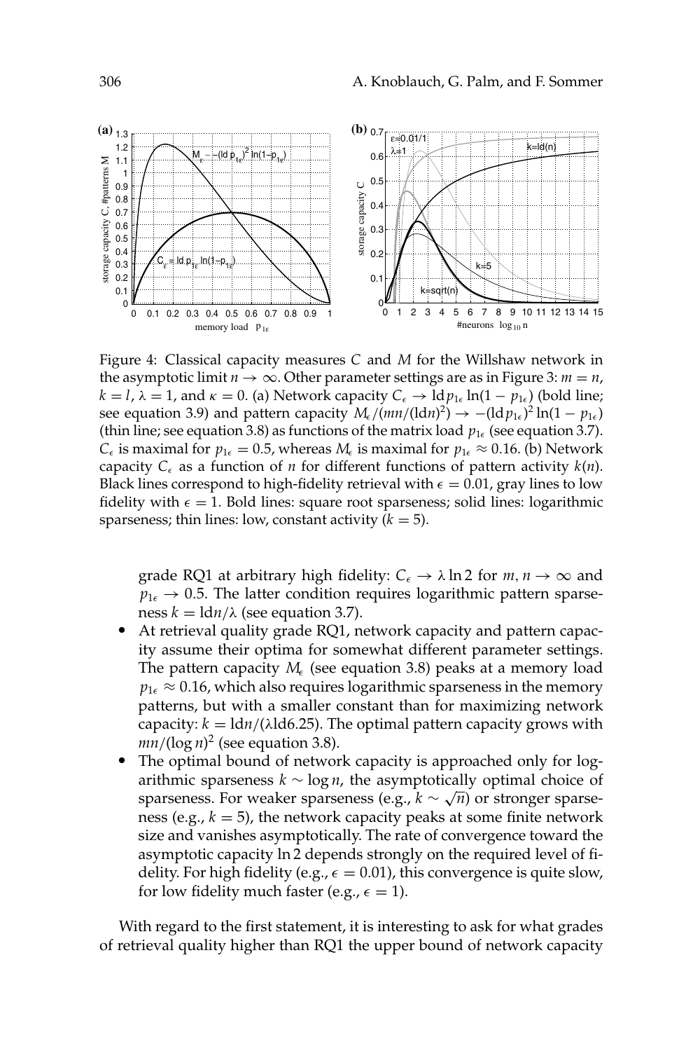Figure 4: Classical capacity measures $C$ and $M$ for the Willshaw network in the asymptotic limit $n \to \infty$. Other parameter settings are as in Figure 3: $m = n$, $k = l$, $\lambda = 1$, and $\kappa = 0$. (a) Network capacity $C_\epsilon \to \mathrm{ld}\, p_{1\epsilon} \ln(1 - p_{1\epsilon})$ (bold line; see equation 3.9) and pattern capacity $M_\epsilon/(mn/(\mathrm{ld} n)^2) \to -(\mathrm{ld}\, p_{1\epsilon})^2 \ln(1 - p_{1\epsilon})$ (thin line; see equation 3.8) as functions of the matrix load $p_{1\epsilon}$ (see equation 3.7). $C_\epsilon$ is maximal for $p_{1\epsilon} = 0.5$, whereas $M_\epsilon$ is maximal for $p_{1\epsilon} \approx 0.16$. (b) Network capacity $C_\epsilon$ as a function of $n$ for different functions of pattern activity $k(n)$. Black lines correspond to high-fidelity retrieval with $\epsilon = 0.01$, gray lines to low fidelity with $\epsilon = 1$. Bold lines: square root sparseness; solid lines: logarithmic sparseness; thin lines: low, constant activity ($k = 5$).

grade RQ1 at arbitrary high fidelity: $C_\epsilon \to \lambda \ln 2$ for $m, n \to \infty$ and $p_{1\epsilon} \to 0.5$. The latter condition requires logarithmic pattern sparseness $k = \mathrm{ld} n/\lambda$ (see equation 3.7).

- At retrieval quality grade RQ1, network capacity and pattern capacity assume their optima for somewhat different parameter settings. The pattern capacity $M_\epsilon$ (see equation 3.8) peaks at a memory load $p_{1\epsilon} \approx 0.16$, which also requires logarithmic sparseness in the memory patterns, but with a smaller constant than for maximizing network capacity: $k = \mathrm{ld} n/(\lambda \mathrm{ld} 6.25)$. The optimal pattern capacity grows with $mn/(\log n)^2$ (see equation 3.8).
- The optimal bound of network capacity is approached only for logarithmic sparseness $k \sim \log n$, the asymptotically optimal choice of sparseness. For weaker sparseness (e.g., $k \sim \sqrt{n}$) or stronger sparseness (e.g., $k = 5$), the network capacity peaks at some finite network size and vanishes asymptotically. The rate of convergence toward the asymptotic capacity $\ln 2$ depends strongly on the required level of fidelity. For high fidelity (e.g., $\epsilon = 0.01$), this convergence is quite slow, for low fidelity much faster (e.g., $\epsilon = 1$).

With regard to the first statement, it is interesting to ask for what grades of retrieval quality higher than RQ1 the upper bound of network capacity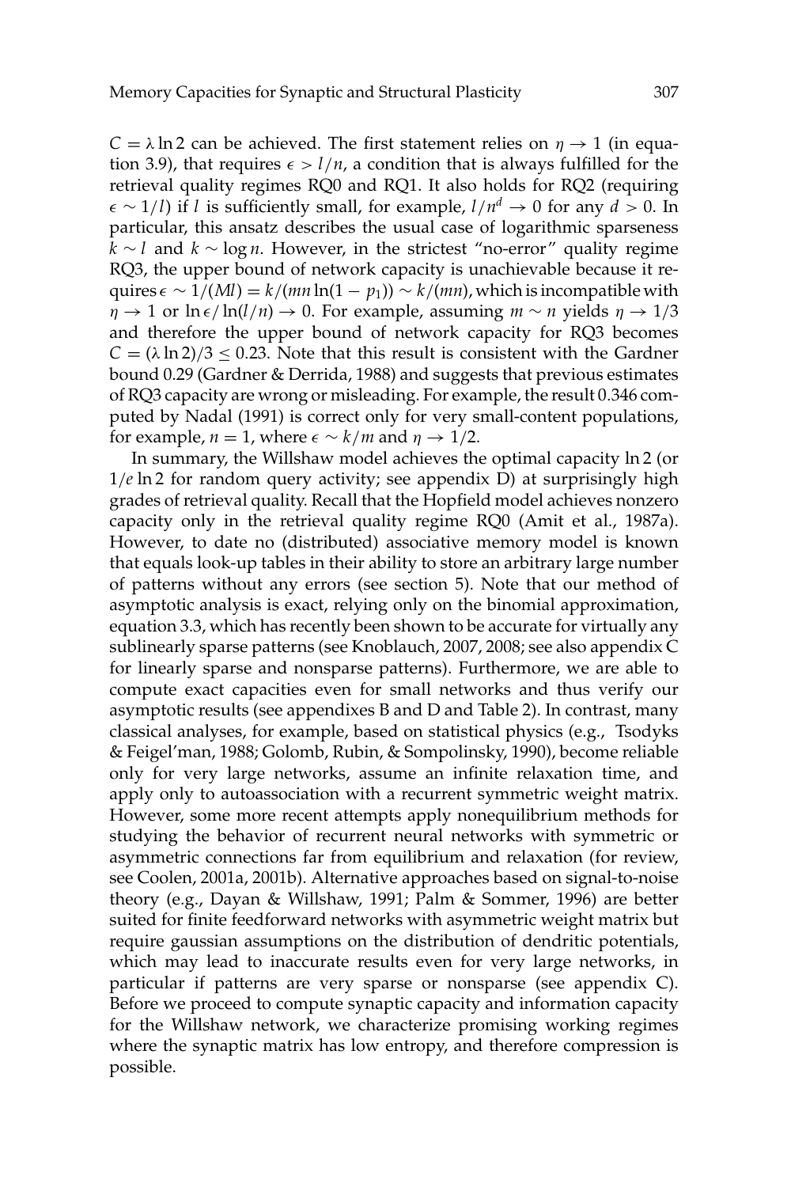$C = \lambda \ln 2$ can be achieved. The first statement relies on $\eta \to 1$ (in equation 3.9), that requires $\epsilon > l/n$, a condition that is always fulfilled for the retrieval quality regimes RQ0 and RQ1. It also holds for RQ2 (requiring $\epsilon \sim 1/l$) if $l$ is sufficiently small, for example, $l/n^d \to 0$ for any $d > 0$. In particular, this ansatz describes the usual case of logarithmic sparseness $k \sim l$ and $k \sim \log n$. However, in the strictest "no-error" quality regime RQ3, the upper bound of network capacity is unachievable because it requires $\epsilon \sim 1/(Ml) = k/(mn \ln(1 - p_1)) \sim k/(mn)$, which is incompatible with $\eta \to 1$ or $\ln \epsilon / \ln(l/n) \to 0$. For example, assuming $m \sim n$ yields $\eta \to 1/3$ and therefore the upper bound of network capacity for RQ3 becomes $C = (\lambda \ln 2)/3 \leq 0.23$. Note that this result is consistent with the Gardner bound 0.29 (Gardner & Derrida, 1988) and suggests that previous estimates of RQ3 capacity are wrong or misleading. For example, the result 0.346 computed by Nadal (1991) is correct only for very small-content populations, for example, $n = 1$, where $\epsilon \sim k/m$ and $\eta \to 1/2$.

In summary, the Willshaw model achieves the optimal capacity $\ln 2$ (or $1/e \ln 2$ for random query activity; see appendix D) at surprisingly high grades of retrieval quality. Recall that the Hopfield model achieves nonzero capacity only in the retrieval quality regime RQ0 (Amit et al., 1987a). However, to date no (distributed) associative memory model is known that equals look-up tables in their ability to store an arbitrary large number of patterns without any errors (see section 5). Note that our method of asymptotic analysis is exact, relying only on the binomial approximation, equation 3.3, which has recently been shown to be accurate for virtually any sublinearly sparse patterns (see Knoblauch, 2007, 2008; see also appendix C for linearly sparse and nonsparse patterns). Furthermore, we are able to compute exact capacities even for small networks and thus verify our asymptotic results (see appendixes B and D and Table 2). In contrast, many classical analyses, for example, based on statistical physics (e.g., Tsodyks & Feigel'man, 1988; Golomb, Rubin, & Sompolinsky, 1990), become reliable only for very large networks, assume an infinite relaxation time, and apply only to autoassociation with a recurrent symmetric weight matrix. However, some more recent attempts apply nonequilibrium methods for studying the behavior of recurrent neural networks with symmetric or asymmetric connections far from equilibrium and relaxation (for review, see Coolen, 2001a, 2001b). Alternative approaches based on signal-to-noise theory (e.g., Dayan & Willshaw, 1991; Palm & Sommer, 1996) are better suited for finite feedforward networks with asymmetric weight matrix but require gaussian assumptions on the distribution of dendritic potentials, which may lead to inaccurate results even for very large networks, in particular if patterns are very sparse or nonsparse (see appendix C). Before we proceed to compute synaptic capacity and information capacity for the Willshaw network, we characterize promising working regimes where the synaptic matrix has low entropy, and therefore compression is possible.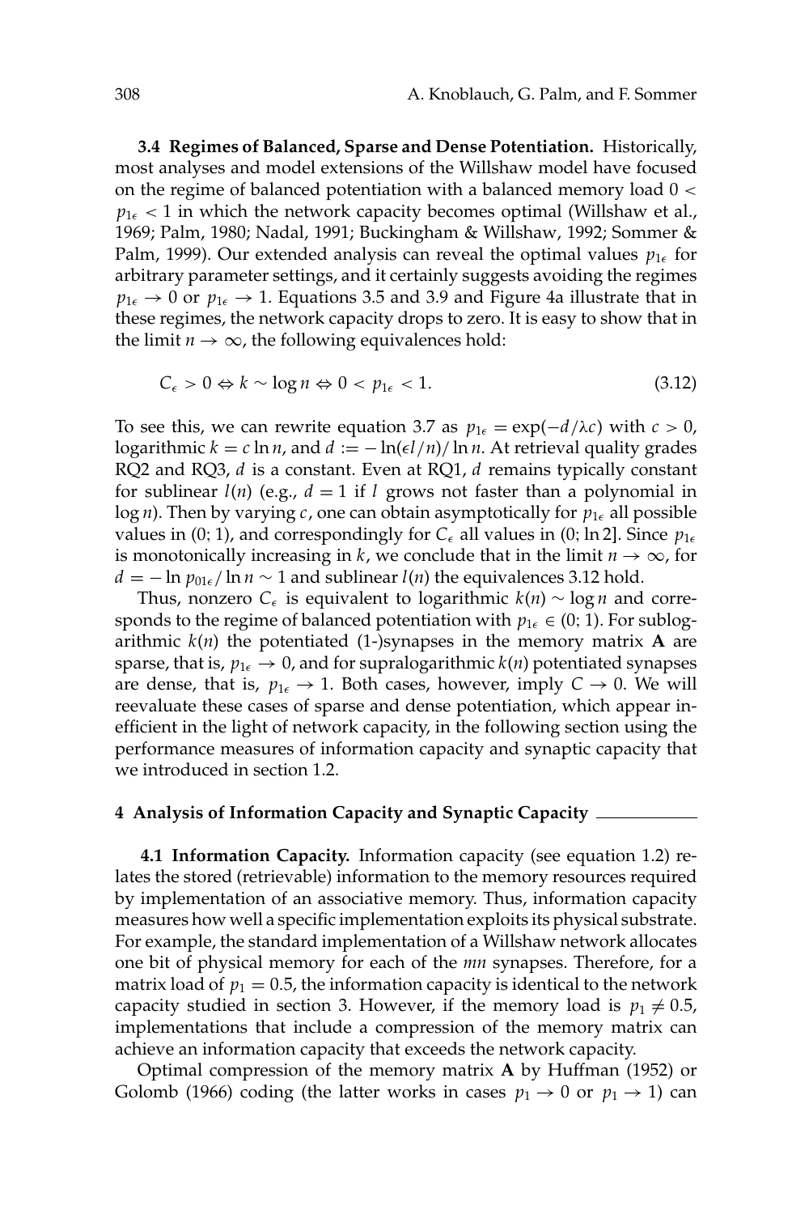**3.4 Regimes of Balanced, Sparse and Dense Potentiation.** Historically, most analyses and model extensions of the Willshaw model have focused on the regime of balanced potentiation with a balanced memory load $0 < p_{1\epsilon} < 1$ in which the network capacity becomes optimal (Willshaw et al., 1969; Palm, 1980; Nadal, 1991; Buckingham & Willshaw, 1992; Sommer & Palm, 1999). Our extended analysis can reveal the optimal values $p_{1\epsilon}$ for arbitrary parameter settings, and it certainly suggests avoiding the regimes $p_{1\epsilon} \to 0$ or $p_{1\epsilon} \to 1$. Equations 3.5 and 3.9 and Figure 4a illustrate that in these regimes, the network capacity drops to zero. It is easy to show that in the limit $n \to \infty$, the following equivalences hold:

$$C_\epsilon > 0 \Leftrightarrow k \sim \log n \Leftrightarrow 0 < p_{1\epsilon} < 1. \tag{3.12}$$

To see this, we can rewrite equation 3.7 as $p_{1\epsilon} = \exp(-d/\lambda c)$ with $c > 0$, logarithmic $k = c \ln n$, and $d := -\ln(\epsilon l/n)/\ln n$. At retrieval quality grades RQ2 and RQ3, $d$ is a constant. Even at RQ1, $d$ remains typically constant for sublinear $l(n)$ (e.g., $d = 1$ if $l$ grows not faster than a polynomial in $\log n$). Then by varying $c$, one can obtain asymptotically for $p_{1\epsilon}$ all possible values in (0; 1), and correspondingly for $C_\epsilon$ all values in (0; ln 2]. Since $p_{1\epsilon}$ is monotonically increasing in $k$, we conclude that in the limit $n \to \infty$, for $d = -\ln p_{01\epsilon}/\ln n \sim 1$ and sublinear $l(n)$ the equivalences 3.12 hold.

Thus, nonzero $C_\epsilon$ is equivalent to logarithmic $k(n) \sim \log n$ and corresponds to the regime of balanced potentiation with $p_{1\epsilon} \in (0; 1)$. For sublogarithmic $k(n)$ the potentiated (1-)synapses in the memory matrix $\mathbf{A}$ are sparse, that is, $p_{1\epsilon} \to 0$, and for supralogarithmic $k(n)$ potentiated synapses are dense, that is, $p_{1\epsilon} \to 1$. Both cases, however, imply $C \to 0$. We will reevaluate these cases of sparse and dense potentiation, which appear inefficient in the light of network capacity, in the following section using the performance measures of information capacity and synaptic capacity that we introduced in section 1.2.

## 4 Analysis of Information Capacity and Synaptic Capacity

**4.1 Information Capacity.** Information capacity (see equation 1.2) relates the stored (retrievable) information to the memory resources required by implementation of an associative memory. Thus, information capacity measures how well a specific implementation exploits its physical substrate. For example, the standard implementation of a Willshaw network allocates one bit of physical memory for each of the $mn$ synapses. Therefore, for a matrix load of $p_1 = 0.5$, the information capacity is identical to the network capacity studied in section 3. However, if the memory load is $p_1 \neq 0.5$, implementations that include a compression of the memory matrix can achieve an information capacity that exceeds the network capacity.

Optimal compression of the memory matrix $\mathbf{A}$ by Huffman (1952) or Golomb (1966) coding (the latter works in cases $p_1 \to 0$ or $p_1 \to 1$) can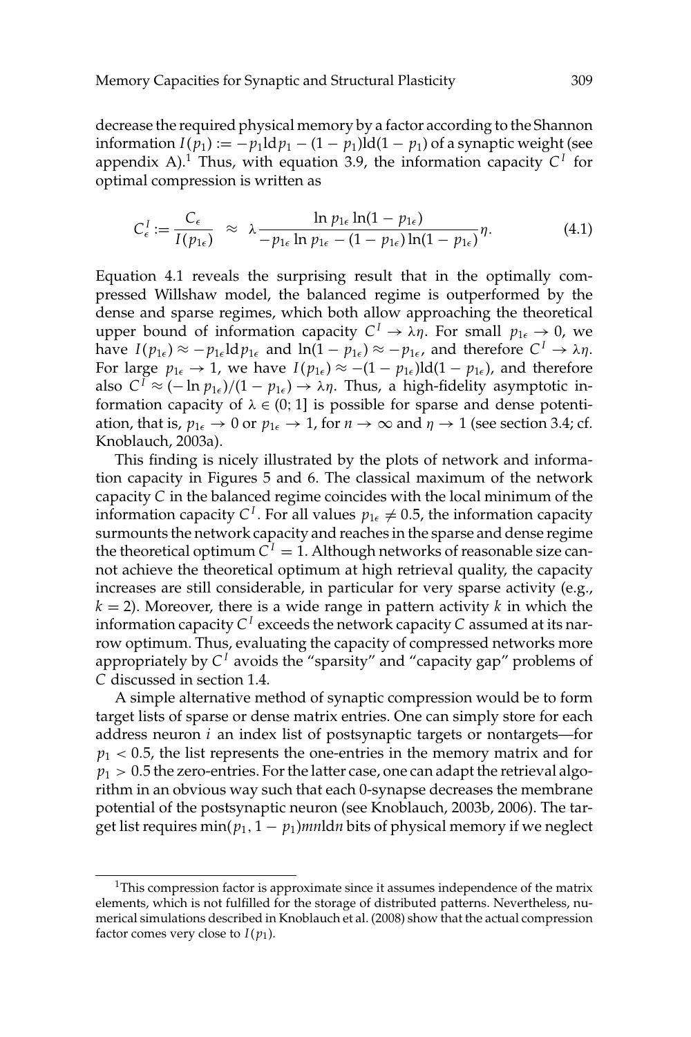decrease the required physical memory by a factor according to the Shannon information $I(p_1) := -p_1 \mathrm{ld} p_1 - (1-p_1)\mathrm{ld}(1-p_1)$ of a synaptic weight (see appendix A).[1] Thus, with equation 3.9, the information capacity $C^I$ for optimal compression is written as

$$C^I_\epsilon := \frac{C_\epsilon}{I(p_{1\epsilon})} \approx \lambda \frac{\ln p_{1\epsilon} \ln(1-p_{1\epsilon})}{-p_{1\epsilon} \ln p_{1\epsilon} - (1-p_{1\epsilon})\ln(1-p_{1\epsilon})} \eta. \tag{4.1}$$

Equation 4.1 reveals the surprising result that in the optimally compressed Willshaw model, the balanced regime is outperformed by the dense and sparse regimes, which both allow approaching the theoretical upper bound of information capacity $C^I \to \lambda\eta$. For small $p_{1\epsilon} \to 0$, we have $I(p_{1\epsilon}) \approx -p_{1\epsilon} \mathrm{ld} p_{1\epsilon}$ and $\ln(1-p_{1\epsilon}) \approx -p_{1\epsilon}$, and therefore $C^I \to \lambda\eta$. For large $p_{1\epsilon} \to 1$, we have $I(p_{1\epsilon}) \approx -(1-p_{1\epsilon})\mathrm{ld}(1-p_{1\epsilon})$, and therefore also $C^I \approx (-\ln p_{1\epsilon})/(1-p_{1\epsilon}) \to \lambda\eta$. Thus, a high-fidelity asymptotic information capacity of $\lambda \in (0;1]$ is possible for sparse and dense potentiation, that is, $p_{1\epsilon} \to 0$ or $p_{1\epsilon} \to 1$, for $n \to \infty$ and $\eta \to 1$ (see section 3.4; cf. Knoblauch, 2003a).

This finding is nicely illustrated by the plots of network and information capacity in Figures 5 and 6. The classical maximum of the network capacity $C$ in the balanced regime coincides with the local minimum of the information capacity $C^I$. For all values $p_{1\epsilon} \neq 0.5$, the information capacity surmounts the network capacity and reaches in the sparse and dense regime the theoretical optimum $C^I = 1$. Although networks of reasonable size cannot achieve the theoretical optimum at high retrieval quality, the capacity increases are still considerable, in particular for very sparse activity (e.g., $k = 2$). Moreover, there is a wide range in pattern activity $k$ in which the information capacity $C^I$ exceeds the network capacity $C$ assumed at its narrow optimum. Thus, evaluating the capacity of compressed networks more appropriately by $C^I$ avoids the "sparsity" and "capacity gap" problems of $C$ discussed in section 1.4.

A simple alternative method of synaptic compression would be to form target lists of sparse or dense matrix entries. One can simply store for each address neuron $i$ an index list of postsynaptic targets or nontargets—for $p_1 < 0.5$, the list represents the one-entries in the memory matrix and for $p_1 > 0.5$ the zero-entries. For the latter case, one can adapt the retrieval algorithm in an obvious way such that each 0-synapse decreases the membrane potential of the postsynaptic neuron (see Knoblauch, 2003b, 2006). The target list requires $\min(p_1, 1-p_1)mn\mathrm{ld}n$ bits of physical memory if we neglect

[1] This compression factor is approximate since it assumes independence of the matrix elements, which is not fulfilled for the storage of distributed patterns. Nevertheless, numerical simulations described in Knoblauch et al. (2008) show that the actual compression factor comes very close to $I(p_1)$.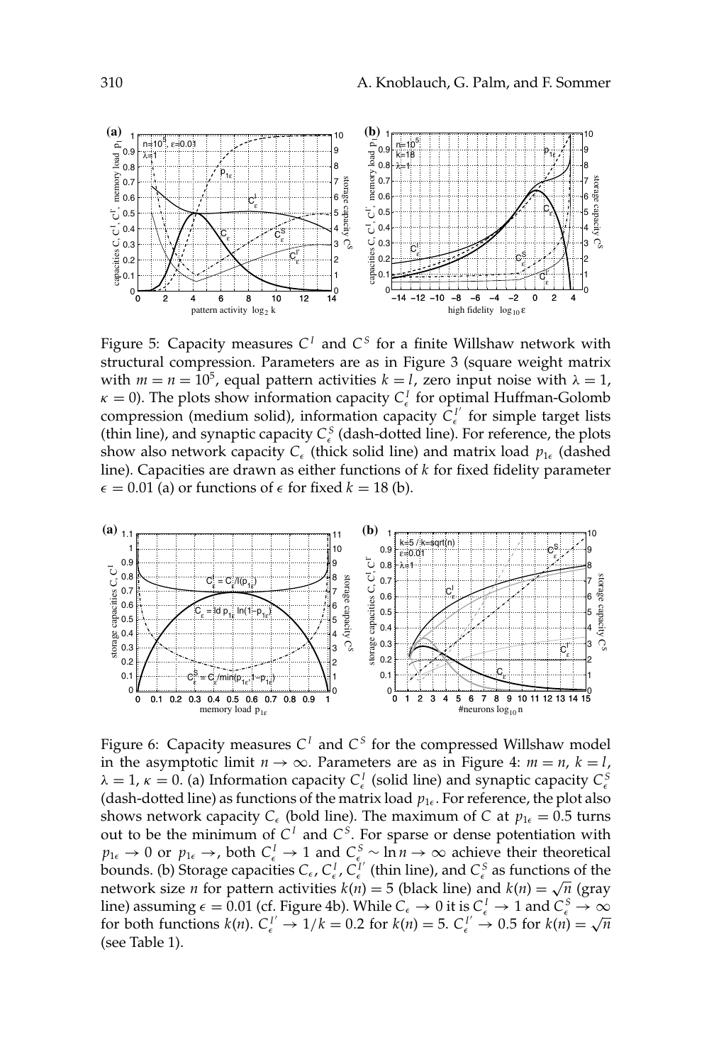Figure 5: Capacity measures $C^I$ and $C^S$ for a finite Willshaw network with structural compression. Parameters are as in Figure 3 (square weight matrix with $m = n = 10^5$, equal pattern activities $k = l$, zero input noise with $\lambda = 1$, $\kappa = 0$). The plots show information capacity $C^I_\epsilon$ for optimal Huffman-Golomb compression (medium solid), information capacity $C^{I'}_\epsilon$ for simple target lists (thin line), and synaptic capacity $C^S_\epsilon$ (dash-dotted line). For reference, the plots show also network capacity $C_\epsilon$ (thick solid line) and matrix load $p_{1\epsilon}$ (dashed line). Capacities are drawn as either functions of $k$ for fixed fidelity parameter $\epsilon = 0.01$ (a) or functions of $\epsilon$ for fixed $k = 18$ (b).

Figure 6: Capacity measures $C^I$ and $C^S$ for the compressed Willshaw model in the asymptotic limit $n \to \infty$. Parameters are as in Figure 4: $m = n$, $k = l$, $\lambda = 1$, $\kappa = 0$. (a) Information capacity $C^I_\epsilon$ (solid line) and synaptic capacity $C^S_\epsilon$ (dash-dotted line) as functions of the matrix load $p_{1\epsilon}$. For reference, the plot also shows network capacity $C_\epsilon$ (bold line). The maximum of $C$ at $p_{1\epsilon} = 0.5$ turns out to be the minimum of $C^I$ and $C^S$. For sparse or dense potentiation with $p_{1\epsilon} \to 0$ or $p_{1\epsilon} \to$, both $C^I_\epsilon \to 1$ and $C^S_\epsilon \sim \ln n \to \infty$ achieve their theoretical bounds. (b) Storage capacities $C_\epsilon$, $C^I_\epsilon$, $C^{I'}_\epsilon$ (thin line), and $C^S_\epsilon$ as functions of the network size $n$ for pattern activities $k(n) = 5$ (black line) and $k(n) = \sqrt{n}$ (gray line) assuming $\epsilon = 0.01$ (cf. Figure 4b). While $C_\epsilon \to 0$ it is $C^I_\epsilon \to 1$ and $C^S_\epsilon \to \infty$ for both functions $k(n)$. $C^{I'}_\epsilon \to 1/k = 0.2$ for $k(n) = 5$. $C^{I'}_\epsilon \to 0.5$ for $k(n) = \sqrt{n}$ (see Table 1).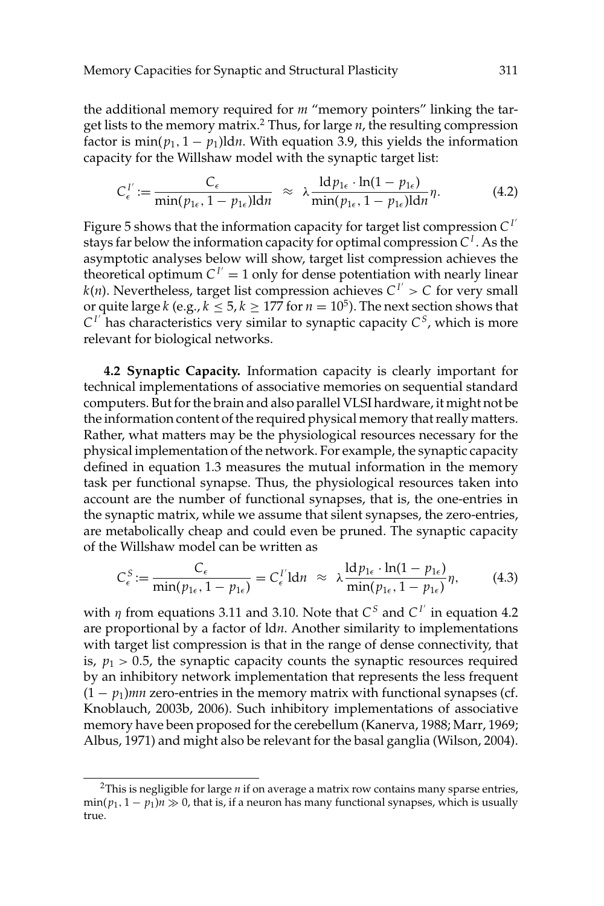the additional memory required for $m$ "memory pointers" linking the target lists to the memory matrix.[2] Thus, for large $n$, the resulting compression factor is $\min(p_1, 1 - p_1)\mathrm{ld}n$. With equation 3.9, this yields the information capacity for the Willshaw model with the synaptic target list:

$$C_\epsilon^{I'} := \frac{C_\epsilon}{\min(p_{1\epsilon}, 1 - p_{1\epsilon})\mathrm{ld}n} \approx \lambda \frac{\mathrm{ld}\, p_{1\epsilon} \cdot \ln(1 - p_{1\epsilon})}{\min(p_{1\epsilon}, 1 - p_{1\epsilon})\mathrm{ld}n} \eta. \tag{4.2}$$

Figure 5 shows that the information capacity for target list compression $C^{I'}$ stays far below the information capacity for optimal compression $C^I$. As the asymptotic analyses below will show, target list compression achieves the theoretical optimum $C^{I'} = 1$ only for dense potentiation with nearly linear $k(n)$. Nevertheless, target list compression achieves $C^{I'} > C$ for very small or quite large $k$ (e.g., $k \leq 5, k \geq 177$ for $n = 10^5$). The next section shows that $C^{I'}$ has characteristics very similar to synaptic capacity $C^S$, which is more relevant for biological networks.

**4.2 Synaptic Capacity.** Information capacity is clearly important for technical implementations of associative memories on sequential standard computers. But for the brain and also parallel VLSI hardware, it might not be the information content of the required physical memory that really matters. Rather, what matters may be the physiological resources necessary for the physical implementation of the network. For example, the synaptic capacity defined in equation 1.3 measures the mutual information in the memory task per functional synapse. Thus, the physiological resources taken into account are the number of functional synapses, that is, the one-entries in the synaptic matrix, while we assume that silent synapses, the zero-entries, are metabolically cheap and could even be pruned. The synaptic capacity of the Willshaw model can be written as

$$C_\epsilon^S := \frac{C_\epsilon}{\min(p_{1\epsilon}, 1 - p_{1\epsilon})} = C_\epsilon^{I'}\mathrm{ld}n \approx \lambda \frac{\mathrm{ld}\, p_{1\epsilon} \cdot \ln(1 - p_{1\epsilon})}{\min(p_{1\epsilon}, 1 - p_{1\epsilon})} \eta, \tag{4.3}$$

with $\eta$ from equations 3.11 and 3.10. Note that $C^S$ and $C^{I'}$ in equation 4.2 are proportional by a factor of $\mathrm{ld}n$. Another similarity to implementations with target list compression is that in the range of dense connectivity, that is, $p_1 > 0.5$, the synaptic capacity counts the synaptic resources required by an inhibitory network implementation that represents the less frequent $(1 - p_1)mn$ zero-entries in the memory matrix with functional synapses (cf. Knoblauch, 2003b, 2006). Such inhibitory implementations of associative memory have been proposed for the cerebellum (Kanerva, 1988; Marr, 1969; Albus, 1971) and might also be relevant for the basal ganglia (Wilson, 2004).

[2] This is negligible for large $n$ if on average a matrix row contains many sparse entries, $\min(p_1, 1 - p_1)n \gg 0$, that is, if a neuron has many functional synapses, which is usually true.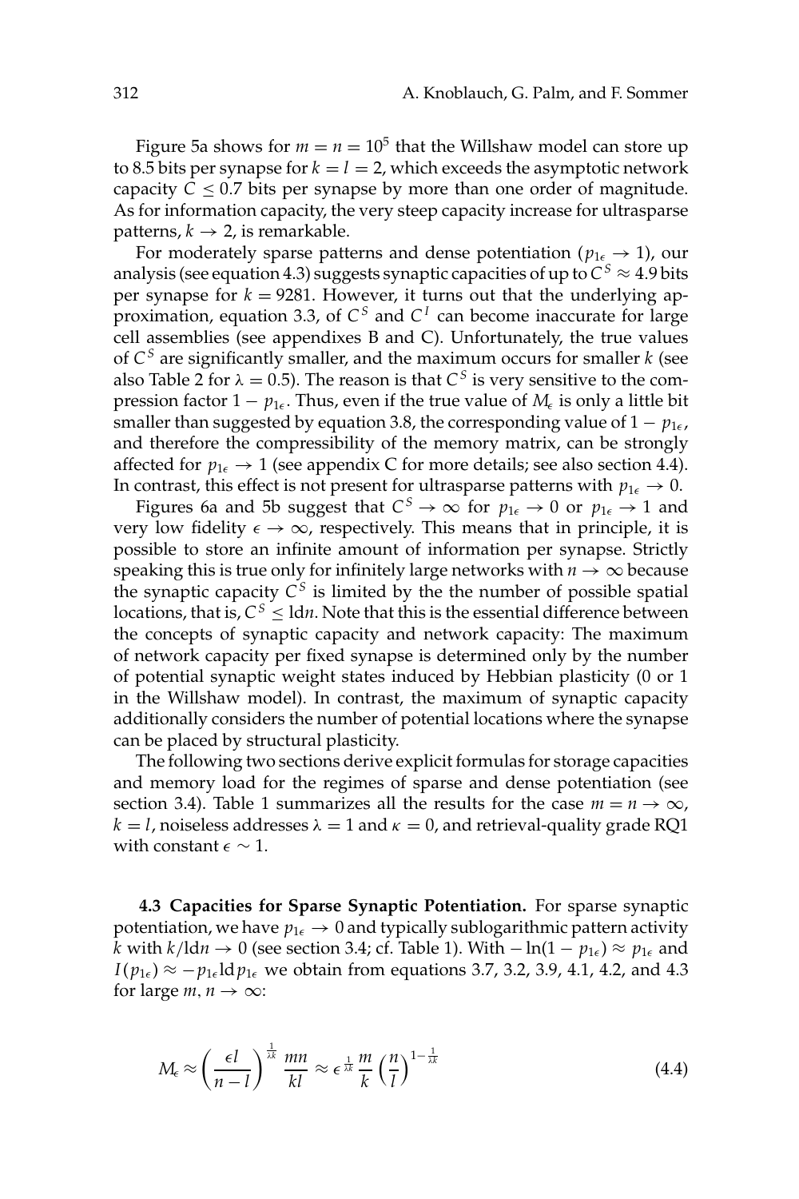Figure 5a shows for $m = n = 10^5$ that the Willshaw model can store up to 8.5 bits per synapse for $k = l = 2$, which exceeds the asymptotic network capacity $C \leq 0.7$ bits per synapse by more than one order of magnitude. As for information capacity, the very steep capacity increase for ultrasparse patterns, $k \to 2$, is remarkable.

For moderately sparse patterns and dense potentiation ($p_{1\epsilon} \to 1$), our analysis (see equation 4.3) suggests synaptic capacities of up to $C^S \approx 4.9$ bits per synapse for $k = 9281$. However, it turns out that the underlying approximation, equation 3.3, of $C^S$ and $C^I$ can become inaccurate for large cell assemblies (see appendixes B and C). Unfortunately, the true values of $C^S$ are significantly smaller, and the maximum occurs for smaller $k$ (see also Table 2 for $\lambda = 0.5$). The reason is that $C^S$ is very sensitive to the compression factor $1 - p_{1\epsilon}$. Thus, even if the true value of $M_\epsilon$ is only a little bit smaller than suggested by equation 3.8, the corresponding value of $1 - p_{1\epsilon}$, and therefore the compressibility of the memory matrix, can be strongly affected for $p_{1\epsilon} \to 1$ (see appendix C for more details; see also section 4.4). In contrast, this effect is not present for ultrasparse patterns with $p_{1\epsilon} \to 0$.

Figures 6a and 5b suggest that $C^S \to \infty$ for $p_{1\epsilon} \to 0$ or $p_{1\epsilon} \to 1$ and very low fidelity $\epsilon \to \infty$, respectively. This means that in principle, it is possible to store an infinite amount of information per synapse. Strictly speaking this is true only for infinitely large networks with $n \to \infty$ because the synaptic capacity $C^S$ is limited by the the number of possible spatial locations, that is, $C^S \leq \mathrm{ld} n$. Note that this is the essential difference between the concepts of synaptic capacity and network capacity: The maximum of network capacity per fixed synapse is determined only by the number of potential synaptic weight states induced by Hebbian plasticity (0 or 1 in the Willshaw model). In contrast, the maximum of synaptic capacity additionally considers the number of potential locations where the synapse can be placed by structural plasticity.

The following two sections derive explicit formulas for storage capacities and memory load for the regimes of sparse and dense potentiation (see section 3.4). Table 1 summarizes all the results for the case $m = n \to \infty$, $k = l$, noiseless addresses $\lambda = 1$ and $\kappa = 0$, and retrieval-quality grade RQ1 with constant $\epsilon \sim 1$.

### 4.3 Capacities for Sparse Synaptic Potentiation.

For sparse synaptic potentiation, we have $p_{1\epsilon} \to 0$ and typically sublogarithmic pattern activity $k$ with $k/\mathrm{ld} n \to 0$ (see section 3.4; cf. Table 1). With $-\ln(1 - p_{1\epsilon}) \approx p_{1\epsilon}$ and $I(p_{1\epsilon}) \approx -p_{1\epsilon} \mathrm{ld} p_{1\epsilon}$ we obtain from equations 3.7, 3.2, 3.9, 4.1, 4.2, and 4.3 for large $m, n \to \infty$:

$$M_\epsilon \approx \left( \frac{\epsilon l}{n - l} \right)^{\frac{1}{\lambda k}} \frac{mn}{kl} \approx \epsilon^{\frac{1}{\lambda k}} \frac{m}{k} \left( \frac{n}{l} \right)^{1 - \frac{1}{\lambda k}} \tag{4.4}$$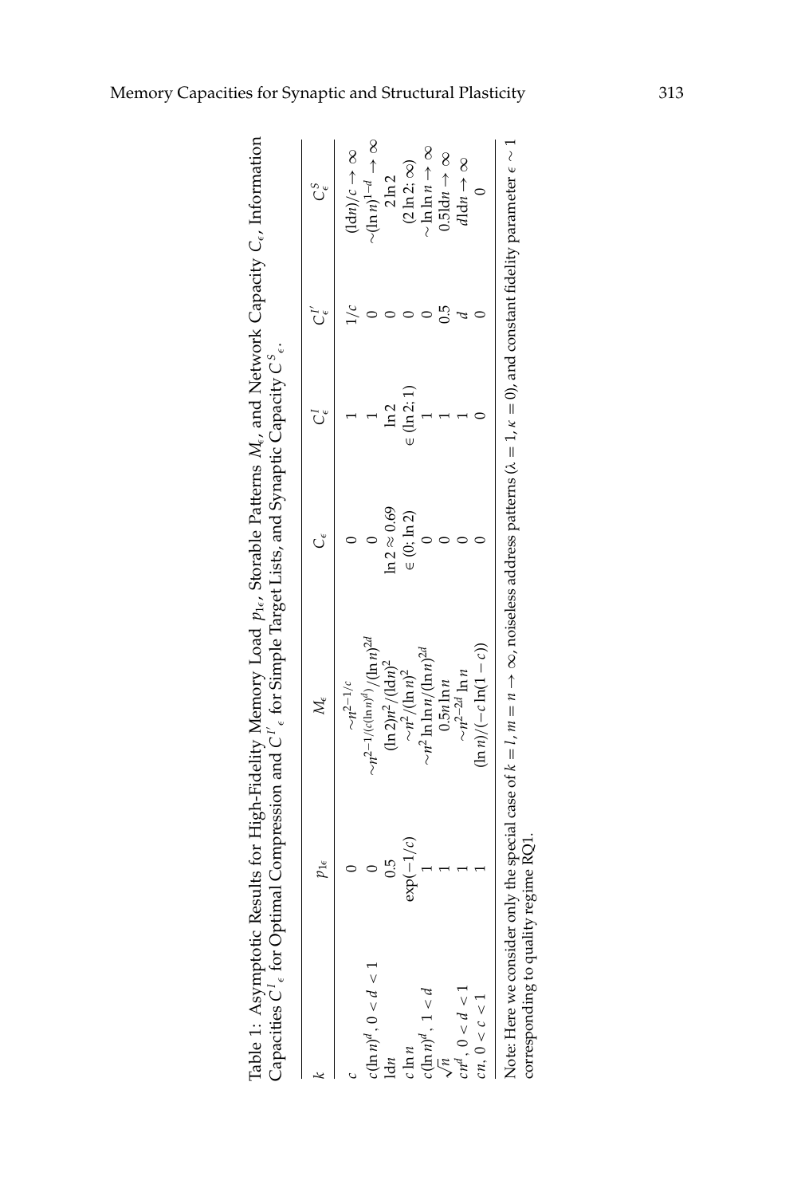Table 1: Asymptotic Results for High-Fidelity Memory Load $p_{1\epsilon}$, Storable Patterns $M_\epsilon$, and Network Capacity $C_\epsilon$, Information Capacities $C^I_\epsilon$ for Optimal Compression and $C^{I'}_\epsilon$ for Simple Target Lists, and Synaptic Capacity $C^S_\epsilon$.

| $k$ | $p_{1\epsilon}$ | $M_\epsilon$ | $C_\epsilon$ | $C^I_\epsilon$ | $C^{I'}_\epsilon$ | $C^S_\epsilon$ |
|---|---|---|---|---|---|---|
| $c$ | 0 | $\sim n^{2-1/c}$ | 0 | 1 | $1/c$ | $(\mathrm{ld}n)/c \to \infty$ |
| $c(\ln n)^d,\ 0<d<1$ | 0 | $\sim n^{2-1/(c(\ln n)^d)}/(\ln n)^{2d}$ | 0 | 1 | 0 | $\sim(\ln n)^{1-d} \to \infty$ |
| $\mathrm{ld}n$ | 0.5 | $(\ln 2)n^2/(\mathrm{ld}n)^2$ | $\ln 2 \approx 0.69$ | $\ln 2$ | 0 | $2\ln 2$ |
| $c\ln n$ | $\exp(-1/c)$ | $\sim n^2/(\ln n)^2$ | $\in(0;\ln 2)$ | $\in(\ln 2;1)$ | 0 | $(2\ln 2;\infty)$ |
| $c(\ln n)^d,\ 1<d$ | 1 | $\sim n^2\ln\ln n/(\ln n)^{2d}$ | 0 | 1 | 0 | $\sim\ln\ln n \to \infty$ |
| $\sqrt{n}$ | 1 | $0.5n\ln n$ | 0 | 1 | 0.5 | $0.5\mathrm{ld}n \to \infty$ |
| $cn^d,\ 0<d<1$ | 1 | $\sim n^{2-2d}\ln n$ | 0 | 1 | $d$ | $d\,\mathrm{ld}n \to \infty$ |
| $cn,\ 0<c<1$ | 1 | $(\ln n)/(-c\ln(1-c))$ | 0 | 0 | 0 | 0 |

Note: Here we consider only the special case of $k=l$, $m=n\to\infty$, noiseless address patterns ($\lambda=1$, $\kappa=0$), and constant fidelity parameter $\epsilon\sim 1$ corresponding to quality regime RQ1.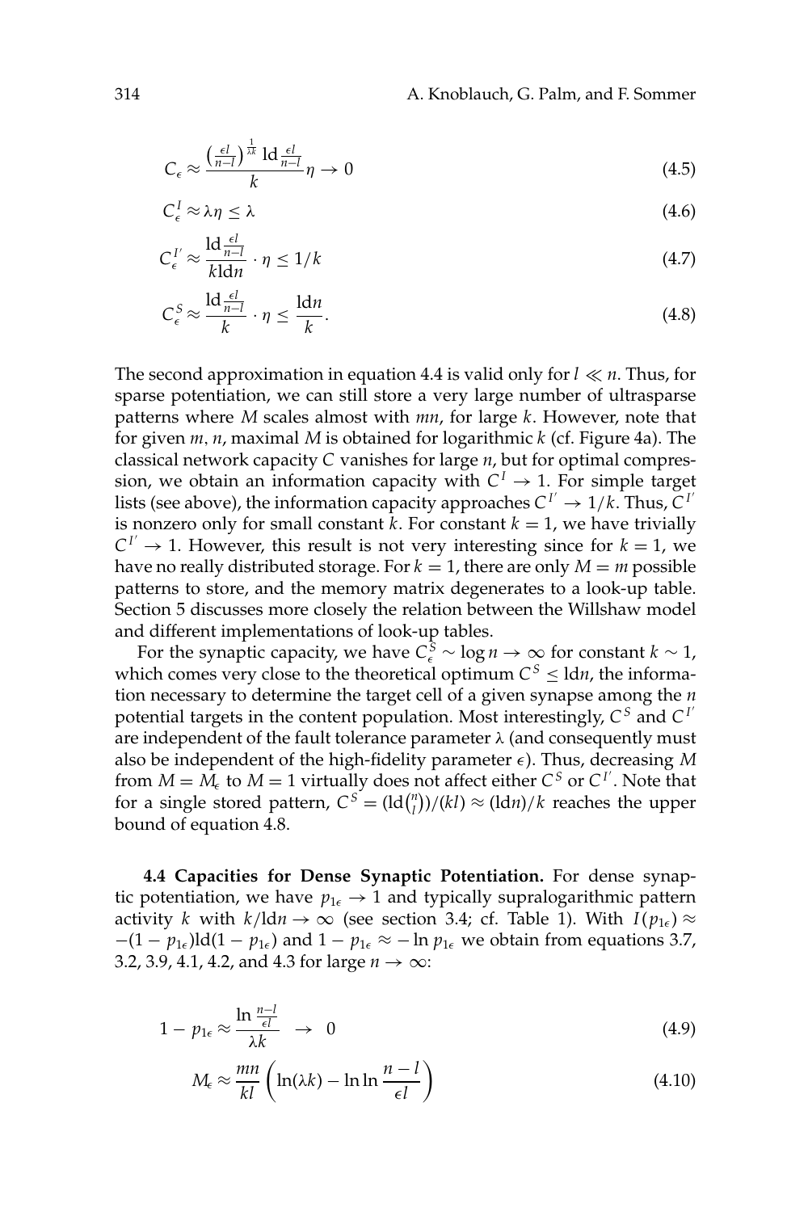$$C_\epsilon \approx \frac{\left(\frac{\epsilon l}{n-l}\right)^{\frac{1}{\lambda k}} \mathrm{ld} \frac{\epsilon l}{n-l}}{k} \eta \to 0 \tag{4.5}$$

$$C_\epsilon^I \approx \lambda \eta \le \lambda \tag{4.6}$$

$$C_\epsilon^{I'} \approx \frac{\mathrm{ld} \frac{\epsilon l}{n-l}}{k \mathrm{ld} n} \cdot \eta \le 1/k \tag{4.7}$$

$$C_\epsilon^S \approx \frac{\mathrm{ld} \frac{\epsilon l}{n-l}}{k} \cdot \eta \le \frac{\mathrm{ld} n}{k}. \tag{4.8}$$

The second approximation in equation 4.4 is valid only for $l \ll n$. Thus, for sparse potentiation, we can still store a very large number of ultrasparse patterns where $M$ scales almost with $mn$, for large $k$. However, note that for given $m, n$, maximal $M$ is obtained for logarithmic $k$ (cf. Figure 4a). The classical network capacity $C$ vanishes for large $n$, but for optimal compression, we obtain an information capacity with $C^I \to 1$. For simple target lists (see above), the information capacity approaches $C^{I'} \to 1/k$. Thus, $C^{I'}$ is nonzero only for small constant $k$. For constant $k = 1$, we have trivially $C^{I'} \to 1$. However, this result is not very interesting since for $k = 1$, we have no really distributed storage. For $k = 1$, there are only $M = m$ possible patterns to store, and the memory matrix degenerates to a look-up table. Section 5 discusses more closely the relation between the Willshaw model and different implementations of look-up tables.

For the synaptic capacity, we have $C_\epsilon^S \sim \log n \to \infty$ for constant $k \sim 1$, which comes very close to the theoretical optimum $C^S \le \mathrm{ld} n$, the information necessary to determine the target cell of a given synapse among the $n$ potential targets in the content population. Most interestingly, $C^S$ and $C^{I'}$ are independent of the fault tolerance parameter $\lambda$ (and consequently must also be independent of the high-fidelity parameter $\epsilon$). Thus, decreasing $M$ from $M = M_\epsilon$ to $M = 1$ virtually does not affect either $C^S$ or $C^{I'}$. Note that for a single stored pattern, $C^S = (\mathrm{ld}\binom{n}{l})/(kl) \approx (\mathrm{ld} n)/k$ reaches the upper bound of equation 4.8.

**4.4 Capacities for Dense Synaptic Potentiation.** For dense synaptic potentiation, we have $p_{1\epsilon} \to 1$ and typically supralogarithmic pattern activity $k$ with $k/\mathrm{ld} n \to \infty$ (see section 3.4; cf. Table 1). With $I(p_{1\epsilon}) \approx -(1 - p_{1\epsilon})\mathrm{ld}(1 - p_{1\epsilon})$ and $1 - p_{1\epsilon} \approx -\ln p_{1\epsilon}$ we obtain from equations 3.7, 3.2, 3.9, 4.1, 4.2, and 4.3 for large $n \to \infty$:

$$1 - p_{1\epsilon} \approx \frac{\ln \frac{n-l}{\epsilon l}}{\lambda k} \to 0 \tag{4.9}$$

$$M_\epsilon \approx \frac{mn}{kl} \left( \ln(\lambda k) - \ln \ln \frac{n-l}{\epsilon l} \right) \tag{4.10}$$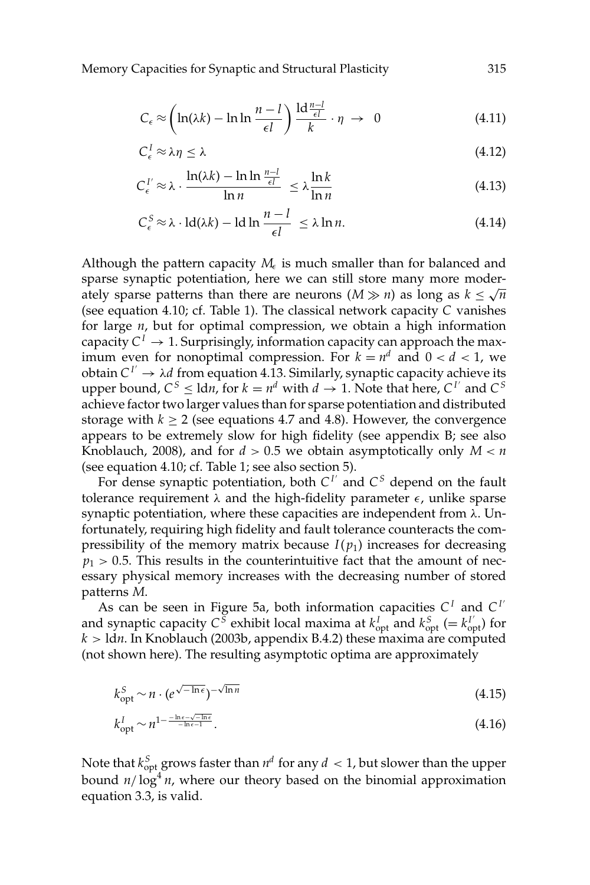$$C_\epsilon \approx \left(\ln(\lambda k) - \ln\ln\frac{n-l}{\epsilon l}\right)\frac{\mathrm{ld}\frac{n-l}{\epsilon l}}{k}\cdot\eta \;\to\; 0 \tag{4.11}$$

$$C^I_\epsilon \approx \lambda\eta \le \lambda \tag{4.12}$$

$$C^{I'}_\epsilon \approx \lambda\cdot\frac{\ln(\lambda k) - \ln\ln\frac{n-l}{\epsilon l}}{\ln n} \;\le \lambda\frac{\ln k}{\ln n} \tag{4.13}$$

$$C^S_\epsilon \approx \lambda\cdot \mathrm{ld}(\lambda k) - \mathrm{ld}\ln\frac{n-l}{\epsilon l} \;\le \lambda\ln n. \tag{4.14}$$

Although the pattern capacity $M_\epsilon$ is much smaller than for balanced and sparse synaptic potentiation, here we can still store many more moderately sparse patterns than there are neurons ($M \gg n$) as long as $k \le \sqrt{n}$ (see equation 4.10; cf. Table 1). The classical network capacity $C$ vanishes for large $n$, but for optimal compression, we obtain a high information capacity $C^I \to 1$. Surprisingly, information capacity can approach the maximum even for nonoptimal compression. For $k = n^d$ and $0 < d < 1$, we obtain $C^{I'} \to \lambda d$ from equation 4.13. Similarly, synaptic capacity achieve its upper bound, $C^S \le \mathrm{ld}n$, for $k = n^d$ with $d \to 1$. Note that here, $C^{I'}$ and $C^S$ achieve factor two larger values than for sparse potentiation and distributed storage with $k \ge 2$ (see equations 4.7 and 4.8). However, the convergence appears to be extremely slow for high fidelity (see appendix B; see also Knoblauch, 2008), and for $d > 0.5$ we obtain asymptotically only $M < n$ (see equation 4.10; cf. Table 1; see also section 5).

For dense synaptic potentiation, both $C^{I'}$ and $C^S$ depend on the fault tolerance requirement $\lambda$ and the high-fidelity parameter $\epsilon$, unlike sparse synaptic potentiation, where these capacities are independent from $\lambda$. Unfortunately, requiring high fidelity and fault tolerance counteracts the compressibility of the memory matrix because $I(p_1)$ increases for decreasing $p_1 > 0.5$. This results in the counterintuitive fact that the amount of necessary physical memory increases with the decreasing number of stored patterns $M$.

As can be seen in Figure 5a, both information capacities $C^I$ and $C^{I'}$ and synaptic capacity $C^S$ exhibit local maxima at $k^I_{\mathrm{opt}}$ and $k^S_{\mathrm{opt}}$ ($= k^{I'}_{\mathrm{opt}}$) for $k > \mathrm{ld}n$. In Knoblauch (2003b, appendix B.4.2) these maxima are computed (not shown here). The resulting asymptotic optima are approximately

$$k^S_{\mathrm{opt}} \sim n\cdot\left(e^{\sqrt{-\ln\epsilon}}\right)^{-\sqrt{\ln n}} \tag{4.15}$$

$$k^I_{\mathrm{opt}} \sim n^{1-\frac{-\ln\epsilon - \sqrt{-\ln\epsilon}}{-\ln\epsilon - 1}}. \tag{4.16}$$

Note that $k^S_{\mathrm{opt}}$ grows faster than $n^d$ for any $d < 1$, but slower than the upper bound $n/\log^4 n$, where our theory based on the binomial approximation equation 3.3, is valid.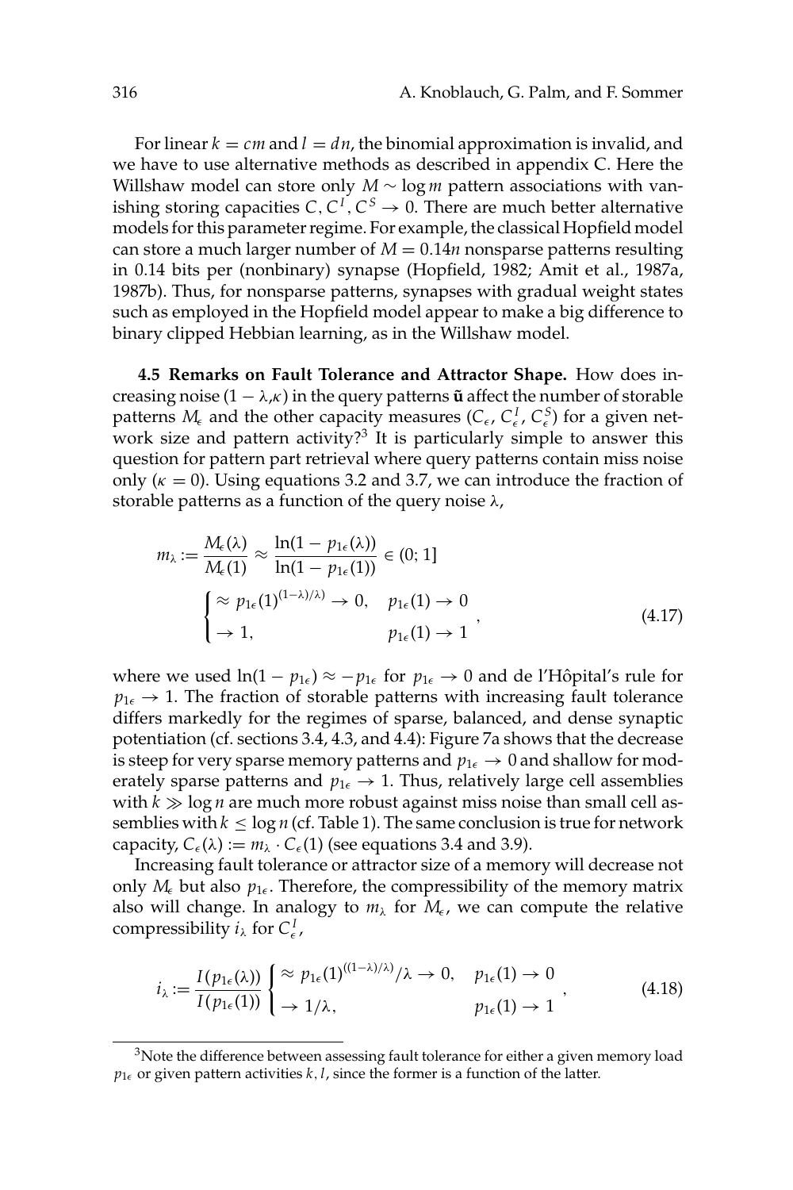For linear $k = cm$ and $l = dn$, the binomial approximation is invalid, and we have to use alternative methods as described in appendix C. Here the Willshaw model can store only $M \sim \log m$ pattern associations with vanishing storing capacities $C, C^I, C^S \to 0$. There are much better alternative models for this parameter regime. For example, the classical Hopfield model can store a much larger number of $M = 0.14n$ nonsparse patterns resulting in 0.14 bits per (nonbinary) synapse (Hopfield, 1982; Amit et al., 1987a, 1987b). Thus, for nonsparse patterns, synapses with gradual weight states such as employed in the Hopfield model appear to make a big difference to binary clipped Hebbian learning, as in the Willshaw model.

**4.5 Remarks on Fault Tolerance and Attractor Shape.** How does increasing noise $(1 - \lambda, \kappa)$ in the query patterns $\tilde{\mathbf{u}}$ affect the number of storable patterns $M_\epsilon$ and the other capacity measures $(C_\epsilon, C^I_\epsilon, C^S_\epsilon)$ for a given network size and pattern activity?[3] It is particularly simple to answer this question for pattern part retrieval where query patterns contain miss noise only ($\kappa = 0$). Using equations 3.2 and 3.7, we can introduce the fraction of storable patterns as a function of the query noise $\lambda$,

$$m_\lambda := \frac{M_\epsilon(\lambda)}{M_\epsilon(1)} \approx \frac{\ln(1 - p_{1\epsilon}(\lambda))}{\ln(1 - p_{1\epsilon}(1))} \in (0; 1]$$
$$\begin{cases} \approx p_{1\epsilon}(1)^{(1-\lambda)/\lambda} \to 0, & p_{1\epsilon}(1) \to 0 \\ \to 1, & p_{1\epsilon}(1) \to 1 \end{cases}, \tag{4.17}$$

where we used $\ln(1 - p_{1\epsilon}) \approx -p_{1\epsilon}$ for $p_{1\epsilon} \to 0$ and de l'Hôpital's rule for $p_{1\epsilon} \to 1$. The fraction of storable patterns with increasing fault tolerance differs markedly for the regimes of sparse, balanced, and dense synaptic potentiation (cf. sections 3.4, 4.3, and 4.4): Figure 7a shows that the decrease is steep for very sparse memory patterns and $p_{1\epsilon} \to 0$ and shallow for moderately sparse patterns and $p_{1\epsilon} \to 1$. Thus, relatively large cell assemblies with $k \gg \log n$ are much more robust against miss noise than small cell assemblies with $k \leq \log n$ (cf. Table 1). The same conclusion is true for network capacity, $C_\epsilon(\lambda) := m_\lambda \cdot C_\epsilon(1)$ (see equations 3.4 and 3.9).

Increasing fault tolerance or attractor size of a memory will decrease not only $M_\epsilon$ but also $p_{1\epsilon}$. Therefore, the compressibility of the memory matrix also will change. In analogy to $m_\lambda$ for $M_\epsilon$, we can compute the relative compressibility $i_\lambda$ for $C^I_\epsilon$,

$$i_\lambda := \frac{I(p_{1\epsilon}(\lambda))}{I(p_{1\epsilon}(1))} \begin{cases} \approx p_{1\epsilon}(1)^{((1-\lambda)/\lambda)}/\lambda \to 0, & p_{1\epsilon}(1) \to 0 \\ \to 1/\lambda, & p_{1\epsilon}(1) \to 1 \end{cases}, \tag{4.18}$$

[3] Note the difference between assessing fault tolerance for either a given memory load $p_{1\epsilon}$ or given pattern activities $k, l$, since the former is a function of the latter.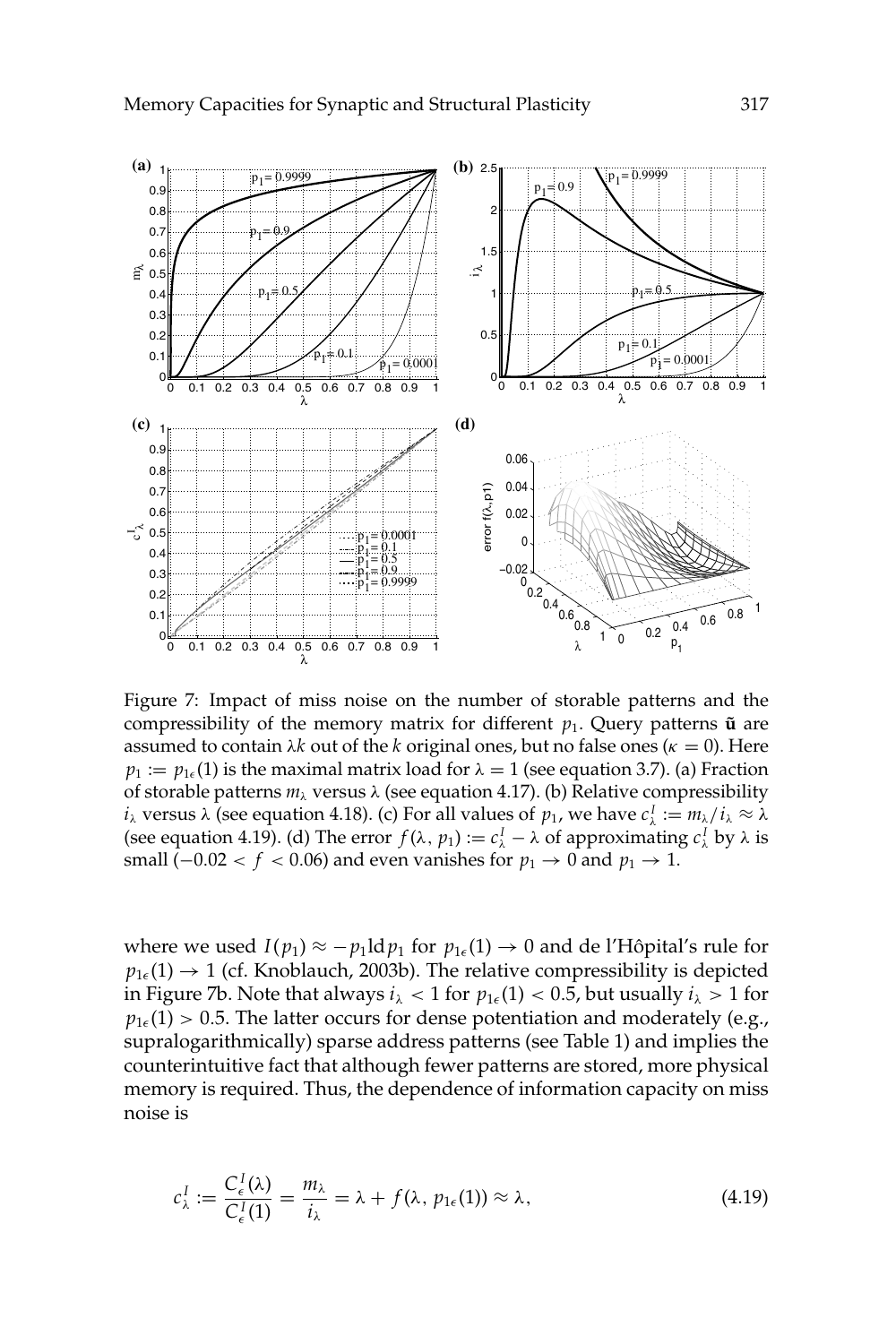Figure 7: Impact of miss noise on the number of storable patterns and the compressibility of the memory matrix for different $p_1$. Query patterns $\tilde{\mathbf{u}}$ are assumed to contain $\lambda k$ out of the $k$ original ones, but no false ones ($\kappa = 0$). Here $p_1 := p_{1\epsilon}(1)$ is the maximal matrix load for $\lambda = 1$ (see equation 3.7). (a) Fraction of storable patterns $m_\lambda$ versus $\lambda$ (see equation 4.17). (b) Relative compressibility $i_\lambda$ versus $\lambda$ (see equation 4.18). (c) For all values of $p_1$, we have $c^I_\lambda := m_\lambda / i_\lambda \approx \lambda$ (see equation 4.19). (d) The error $f(\lambda, p_1) := c^I_\lambda - \lambda$ of approximating $c^I_\lambda$ by $\lambda$ is small ($-0.02 < f < 0.06$) and even vanishes for $p_1 \to 0$ and $p_1 \to 1$.

where we used $I(p_1) \approx -p_1 \mathrm{ld}\, p_1$ for $p_{1\epsilon}(1) \to 0$ and de l'Hôpital's rule for $p_{1\epsilon}(1) \to 1$ (cf. Knoblauch, 2003b). The relative compressibility is depicted in Figure 7b. Note that always $i_\lambda < 1$ for $p_{1\epsilon}(1) < 0.5$, but usually $i_\lambda > 1$ for $p_{1\epsilon}(1) > 0.5$. The latter occurs for dense potentiation and moderately (e.g., supralogarithmically) sparse address patterns (see Table 1) and implies the counterintuitive fact that although fewer patterns are stored, more physical memory is required. Thus, the dependence of information capacity on miss noise is

$$c^I_\lambda := \frac{C^I_\epsilon(\lambda)}{C^I_\epsilon(1)} = \frac{m_\lambda}{i_\lambda} = \lambda + f(\lambda, p_{1\epsilon}(1)) \approx \lambda, \tag{4.19}$$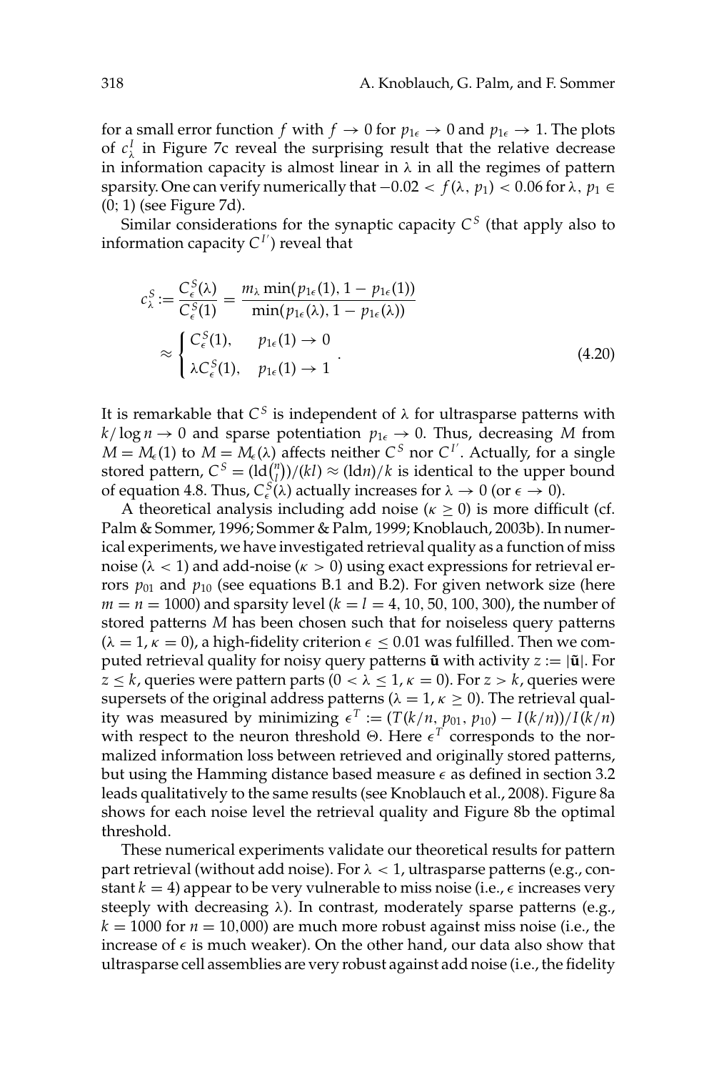for a small error function $f$ with $f \to 0$ for $p_{1\epsilon} \to 0$ and $p_{1\epsilon} \to 1$. The plots of $c^I_\lambda$ in Figure 7c reveal the surprising result that the relative decrease in information capacity is almost linear in $\lambda$ in all the regimes of pattern sparsity. One can verify numerically that $-0.02 < f(\lambda, p_1) < 0.06$ for $\lambda, p_1 \in (0; 1)$ (see Figure 7d).

Similar considerations for the synaptic capacity $C^S$ (that apply also to information capacity $C^{I'}$) reveal that

$$c^S_\lambda := \frac{C^S_\epsilon(\lambda)}{C^S_\epsilon(1)} = \frac{m_\lambda \min(p_{1\epsilon}(1), 1 - p_{1\epsilon}(1))}{\min(p_{1\epsilon}(\lambda), 1 - p_{1\epsilon}(\lambda))}$$
$$\approx \begin{cases} C^S_\epsilon(1), & p_{1\epsilon}(1) \to 0 \\ \lambda C^S_\epsilon(1), & p_{1\epsilon}(1) \to 1 \end{cases}. \tag{4.20}$$

It is remarkable that $C^S$ is independent of $\lambda$ for ultrasparse patterns with $k/\log n \to 0$ and sparse potentiation $p_{1\epsilon} \to 0$. Thus, decreasing $M$ from $M = M_\epsilon(1)$ to $M = M_\epsilon(\lambda)$ affects neither $C^S$ nor $C^{I'}$. Actually, for a single stored pattern, $C^S = (\mathrm{ld}\binom{n}{l})/(kl) \approx (\mathrm{ld}n)/k$ is identical to the upper bound of equation 4.8. Thus, $C^S_\epsilon(\lambda)$ actually increases for $\lambda \to 0$ (or $\epsilon \to 0$).

A theoretical analysis including add noise ($\kappa \geq 0$) is more difficult (cf. Palm & Sommer, 1996; Sommer & Palm, 1999; Knoblauch, 2003b). In numerical experiments, we have investigated retrieval quality as a function of miss noise ($\lambda < 1$) and add-noise ($\kappa > 0$) using exact expressions for retrieval errors $p_{01}$ and $p_{10}$ (see equations B.1 and B.2). For given network size (here $m = n = 1000$) and sparsity level ($k = l = 4, 10, 50, 100, 300$), the number of stored patterns $M$ has been chosen such that for noiseless query patterns ($\lambda = 1, \kappa = 0$), a high-fidelity criterion $\epsilon \leq 0.01$ was fulfilled. Then we computed retrieval quality for noisy query patterns $\tilde{\mathbf{u}}$ with activity $z := |\tilde{\mathbf{u}}|$. For $z \leq k$, queries were pattern parts ($0 < \lambda \leq 1, \kappa = 0$). For $z > k$, queries were supersets of the original address patterns ($\lambda = 1, \kappa \geq 0$). The retrieval quality was measured by minimizing $\epsilon^T := (T(k/n, p_{01}, p_{10}) - I(k/n))/I(k/n)$ with respect to the neuron threshold $\Theta$. Here $\epsilon^T$ corresponds to the normalized information loss between retrieved and originally stored patterns, but using the Hamming distance based measure $\epsilon$ as defined in section 3.2 leads qualitatively to the same results (see Knoblauch et al., 2008). Figure 8a shows for each noise level the retrieval quality and Figure 8b the optimal threshold.

These numerical experiments validate our theoretical results for pattern part retrieval (without add noise). For $\lambda < 1$, ultrasparse patterns (e.g., constant $k = 4$) appear to be very vulnerable to miss noise (i.e., $\epsilon$ increases very steeply with decreasing $\lambda$). In contrast, moderately sparse patterns (e.g., $k = 1000$ for $n = 10{,}000$) are much more robust against miss noise (i.e., the increase of $\epsilon$ is much weaker). On the other hand, our data also show that ultrasparse cell assemblies are very robust against add noise (i.e., the fidelity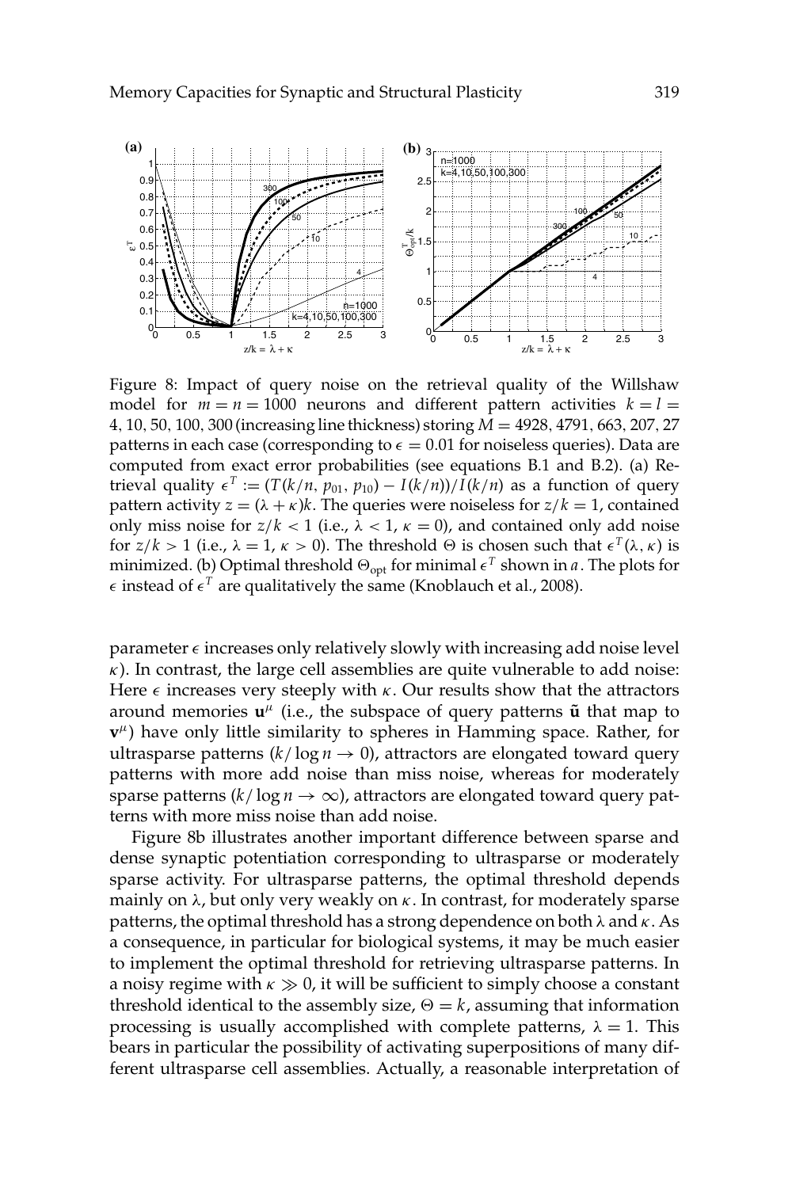Figure 8: Impact of query noise on the retrieval quality of the Willshaw model for $m = n = 1000$ neurons and different pattern activities $k = l = 4, 10, 50, 100, 300$ (increasing line thickness) storing $M = 4928, 4791, 663, 207, 27$ patterns in each case (corresponding to $\epsilon = 0.01$ for noiseless queries). Data are computed from exact error probabilities (see equations B.1 and B.2). (a) Retrieval quality $\epsilon^T := (T(k/n, p_{01}, p_{10}) - I(k/n))/I(k/n)$ as a function of query pattern activity $z = (\lambda + \kappa)k$. The queries were noiseless for $z/k = 1$, contained only miss noise for $z/k < 1$ (i.e., $\lambda < 1$, $\kappa = 0$), and contained only add noise for $z/k > 1$ (i.e., $\lambda = 1$, $\kappa > 0$). The threshold $\Theta$ is chosen such that $\epsilon^T(\lambda, \kappa)$ is minimized. (b) Optimal threshold $\Theta_{\text{opt}}$ for minimal $\epsilon^T$ shown in *a*. The plots for $\epsilon$ instead of $\epsilon^T$ are qualitatively the same (Knoblauch et al., 2008).

parameter $\epsilon$ increases only relatively slowly with increasing add noise level $\kappa$). In contrast, the large cell assemblies are quite vulnerable to add noise: Here $\epsilon$ increases very steeply with $\kappa$. Our results show that the attractors around memories $\mathbf{u}^\mu$ (i.e., the subspace of query patterns $\tilde{\mathbf{u}}$ that map to $\mathbf{v}^\mu$) have only little similarity to spheres in Hamming space. Rather, for ultrasparse patterns ($k/\log n \to 0$), attractors are elongated toward query patterns with more add noise than miss noise, whereas for moderately sparse patterns ($k/\log n \to \infty$), attractors are elongated toward query patterns with more miss noise than add noise.

Figure 8b illustrates another important difference between sparse and dense synaptic potentiation corresponding to ultrasparse or moderately sparse activity. For ultrasparse patterns, the optimal threshold depends mainly on $\lambda$, but only very weakly on $\kappa$. In contrast, for moderately sparse patterns, the optimal threshold has a strong dependence on both $\lambda$ and $\kappa$. As a consequence, in particular for biological systems, it may be much easier to implement the optimal threshold for retrieving ultrasparse patterns. In a noisy regime with $\kappa \gg 0$, it will be sufficient to simply choose a constant threshold identical to the assembly size, $\Theta = k$, assuming that information processing is usually accomplished with complete patterns, $\lambda = 1$. This bears in particular the possibility of activating superpositions of many different ultrasparse cell assemblies. Actually, a reasonable interpretation of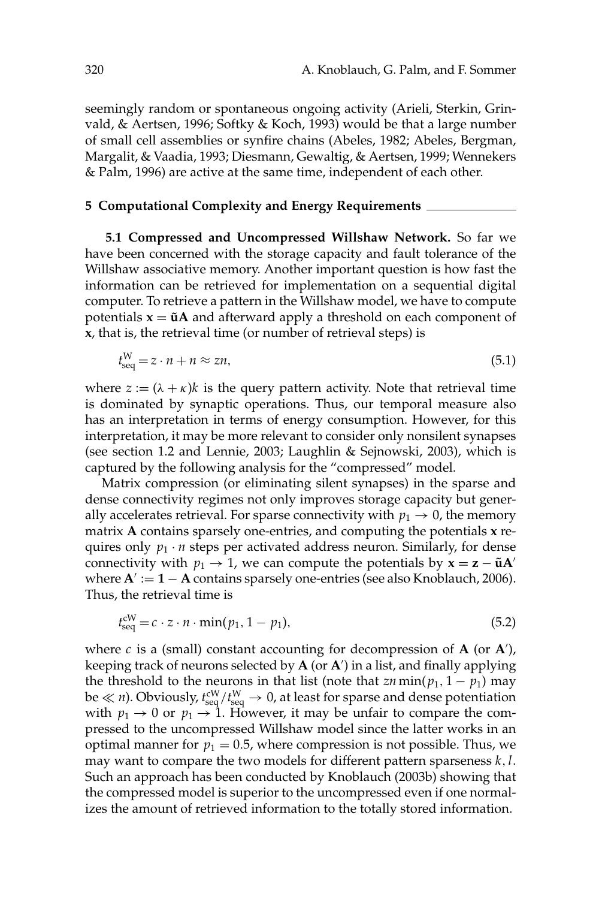seemingly random or spontaneous ongoing activity (Arieli, Sterkin, Grinvald, & Aertsen, 1996; Softky & Koch, 1993) would be that a large number of small cell assemblies or synfire chains (Abeles, 1982; Abeles, Bergman, Margalit, & Vaadia, 1993; Diesmann, Gewaltig, & Aertsen, 1999; Wennekers & Palm, 1996) are active at the same time, independent of each other.

## 5 Computational Complexity and Energy Requirements

**5.1 Compressed and Uncompressed Willshaw Network.** So far we have been concerned with the storage capacity and fault tolerance of the Willshaw associative memory. Another important question is how fast the information can be retrieved for implementation on a sequential digital computer. To retrieve a pattern in the Willshaw model, we have to compute potentials $\mathbf{x} = \tilde{\mathbf{u}}\mathbf{A}$ and afterward apply a threshold on each component of $\mathbf{x}$, that is, the retrieval time (or number of retrieval steps) is

$$t_{\text{seq}}^{\text{W}} = z \cdot n + n \approx zn, \tag{5.1}$$

where $z := (\lambda + \kappa)k$ is the query pattern activity. Note that retrieval time is dominated by synaptic operations. Thus, our temporal measure also has an interpretation in terms of energy consumption. However, for this interpretation, it may be more relevant to consider only nonsilent synapses (see section 1.2 and Lennie, 2003; Laughlin & Sejnowski, 2003), which is captured by the following analysis for the "compressed" model.

Matrix compression (or eliminating silent synapses) in the sparse and dense connectivity regimes not only improves storage capacity but generally accelerates retrieval. For sparse connectivity with $p_1 \to 0$, the memory matrix $\mathbf{A}$ contains sparsely one-entries, and computing the potentials $\mathbf{x}$ requires only $p_1 \cdot n$ steps per activated address neuron. Similarly, for dense connectivity with $p_1 \to 1$, we can compute the potentials by $\mathbf{x} = \mathbf{z} - \tilde{\mathbf{u}}\mathbf{A}'$ where $\mathbf{A}' := \mathbf{1} - \mathbf{A}$ contains sparsely one-entries (see also Knoblauch, 2006). Thus, the retrieval time is

$$t_{\text{seq}}^{\text{cW}} = c \cdot z \cdot n \cdot \min(p_1, 1 - p_1), \tag{5.2}$$

where $c$ is a (small) constant accounting for decompression of $\mathbf{A}$ (or $\mathbf{A}'$), keeping track of neurons selected by $\mathbf{A}$ (or $\mathbf{A}'$) in a list, and finally applying the threshold to the neurons in that list (note that $zn \min(p_1, 1 - p_1)$ may be $\ll n$). Obviously, $t_{\text{seq}}^{\text{cW}}/t_{\text{seq}}^{\text{W}} \to 0$, at least for sparse and dense potentiation with $p_1 \to 0$ or $p_1 \to 1$. However, it may be unfair to compare the compressed to the uncompressed Willshaw model since the latter works in an optimal manner for $p_1 = 0.5$, where compression is not possible. Thus, we may want to compare the two models for different pattern sparseness $k, l$. Such an approach has been conducted by Knoblauch (2003b) showing that the compressed model is superior to the uncompressed even if one normalizes the amount of retrieved information to the totally stored information.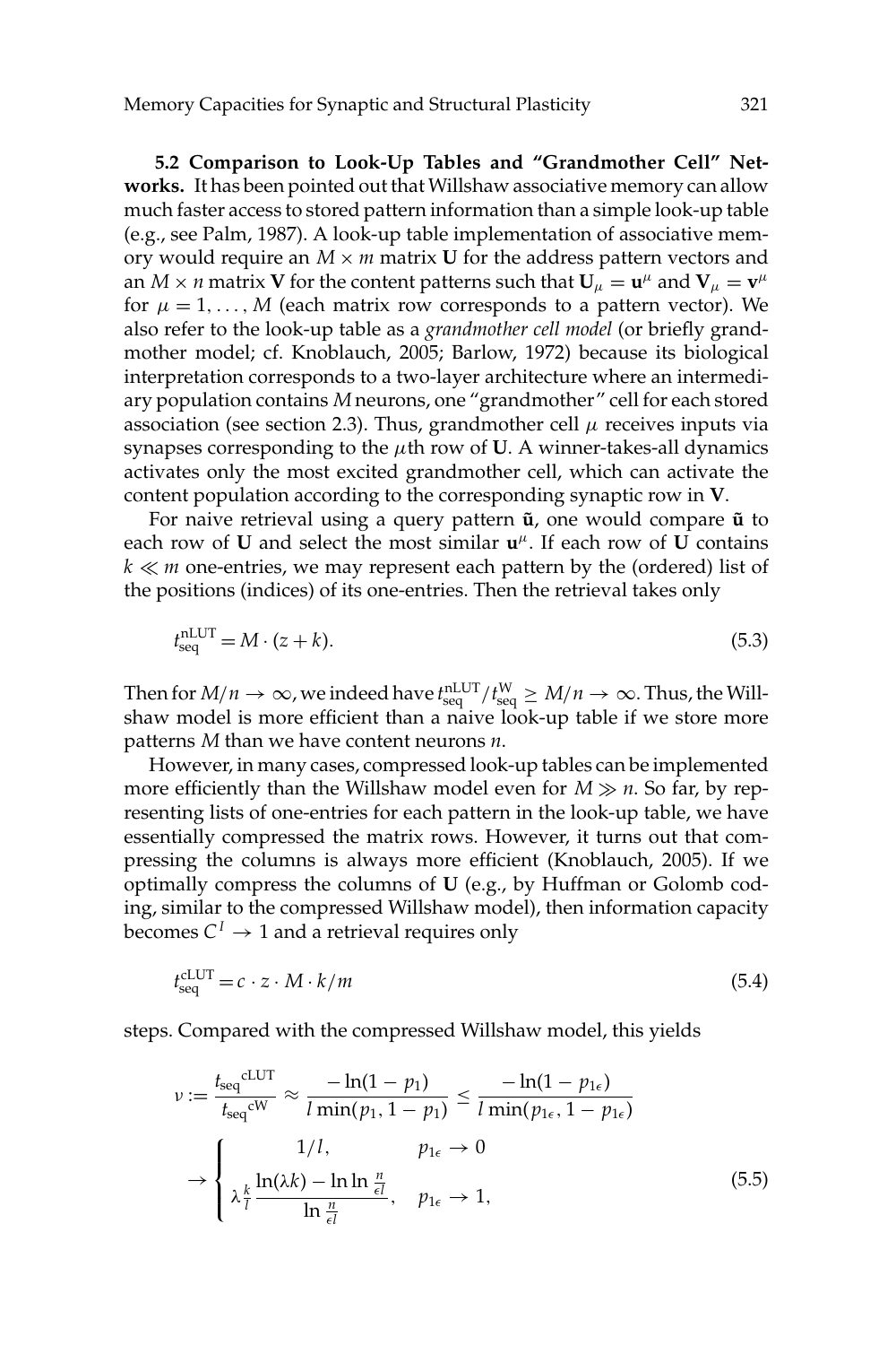**5.2 Comparison to Look-Up Tables and "Grandmother Cell" Networks.** It has been pointed out that Willshaw associative memory can allow much faster access to stored pattern information than a simple look-up table (e.g., see Palm, 1987). A look-up table implementation of associative memory would require an $M \times m$ matrix $\mathbf{U}$ for the address pattern vectors and an $M \times n$ matrix $\mathbf{V}$ for the content patterns such that $\mathbf{U}_\mu = \mathbf{u}^\mu$ and $\mathbf{V}_\mu = \mathbf{v}^\mu$ for $\mu = 1, \ldots, M$ (each matrix row corresponds to a pattern vector). We also refer to the look-up table as a *grandmother cell model* (or briefly grandmother model; cf. Knoblauch, 2005; Barlow, 1972) because its biological interpretation corresponds to a two-layer architecture where an intermediary population contains $M$ neurons, one "grandmother" cell for each stored association (see section 2.3). Thus, grandmother cell $\mu$ receives inputs via synapses corresponding to the $\mu$th row of $\mathbf{U}$. A winner-takes-all dynamics activates only the most excited grandmother cell, which can activate the content population according to the corresponding synaptic row in $\mathbf{V}$.

For naive retrieval using a query pattern $\tilde{\mathbf{u}}$, one would compare $\tilde{\mathbf{u}}$ to each row of $\mathbf{U}$ and select the most similar $\mathbf{u}^\mu$. If each row of $\mathbf{U}$ contains $k \ll m$ one-entries, we may represent each pattern by the (ordered) list of the positions (indices) of its one-entries. Then the retrieval takes only

$$t_{\text{seq}}^{\text{nLUT}} = M \cdot (z + k). \tag{5.3}$$

Then for $M/n \to \infty$, we indeed have $t_{\text{seq}}^{\text{nLUT}}/t_{\text{seq}}^{\text{W}} \geq M/n \to \infty$. Thus, the Willshaw model is more efficient than a naive look-up table if we store more patterns $M$ than we have content neurons $n$.

However, in many cases, compressed look-up tables can be implemented more efficiently than the Willshaw model even for $M \gg n$. So far, by representing lists of one-entries for each pattern in the look-up table, we have essentially compressed the matrix rows. However, it turns out that compressing the columns is always more efficient (Knoblauch, 2005). If we optimally compress the columns of $\mathbf{U}$ (e.g., by Huffman or Golomb coding, similar to the compressed Willshaw model), then information capacity becomes $C^I \to 1$ and a retrieval requires only

$$t_{\text{seq}}^{\text{cLUT}} = c \cdot z \cdot M \cdot k/m \tag{5.4}$$

steps. Compared with the compressed Willshaw model, this yields

$$\nu := \frac{{t_{\text{seq}}}^{\text{cLUT}}}{{t_{\text{seq}}}^{\text{cW}}} \approx \frac{-\ln(1-p_1)}{l \min(p_1, 1-p_1)} \leq \frac{-\ln(1-p_{1\epsilon})}{l \min(p_{1\epsilon}, 1-p_{1\epsilon})}$$
$$\to \begin{cases} 1/l, & p_{1\epsilon} \to 0 \\ \lambda \frac{k}{l} \dfrac{\ln(\lambda k) - \ln \ln \frac{n}{\epsilon l}}{\ln \frac{n}{\epsilon l}}, & p_{1\epsilon} \to 1, \end{cases} \tag{5.5}$$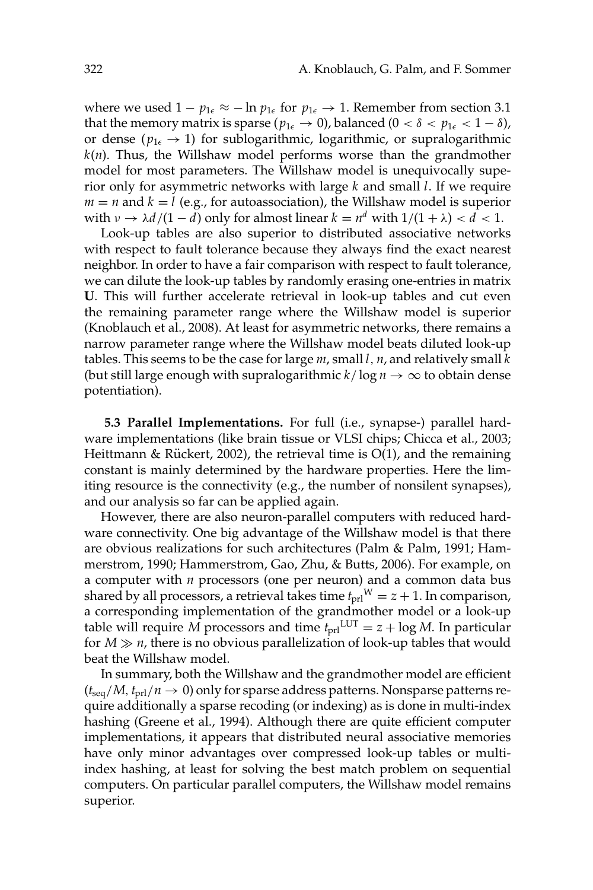where we used $1 - p_{1\epsilon} \approx -\ln p_{1\epsilon}$ for $p_{1\epsilon} \to 1$. Remember from section 3.1 that the memory matrix is sparse ($p_{1\epsilon} \to 0$), balanced ($0 < \delta < p_{1\epsilon} < 1 - \delta$), or dense ($p_{1\epsilon} \to 1$) for sublogarithmic, logarithmic, or supralogarithmic $k(n)$. Thus, the Willshaw model performs worse than the grandmother model for most parameters. The Willshaw model is unequivocally superior only for asymmetric networks with large $k$ and small $l$. If we require $m = n$ and $k = l$ (e.g., for autoassociation), the Willshaw model is superior with $\nu \to \lambda d/(1-d)$ only for almost linear $k = n^d$ with $1/(1+\lambda) < d < 1$.

Look-up tables are also superior to distributed associative networks with respect to fault tolerance because they always find the exact nearest neighbor. In order to have a fair comparison with respect to fault tolerance, we can dilute the look-up tables by randomly erasing one-entries in matrix **U**. This will further accelerate retrieval in look-up tables and cut even the remaining parameter range where the Willshaw model is superior (Knoblauch et al., 2008). At least for asymmetric networks, there remains a narrow parameter range where the Willshaw model beats diluted look-up tables. This seems to be the case for large $m$, small $l$, $n$, and relatively small $k$ (but still large enough with supralogarithmic $k/\log n \to \infty$ to obtain dense potentiation).

**5.3 Parallel Implementations.** For full (i.e., synapse-) parallel hardware implementations (like brain tissue or VLSI chips; Chicca et al., 2003; Heittmann & Rückert, 2002), the retrieval time is O(1), and the remaining constant is mainly determined by the hardware properties. Here the limiting resource is the connectivity (e.g., the number of nonsilent synapses), and our analysis so far can be applied again.

However, there are also neuron-parallel computers with reduced hardware connectivity. One big advantage of the Willshaw model is that there are obvious realizations for such architectures (Palm & Palm, 1991; Hammerstrom, 1990; Hammerstrom, Gao, Zhu, & Butts, 2006). For example, on a computer with $n$ processors (one per neuron) and a common data bus shared by all processors, a retrieval takes time ${t_{\mathrm{prl}}}^{\mathrm{W}} = z + 1$. In comparison, a corresponding implementation of the grandmother model or a look-up table will require $M$ processors and time ${t_{\mathrm{prl}}}^{\mathrm{LUT}} = z + \log M$. In particular for $M \gg n$, there is no obvious parallelization of look-up tables that would beat the Willshaw model.

In summary, both the Willshaw and the grandmother model are efficient ($t_{\mathrm{seq}}/M$, $t_{\mathrm{prl}}/n \to 0$) only for sparse address patterns. Nonsparse patterns require additionally a sparse recoding (or indexing) as is done in multi-index hashing (Greene et al., 1994). Although there are quite efficient computer implementations, it appears that distributed neural associative memories have only minor advantages over compressed look-up tables or multi-index hashing, at least for solving the best match problem on sequential computers. On particular parallel computers, the Willshaw model remains superior.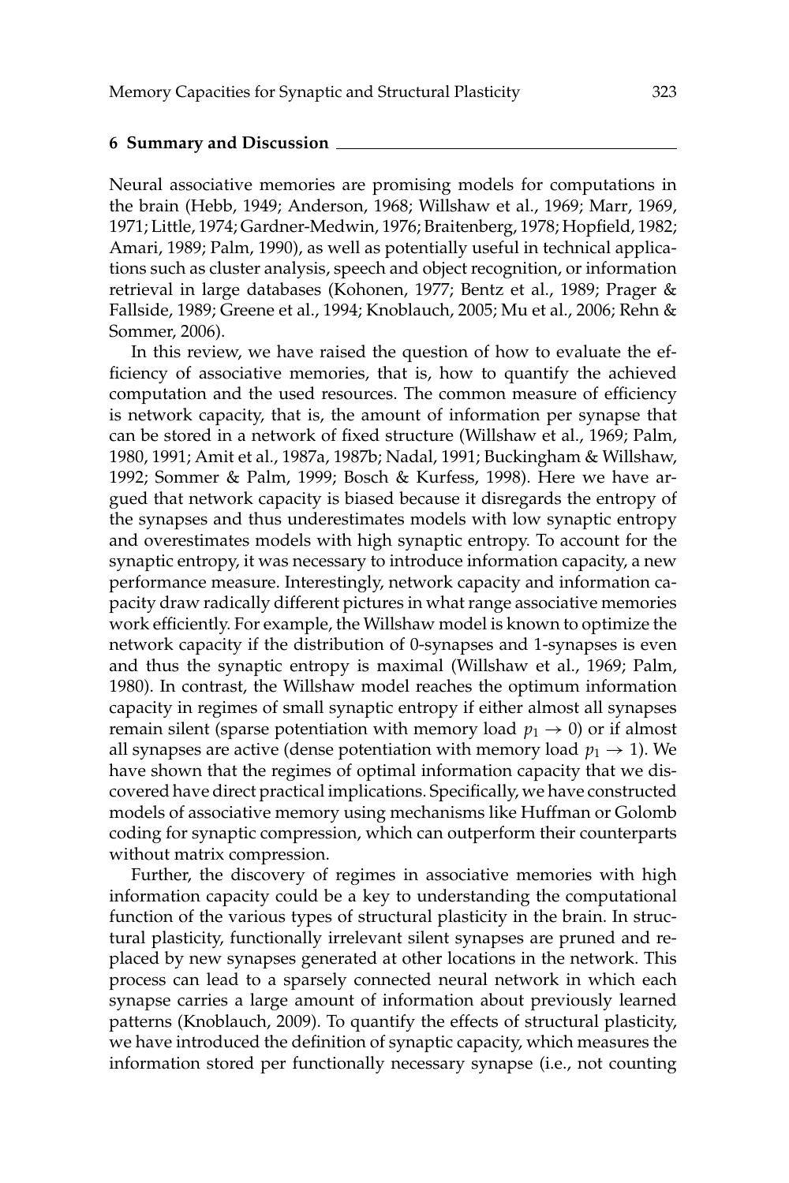## 6 Summary and Discussion

Neural associative memories are promising models for computations in the brain (Hebb, 1949; Anderson, 1968; Willshaw et al., 1969; Marr, 1969, 1971; Little, 1974; Gardner-Medwin, 1976; Braitenberg, 1978; Hopfield, 1982; Amari, 1989; Palm, 1990), as well as potentially useful in technical applications such as cluster analysis, speech and object recognition, or information retrieval in large databases (Kohonen, 1977; Bentz et al., 1989; Prager & Fallside, 1989; Greene et al., 1994; Knoblauch, 2005; Mu et al., 2006; Rehn & Sommer, 2006).

In this review, we have raised the question of how to evaluate the efficiency of associative memories, that is, how to quantify the achieved computation and the used resources. The common measure of efficiency is network capacity, that is, the amount of information per synapse that can be stored in a network of fixed structure (Willshaw et al., 1969; Palm, 1980, 1991; Amit et al., 1987a, 1987b; Nadal, 1991; Buckingham & Willshaw, 1992; Sommer & Palm, 1999; Bosch & Kurfess, 1998). Here we have argued that network capacity is biased because it disregards the entropy of the synapses and thus underestimates models with low synaptic entropy and overestimates models with high synaptic entropy. To account for the synaptic entropy, it was necessary to introduce information capacity, a new performance measure. Interestingly, network capacity and information capacity draw radically different pictures in what range associative memories work efficiently. For example, the Willshaw model is known to optimize the network capacity if the distribution of 0-synapses and 1-synapses is even and thus the synaptic entropy is maximal (Willshaw et al., 1969; Palm, 1980). In contrast, the Willshaw model reaches the optimum information capacity in regimes of small synaptic entropy if either almost all synapses remain silent (sparse potentiation with memory load $p_1 \to 0$) or if almost all synapses are active (dense potentiation with memory load $p_1 \to 1$). We have shown that the regimes of optimal information capacity that we discovered have direct practical implications. Specifically, we have constructed models of associative memory using mechanisms like Huffman or Golomb coding for synaptic compression, which can outperform their counterparts without matrix compression.

Further, the discovery of regimes in associative memories with high information capacity could be a key to understanding the computational function of the various types of structural plasticity in the brain. In structural plasticity, functionally irrelevant silent synapses are pruned and replaced by new synapses generated at other locations in the network. This process can lead to a sparsely connected neural network in which each synapse carries a large amount of information about previously learned patterns (Knoblauch, 2009). To quantify the effects of structural plasticity, we have introduced the definition of synaptic capacity, which measures the information stored per functionally necessary synapse (i.e., not counting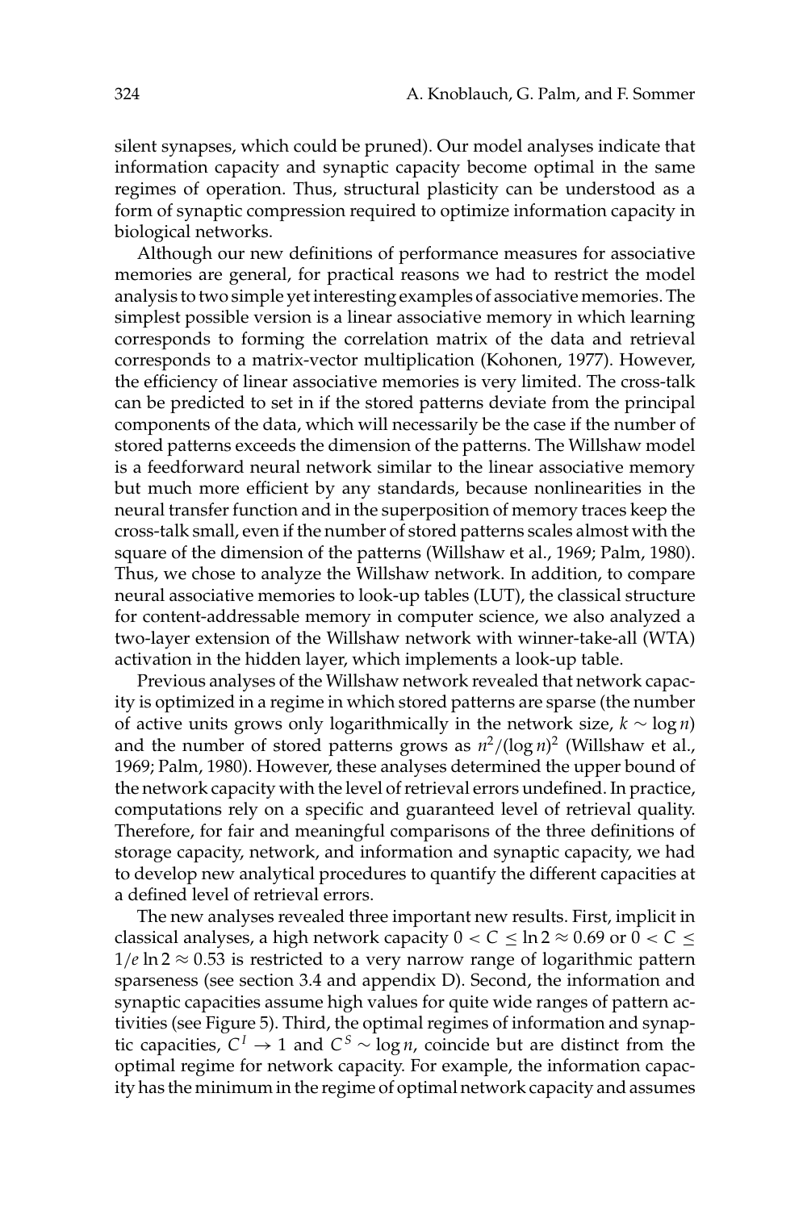silent synapses, which could be pruned). Our model analyses indicate that information capacity and synaptic capacity become optimal in the same regimes of operation. Thus, structural plasticity can be understood as a form of synaptic compression required to optimize information capacity in biological networks.

Although our new definitions of performance measures for associative memories are general, for practical reasons we had to restrict the model analysis to two simple yet interesting examples of associative memories. The simplest possible version is a linear associative memory in which learning corresponds to forming the correlation matrix of the data and retrieval corresponds to a matrix-vector multiplication (Kohonen, 1977). However, the efficiency of linear associative memories is very limited. The cross-talk can be predicted to set in if the stored patterns deviate from the principal components of the data, which will necessarily be the case if the number of stored patterns exceeds the dimension of the patterns. The Willshaw model is a feedforward neural network similar to the linear associative memory but much more efficient by any standards, because nonlinearities in the neural transfer function and in the superposition of memory traces keep the cross-talk small, even if the number of stored patterns scales almost with the square of the dimension of the patterns (Willshaw et al., 1969; Palm, 1980). Thus, we chose to analyze the Willshaw network. In addition, to compare neural associative memories to look-up tables (LUT), the classical structure for content-addressable memory in computer science, we also analyzed a two-layer extension of the Willshaw network with winner-take-all (WTA) activation in the hidden layer, which implements a look-up table.

Previous analyses of the Willshaw network revealed that network capacity is optimized in a regime in which stored patterns are sparse (the number of active units grows only logarithmically in the network size, $k \sim \log n$) and the number of stored patterns grows as $n^2/(\log n)^2$ (Willshaw et al., 1969; Palm, 1980). However, these analyses determined the upper bound of the network capacity with the level of retrieval errors undefined. In practice, computations rely on a specific and guaranteed level of retrieval quality. Therefore, for fair and meaningful comparisons of the three definitions of storage capacity, network, and information and synaptic capacity, we had to develop new analytical procedures to quantify the different capacities at a defined level of retrieval errors.

The new analyses revealed three important new results. First, implicit in classical analyses, a high network capacity $0 < C \leq \ln 2 \approx 0.69$ or $0 < C \leq 1/e \ln 2 \approx 0.53$ is restricted to a very narrow range of logarithmic pattern sparseness (see section 3.4 and appendix D). Second, the information and synaptic capacities assume high values for quite wide ranges of pattern activities (see Figure 5). Third, the optimal regimes of information and synaptic capacities, $C^I \to 1$ and $C^S \sim \log n$, coincide but are distinct from the optimal regime for network capacity. For example, the information capacity has the minimum in the regime of optimal network capacity and assumes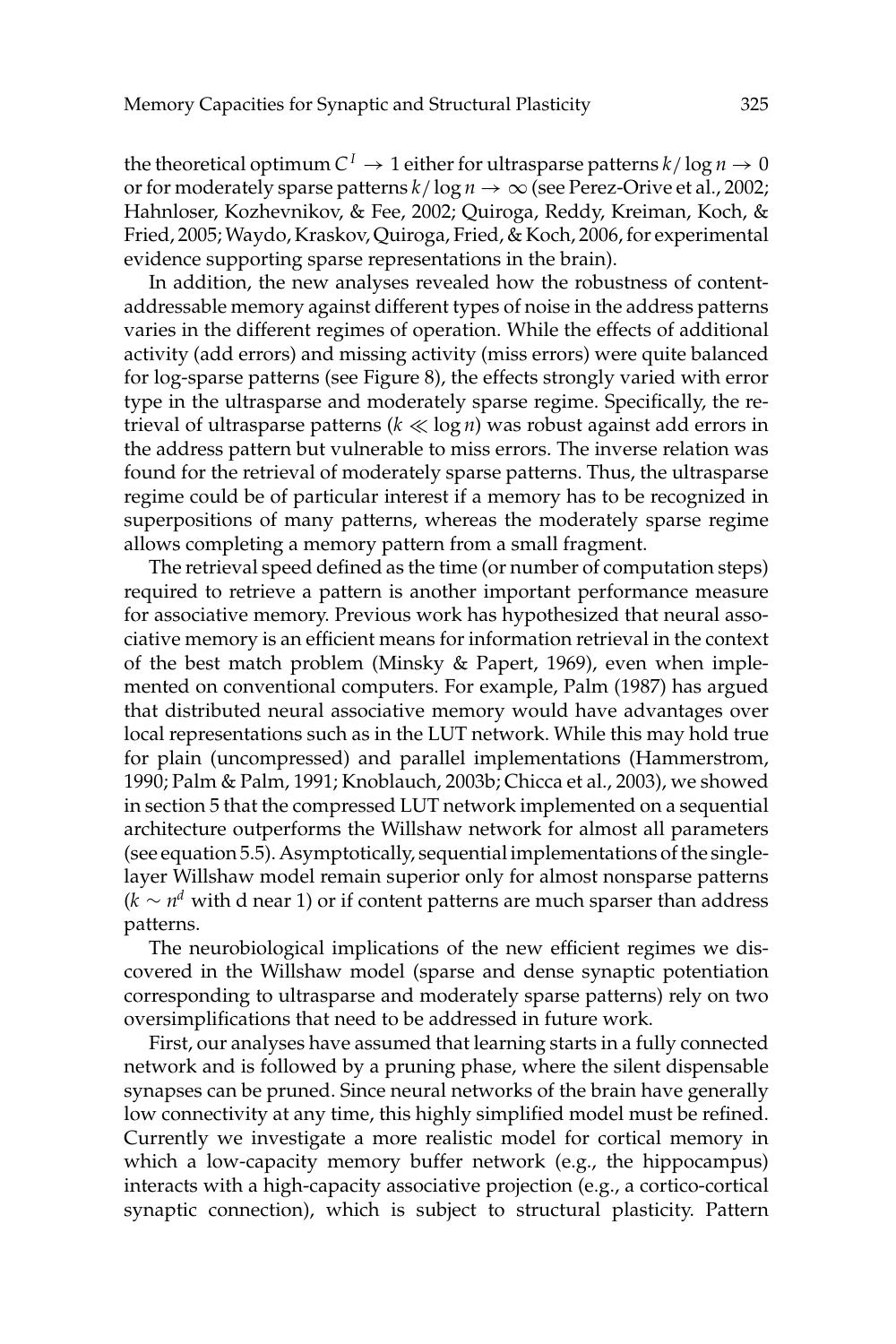the theoretical optimum $C^I \to 1$ either for ultrasparse patterns $k/\log n \to 0$ or for moderately sparse patterns $k/\log n \to \infty$ (see Perez-Orive et al., 2002; Hahnloser, Kozhevnikov, & Fee, 2002; Quiroga, Reddy, Kreiman, Koch, & Fried, 2005; Waydo, Kraskov, Quiroga, Fried, & Koch, 2006, for experimental evidence supporting sparse representations in the brain).

In addition, the new analyses revealed how the robustness of content-addressable memory against different types of noise in the address patterns varies in the different regimes of operation. While the effects of additional activity (add errors) and missing activity (miss errors) were quite balanced for log-sparse patterns (see Figure 8), the effects strongly varied with error type in the ultrasparse and moderately sparse regime. Specifically, the retrieval of ultrasparse patterns ($k \ll \log n$) was robust against add errors in the address pattern but vulnerable to miss errors. The inverse relation was found for the retrieval of moderately sparse patterns. Thus, the ultrasparse regime could be of particular interest if a memory has to be recognized in superpositions of many patterns, whereas the moderately sparse regime allows completing a memory pattern from a small fragment.

The retrieval speed defined as the time (or number of computation steps) required to retrieve a pattern is another important performance measure for associative memory. Previous work has hypothesized that neural associative memory is an efficient means for information retrieval in the context of the best match problem (Minsky & Papert, 1969), even when implemented on conventional computers. For example, Palm (1987) has argued that distributed neural associative memory would have advantages over local representations such as in the LUT network. While this may hold true for plain (uncompressed) and parallel implementations (Hammerstrom, 1990; Palm & Palm, 1991; Knoblauch, 2003b; Chicca et al., 2003), we showed in section 5 that the compressed LUT network implemented on a sequential architecture outperforms the Willshaw network for almost all parameters (see equation 5.5). Asymptotically, sequential implementations of the single-layer Willshaw model remain superior only for almost nonsparse patterns ($k \sim n^d$ with d near 1) or if content patterns are much sparser than address patterns.

The neurobiological implications of the new efficient regimes we discovered in the Willshaw model (sparse and dense synaptic potentiation corresponding to ultrasparse and moderately sparse patterns) rely on two oversimplifications that need to be addressed in future work.

First, our analyses have assumed that learning starts in a fully connected network and is followed by a pruning phase, where the silent dispensable synapses can be pruned. Since neural networks of the brain have generally low connectivity at any time, this highly simplified model must be refined. Currently we investigate a more realistic model for cortical memory in which a low-capacity memory buffer network (e.g., the hippocampus) interacts with a high-capacity associative projection (e.g., a cortico-cortical synaptic connection), which is subject to structural plasticity. Pattern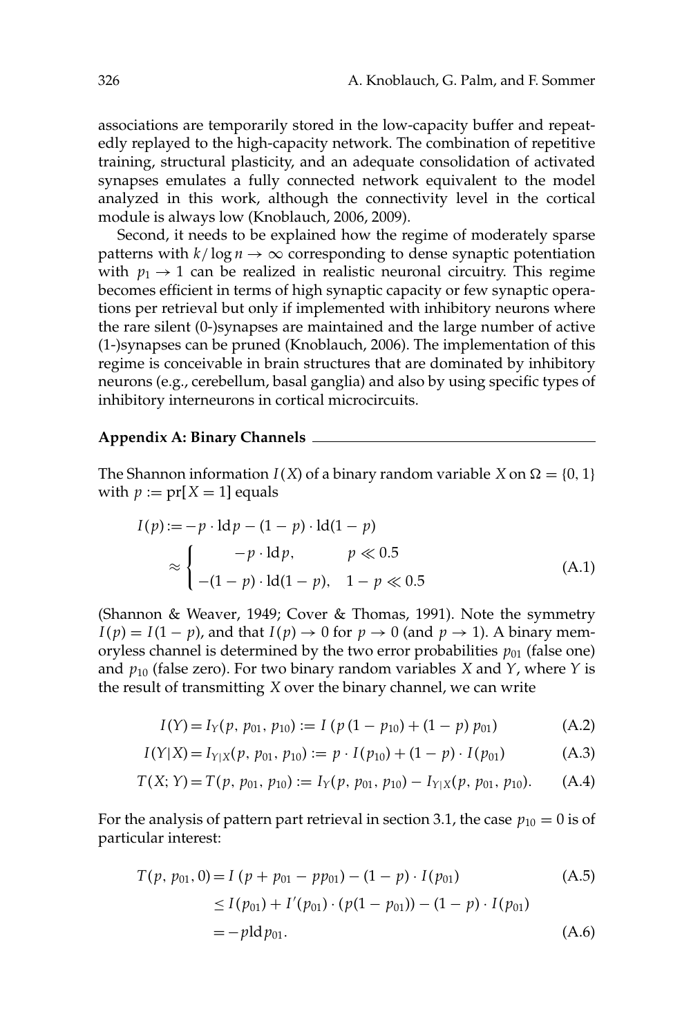associations are temporarily stored in the low-capacity buffer and repeatedly replayed to the high-capacity network. The combination of repetitive training, structural plasticity, and an adequate consolidation of activated synapses emulates a fully connected network equivalent to the model analyzed in this work, although the connectivity level in the cortical module is always low (Knoblauch, 2006, 2009).

Second, it needs to be explained how the regime of moderately sparse patterns with $k/\log n \to \infty$ corresponding to dense synaptic potentiation with $p_1 \to 1$ can be realized in realistic neuronal circuitry. This regime becomes efficient in terms of high synaptic capacity or few synaptic operations per retrieval but only if implemented with inhibitory neurons where the rare silent (0-)synapses are maintained and the large number of active (1-)synapses can be pruned (Knoblauch, 2006). The implementation of this regime is conceivable in brain structures that are dominated by inhibitory neurons (e.g., cerebellum, basal ganglia) and also by using specific types of inhibitory interneurons in cortical microcircuits.

## Appendix A: Binary Channels

The Shannon information $I(X)$ of a binary random variable $X$ on $\Omega = \{0, 1\}$ with $p := \mathrm{pr}[X = 1]$ equals

$$I(p) := -p \cdot \mathrm{ld}\, p - (1-p) \cdot \mathrm{ld}(1-p)$$
$$\approx \begin{cases} -p \cdot \mathrm{ld}\, p, & p \ll 0.5 \\ -(1-p) \cdot \mathrm{ld}(1-p), & 1-p \ll 0.5 \end{cases} \tag{A.1}$$

(Shannon & Weaver, 1949; Cover & Thomas, 1991). Note the symmetry $I(p) = I(1-p)$, and that $I(p) \to 0$ for $p \to 0$ (and $p \to 1$). A binary memoryless channel is determined by the two error probabilities $p_{01}$ (false one) and $p_{10}$ (false zero). For two binary random variables $X$ and $Y$, where $Y$ is the result of transmitting $X$ over the binary channel, we can write

$$I(Y) = I_Y(p, p_{01}, p_{10}) := I\,(p\,(1-p_{10}) + (1-p)\,p_{01}) \tag{A.2}$$

$$I(Y|X) = I_{Y|X}(p, p_{01}, p_{10}) := p \cdot I(p_{10}) + (1-p) \cdot I(p_{01}) \tag{A.3}$$

$$T(X; Y) = T(p, p_{01}, p_{10}) := I_Y(p, p_{01}, p_{10}) - I_{Y|X}(p, p_{01}, p_{10}). \tag{A.4}$$

For the analysis of pattern part retrieval in section 3.1, the case $p_{10} = 0$ is of particular interest:

$$T(p, p_{01}, 0) = I\,(p + p_{01} - pp_{01}) - (1-p) \cdot I(p_{01}) \tag{A.5}$$
$$\leq I(p_{01}) + I'(p_{01}) \cdot (p(1-p_{01})) - (1-p) \cdot I(p_{01})$$
$$= -p\,\mathrm{ld}\, p_{01}. \tag{A.6}$$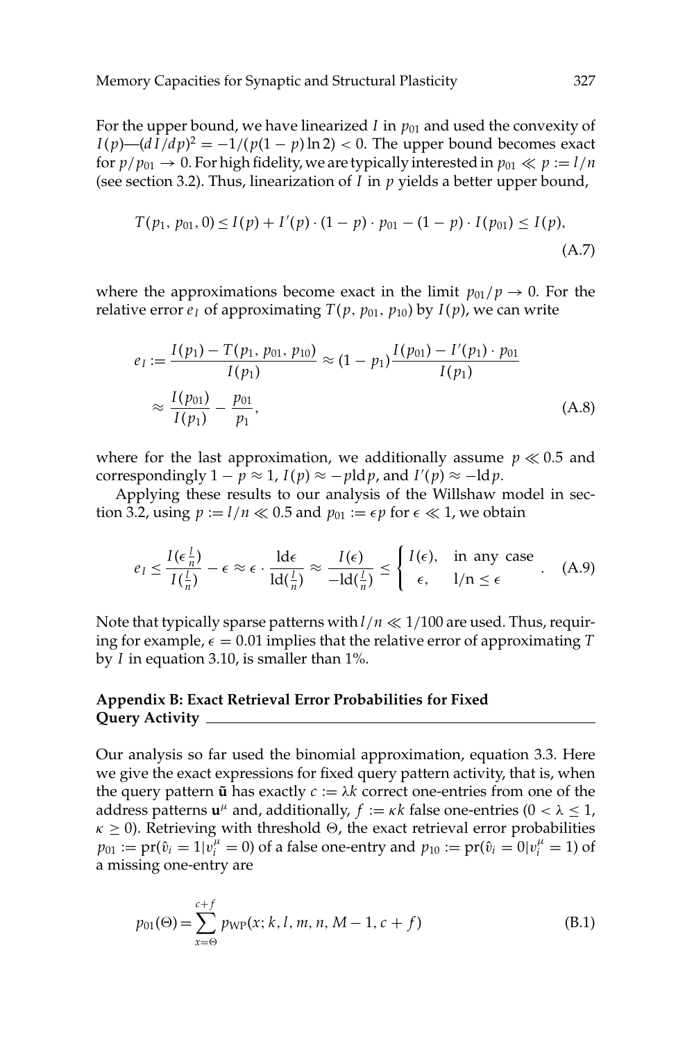For the upper bound, we have linearized $I$ in $p_{01}$ and used the convexity of $I(p)$—$(dI/dp)^2 = -1/(p(1-p)\ln 2) < 0$. The upper bound becomes exact for $p/p_{01} \to 0$. For high fidelity, we are typically interested in $p_{01} \ll p := l/n$ (see section 3.2). Thus, linearization of $I$ in $p$ yields a better upper bound,

$$T(p_1, p_{01}, 0) \leq I(p) + I'(p) \cdot (1-p) \cdot p_{01} - (1-p) \cdot I(p_{01}) \leq I(p), \tag{A.7}$$

where the approximations become exact in the limit $p_{01}/p \to 0$. For the relative error $e_I$ of approximating $T(p, p_{01}, p_{10})$ by $I(p)$, we can write

$$e_I := \frac{I(p_1) - T(p_1, p_{01}, p_{10})}{I(p_1)} \approx (1-p_1)\frac{I(p_{01}) - I'(p_1) \cdot p_{01}}{I(p_1)}$$
$$\approx \frac{I(p_{01})}{I(p_1)} - \frac{p_{01}}{p_1}, \tag{A.8}$$

where for the last approximation, we additionally assume $p \ll 0.5$ and correspondingly $1 - p \approx 1$, $I(p) \approx -p\mathrm{ld}p$, and $I'(p) \approx -\mathrm{ld}p$.

Applying these results to our analysis of the Willshaw model in section 3.2, using $p := l/n \ll 0.5$ and $p_{01} := \epsilon p$ for $\epsilon \ll 1$, we obtain

$$e_I \leq \frac{I(\epsilon \frac{l}{n})}{I(\frac{l}{n})} - \epsilon \approx \epsilon \cdot \frac{\mathrm{ld}\epsilon}{\mathrm{ld}(\frac{l}{n})} \approx \frac{I(\epsilon)}{-\mathrm{ld}(\frac{l}{n})} \leq \begin{cases} I(\epsilon), & \text{in any case} \\ \epsilon, & \text{l/n} \leq \epsilon \end{cases}. \tag{A.9}$$

Note that typically sparse patterns with $l/n \ll 1/100$ are used. Thus, requiring for example, $\epsilon = 0.01$ implies that the relative error of approximating $T$ by $I$ in equation 3.10, is smaller than 1%.

## Appendix B: Exact Retrieval Error Probabilities for Fixed Query Activity

Our analysis so far used the binomial approximation, equation 3.3. Here we give the exact expressions for fixed query pattern activity, that is, when the query pattern $\tilde{\mathbf{u}}$ has exactly $c := \lambda k$ correct one-entries from one of the address patterns $\mathbf{u}^\mu$ and, additionally, $f := \kappa k$ false one-entries ($0 < \lambda \leq 1$, $\kappa \geq 0$). Retrieving with threshold $\Theta$, the exact retrieval error probabilities $p_{01} := \mathrm{pr}(\hat{v}_i = 1 | v_i^\mu = 0)$ of a false one-entry and $p_{10} := \mathrm{pr}(\hat{v}_i = 0 | v_i^\mu = 1)$ of a missing one-entry are

$$p_{01}(\Theta) = \sum_{x=\Theta}^{c+f} p_{\mathrm{WP}}(x; k, l, m, n, M-1, c+f) \tag{B.1}$$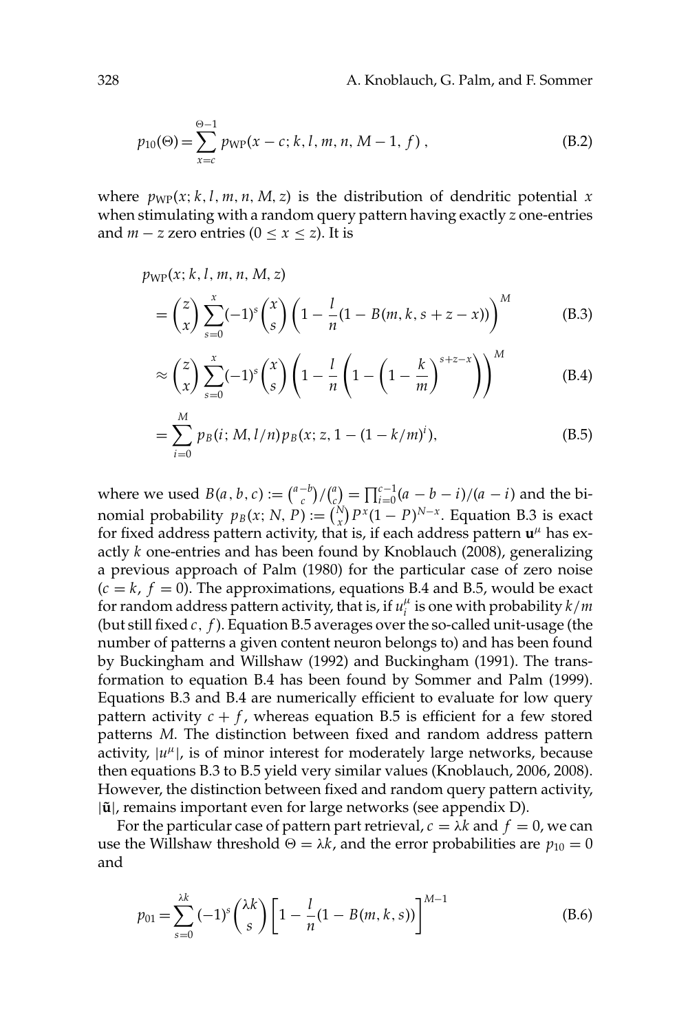$$p_{10}(\Theta) = \sum_{x=c}^{\Theta-1} p_{\text{WP}}(x-c; k, l, m, n, M-1, f)\,, \tag{B.2}$$

where $p_{\text{WP}}(x; k, l, m, n, M, z)$ is the distribution of dendritic potential $x$ when stimulating with a random query pattern having exactly $z$ one-entries and $m-z$ zero entries ($0 \leq x \leq z$). It is

$$p_{\text{WP}}(x; k, l, m, n, M, z)$$

$$= \binom{z}{x} \sum_{s=0}^{x} (-1)^s \binom{x}{s} \left(1 - \frac{l}{n}(1 - B(m, k, s+z-x))\right)^M \tag{B.3}$$

$$\approx \binom{z}{x} \sum_{s=0}^{x} (-1)^s \binom{x}{s} \left(1 - \frac{l}{n}\left(1 - \left(1 - \frac{k}{m}\right)^{s+z-x}\right)\right)^M \tag{B.4}$$

$$= \sum_{i=0}^{M} p_B(i; M, l/n) p_B(x; z, 1-(1-k/m)^i), \tag{B.5}$$

where we used $B(a, b, c) := \binom{a-b}{c} / \binom{a}{c} = \prod_{i=0}^{c-1} (a-b-i)/(a-i)$ and the binomial probability $p_B(x; N, P) := \binom{N}{x} P^x (1-P)^{N-x}$. Equation B.3 is exact for fixed address pattern activity, that is, if each address pattern $\mathbf{u}^\mu$ has exactly $k$ one-entries and has been found by Knoblauch (2008), generalizing a previous approach of Palm (1980) for the particular case of zero noise ($c = k$, $f = 0$). The approximations, equations B.4 and B.5, would be exact for random address pattern activity, that is, if $u_i^\mu$ is one with probability $k/m$ (but still fixed $c$, $f$). Equation B.5 averages over the so-called unit-usage (the number of patterns a given content neuron belongs to) and has been found by Buckingham and Willshaw (1992) and Buckingham (1991). The transformation to equation B.4 has been found by Sommer and Palm (1999). Equations B.3 and B.4 are numerically efficient to evaluate for low query pattern activity $c + f$, whereas equation B.5 is efficient for a few stored patterns $M$. The distinction between fixed and random address pattern activity, $|u^\mu|$, is of minor interest for moderately large networks, because then equations B.3 to B.5 yield very similar values (Knoblauch, 2006, 2008). However, the distinction between fixed and random query pattern activity, $|\tilde{\mathbf{u}}|$, remains important even for large networks (see appendix D).

For the particular case of pattern part retrieval, $c = \lambda k$ and $f = 0$, we can use the Willshaw threshold $\Theta = \lambda k$, and the error probabilities are $p_{10} = 0$ and

$$p_{01} = \sum_{s=0}^{\lambda k} (-1)^s \binom{\lambda k}{s} \left[1 - \frac{l}{n}(1 - B(m, k, s))\right]^{M-1} \tag{B.6}$$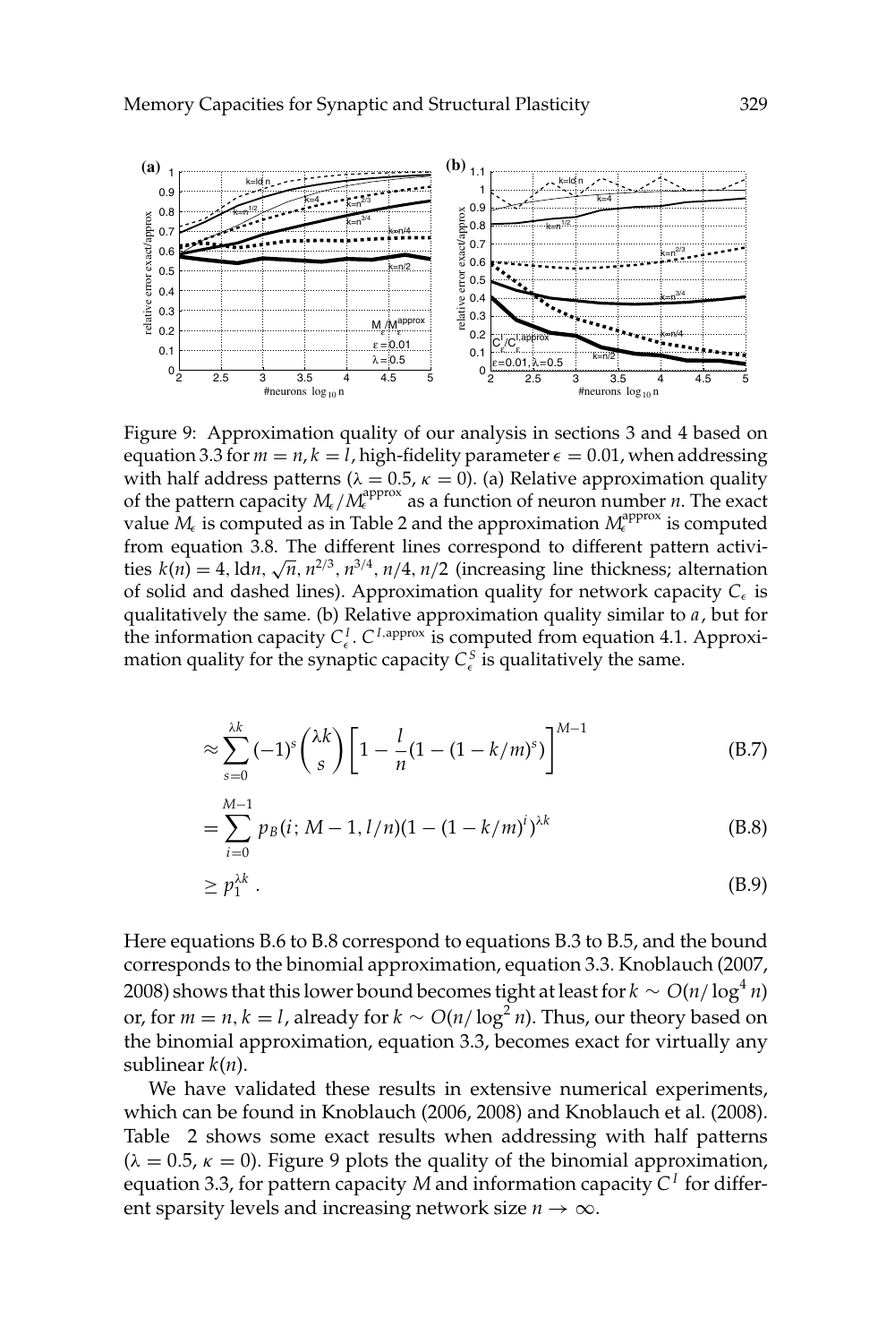Figure 9: Approximation quality of our analysis in sections 3 and 4 based on equation 3.3 for $m = n, k = l$, high-fidelity parameter $\epsilon = 0.01$, when addressing with half address patterns ($\lambda = 0.5$, $\kappa = 0$). (a) Relative approximation quality of the pattern capacity $M_\epsilon / M_\epsilon^{\text{approx}}$ as a function of neuron number $n$. The exact value $M_\epsilon$ is computed as in Table 2 and the approximation $M_\epsilon^{\text{approx}}$ is computed from equation 3.8. The different lines correspond to different pattern activities $k(n) = 4, \text{ld}n, \sqrt{n}, n^{2/3}, n^{3/4}, n/4, n/2$ (increasing line thickness; alternation of solid and dashed lines). Approximation quality for network capacity $C_\epsilon$ is qualitatively the same. (b) Relative approximation quality similar to $a$, but for the information capacity $C_\epsilon^I$. $C^{I,\text{approx}}$ is computed from equation 4.1. Approximation quality for the synaptic capacity $C_\epsilon^S$ is qualitatively the same.

$$\approx \sum_{s=0}^{\lambda k} (-1)^s \binom{\lambda k}{s} \left[ 1 - \frac{l}{n}(1 - (1 - k/m)^s) \right]^{M-1} \tag{B.7}$$

$$= \sum_{i=0}^{M-1} p_B(i; M-1, l/n)(1 - (1 - k/m)^i)^{\lambda k} \tag{B.8}$$

$$\geq p_1^{\lambda k} . \tag{B.9}$$

Here equations B.6 to B.8 correspond to equations B.3 to B.5, and the bound corresponds to the binomial approximation, equation 3.3. Knoblauch (2007, 2008) shows that this lower bound becomes tight at least for $k \sim O(n/\log^4 n)$ or, for $m = n, k = l$, already for $k \sim O(n/\log^2 n)$. Thus, our theory based on the binomial approximation, equation 3.3, becomes exact for virtually any sublinear $k(n)$.

We have validated these results in extensive numerical experiments, which can be found in Knoblauch (2006, 2008) and Knoblauch et al. (2008). Table 2 shows some exact results when addressing with half patterns ($\lambda = 0.5$, $\kappa = 0$). Figure 9 plots the quality of the binomial approximation, equation 3.3, for pattern capacity $M$ and information capacity $C^I$ for different sparsity levels and increasing network size $n \to \infty$.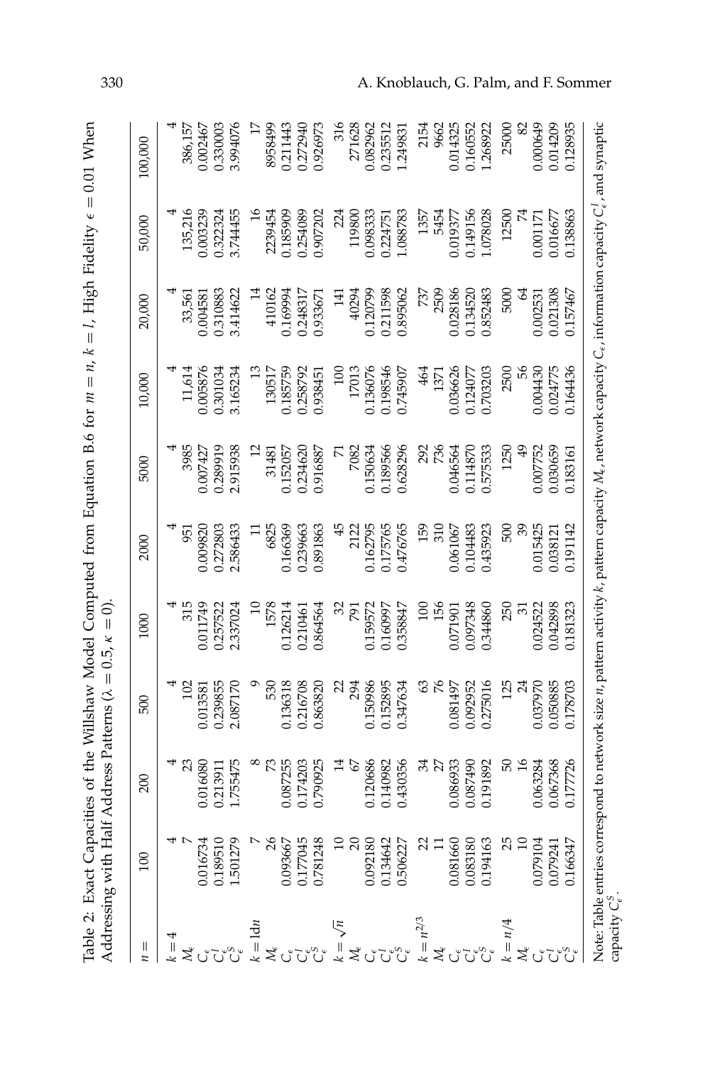Table 2: Exact Capacities of the Willshaw Model Computed from Equation B.6 for $m = n$, $k = l$, High Fidelity $\epsilon = 0.01$ When Addressing with Half Address Patterns ($\lambda = 0.5$, $\kappa = 0$).

| $n =$ | 100 | 200 | 500 | 1000 | 2000 | 5000 | 10,000 | 20,000 | 50,000 | 100,000 |
|---|---|---|---|---|---|---|---|---|---|---|
| $k = 4$ | 4 | 4 | 4 | 4 | 4 | 4 | 4 | 4 | 4 | 4 |
| $M_\epsilon$ | 7 | 23 | 102 | 315 | 951 | 3985 | 11,614 | 33,561 | 135,216 | 386,157 |
| $C_\epsilon$ | 0.016734 | 0.016080 | 0.013581 | 0.011749 | 0.009820 | 0.007427 | 0.005876 | 0.004581 | 0.003239 | 0.002467 |
| $C^I_\epsilon$ | 0.189510 | 0.213911 | 0.239855 | 0.257522 | 0.272803 | 0.289919 | 0.301034 | 0.310883 | 0.322324 | 0.330003 |
| $C^S_\epsilon$ | 1.501279 | 1.755475 | 2.087170 | 2.337024 | 2.586433 | 2.915938 | 3.165234 | 3.414622 | 3.744455 | 3.994076 |
| $k = \mathrm{ld}\, n$ | 7 | 8 | 9 | 10 | 11 | 12 | 13 | 14 | 16 | 17 |
| $M_\epsilon$ | 26 | 73 | 530 | 1578 | 6825 | 31481 | 130517 | 410162 | 2239454 | 8958499 |
| $C_\epsilon$ | 0.093667 | 0.087255 | 0.136318 | 0.126214 | 0.166369 | 0.152057 | 0.185759 | 0.169994 | 0.185909 | 0.211443 |
| $C^I_\epsilon$ | 0.177045 | 0.174203 | 0.216708 | 0.210461 | 0.239663 | 0.234620 | 0.258792 | 0.248317 | 0.254089 | 0.272940 |
| $C^S_\epsilon$ | 0.781248 | 0.790925 | 0.863820 | 0.864564 | 0.891863 | 0.916887 | 0.938451 | 0.933671 | 0.907202 | 0.926973 |
| $k = \sqrt{n}$ | 10 | 14 | 22 | 32 | 45 | 71 | 100 | 141 | 224 | 316 |
| $M_\epsilon$ | 20 | 67 | 294 | 791 | 2122 | 7082 | 17013 | 40294 | 119800 | 271628 |
| $C_\epsilon$ | 0.092180 | 0.120686 | 0.150986 | 0.159572 | 0.162795 | 0.150634 | 0.136076 | 0.120799 | 0.098333 | 0.082962 |
| $C^I_\epsilon$ | 0.134642 | 0.140982 | 0.152895 | 0.160997 | 0.175765 | 0.189566 | 0.198546 | 0.211598 | 0.224751 | 0.235512 |
| $C^S_\epsilon$ | 0.506227 | 0.430356 | 0.347634 | 0.358847 | 0.476765 | 0.628296 | 0.745907 | 0.895062 | 1.088783 | 1.249831 |
| $k = n^{2/3}$ | 22 | 34 | 63 | 100 | 159 | 292 | 464 | 737 | 1357 | 2154 |
| $M_\epsilon$ | 11 | 27 | 76 | 156 | 310 | 736 | 1371 | 2509 | 5454 | 9662 |
| $C_\epsilon$ | 0.081660 | 0.086933 | 0.081497 | 0.071901 | 0.061067 | 0.046564 | 0.036626 | 0.028186 | 0.019377 | 0.014325 |
| $C^I_\epsilon$ | 0.083180 | 0.087490 | 0.092952 | 0.097348 | 0.104483 | 0.114870 | 0.124077 | 0.134520 | 0.149156 | 0.160552 |
| $C^S_\epsilon$ | 0.194163 | 0.191892 | 0.275016 | 0.344860 | 0.435923 | 0.575533 | 0.703203 | 0.852483 | 1.078028 | 1.268922 |
| $k = n/4$ | 25 | 50 | 125 | 250 | 500 | 1250 | 2500 | 5000 | 12500 | 25000 |
| $M_\epsilon$ | 10 | 16 | 24 | 31 | 39 | 49 | 56 | 64 | 74 | 82 |
| $C_\epsilon$ | 0.079104 | 0.063284 | 0.037970 | 0.024522 | 0.015425 | 0.007752 | 0.004430 | 0.002531 | 0.001171 | 0.000649 |
| $C^I_\epsilon$ | 0.079241 | 0.067368 | 0.050885 | 0.042898 | 0.038121 | 0.030659 | 0.024775 | 0.021308 | 0.016677 | 0.014209 |
| $C^S_\epsilon$ | 0.166347 | 0.177726 | 0.178703 | 0.181323 | 0.191142 | 0.183161 | 0.164436 | 0.157467 | 0.138863 | 0.128935 |

Note: Table entries correspond to network size $n$, pattern activity $k$, pattern capacity $M_\epsilon$, network capacity $C_\epsilon$, information capacity $C^I_\epsilon$, and synaptic capacity $C^S_\epsilon$.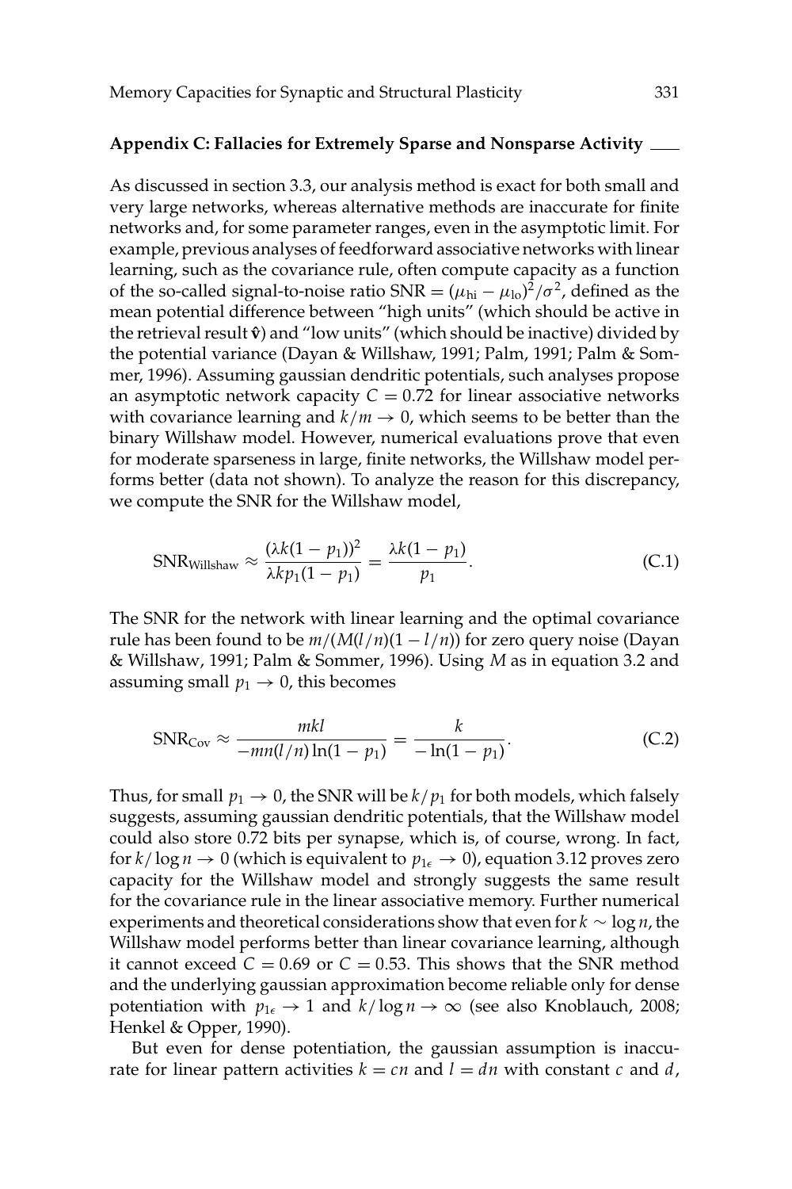## Appendix C: Fallacies for Extremely Sparse and Nonsparse Activity

As discussed in section 3.3, our analysis method is exact for both small and very large networks, whereas alternative methods are inaccurate for finite networks and, for some parameter ranges, even in the asymptotic limit. For example, previous analyses of feedforward associative networks with linear learning, such as the covariance rule, often compute capacity as a function of the so-called signal-to-noise ratio $\mathrm{SNR} = (\mu_{\mathrm{hi}} - \mu_{\mathrm{lo}})^2/\sigma^2$, defined as the mean potential difference between "high units" (which should be active in the retrieval result $\hat{\mathbf{v}}$) and "low units" (which should be inactive) divided by the potential variance (Dayan & Willshaw, 1991; Palm, 1991; Palm & Sommer, 1996). Assuming gaussian dendritic potentials, such analyses propose an asymptotic network capacity $C = 0.72$ for linear associative networks with covariance learning and $k/m \to 0$, which seems to be better than the binary Willshaw model. However, numerical evaluations prove that even for moderate sparseness in large, finite networks, the Willshaw model performs better (data not shown). To analyze the reason for this discrepancy, we compute the SNR for the Willshaw model,

$$\mathrm{SNR}_{\mathrm{Willshaw}} \approx \frac{(\lambda k(1-p_1))^2}{\lambda k p_1(1-p_1)} = \frac{\lambda k(1-p_1)}{p_1}. \tag{C.1}$$

The SNR for the network with linear learning and the optimal covariance rule has been found to be $m/(M(l/n)(1-l/n))$ for zero query noise (Dayan & Willshaw, 1991; Palm & Sommer, 1996). Using $M$ as in equation 3.2 and assuming small $p_1 \to 0$, this becomes

$$\mathrm{SNR}_{\mathrm{Cov}} \approx \frac{mkl}{-mn(l/n)\ln(1-p_1)} = \frac{k}{-\ln(1-p_1)}. \tag{C.2}$$

Thus, for small $p_1 \to 0$, the SNR will be $k/p_1$ for both models, which falsely suggests, assuming gaussian dendritic potentials, that the Willshaw model could also store 0.72 bits per synapse, which is, of course, wrong. In fact, for $k/\log n \to 0$ (which is equivalent to $p_{1\epsilon} \to 0$), equation 3.12 proves zero capacity for the Willshaw model and strongly suggests the same result for the covariance rule in the linear associative memory. Further numerical experiments and theoretical considerations show that even for $k \sim \log n$, the Willshaw model performs better than linear covariance learning, although it cannot exceed $C = 0.69$ or $C = 0.53$. This shows that the SNR method and the underlying gaussian approximation become reliable only for dense potentiation with $p_{1\epsilon} \to 1$ and $k/\log n \to \infty$ (see also Knoblauch, 2008; Henkel & Opper, 1990).

But even for dense potentiation, the gaussian assumption is inaccurate for linear pattern activities $k = cn$ and $l = dn$ with constant $c$ and $d$,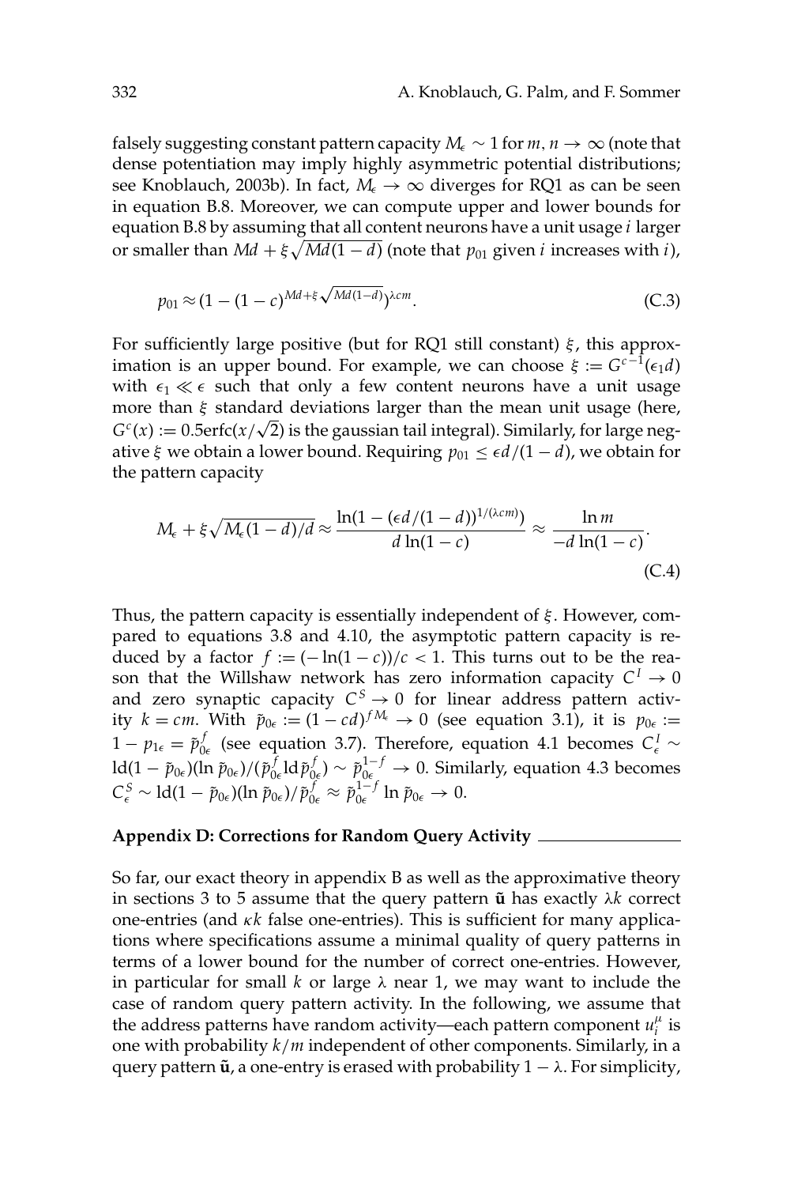falsely suggesting constant pattern capacity $M_\epsilon \sim 1$ for $m, n \to \infty$ (note that dense potentiation may imply highly asymmetric potential distributions; see Knoblauch, 2003b). In fact, $M_\epsilon \to \infty$ diverges for RQ1 as can be seen in equation B.8. Moreover, we can compute upper and lower bounds for equation B.8 by assuming that all content neurons have a unit usage $i$ larger or smaller than $Md + \xi\sqrt{Md(1-d)}$ (note that $p_{01}$ given $i$ increases with $i$),

$$p_{01} \approx (1 - (1-c)^{Md+\xi\sqrt{Md(1-d)}})^{\lambda cm}. \tag{C.3}$$

For sufficiently large positive (but for RQ1 still constant) $\xi$, this approximation is an upper bound. For example, we can choose $\xi := G^{c^{-1}}(\epsilon_1 d)$ with $\epsilon_1 \ll \epsilon$ such that only a few content neurons have a unit usage more than $\xi$ standard deviations larger than the mean unit usage (here, $G^c(x) := 0.5\mathrm{erfc}(x/\sqrt{2})$ is the gaussian tail integral). Similarly, for large negative $\xi$ we obtain a lower bound. Requiring $p_{01} \leq \epsilon d/(1-d)$, we obtain for the pattern capacity

$$M_\epsilon + \xi\sqrt{M_\epsilon(1-d)/d} \approx \frac{\ln(1-(\epsilon d/(1-d))^{1/(\lambda cm)})}{d\ln(1-c)} \approx \frac{\ln m}{-d\ln(1-c)}. \tag{C.4}$$

Thus, the pattern capacity is essentially independent of $\xi$. However, compared to equations 3.8 and 4.10, the asymptotic pattern capacity is reduced by a factor $f := (-\ln(1-c))/c < 1$. This turns out to be the reason that the Willshaw network has zero information capacity $C^I \to 0$ and zero synaptic capacity $C^S \to 0$ for linear address pattern activity $k = cm$. With $\tilde{p}_{0\epsilon} := (1-cd)^{fM_\epsilon} \to 0$ (see equation 3.1), it is $p_{0\epsilon} := 1 - p_{1\epsilon} = \tilde{p}_{0\epsilon}^f$ (see equation 3.7). Therefore, equation 4.1 becomes $C_\epsilon^I \sim \mathrm{ld}(1-\tilde{p}_{0\epsilon})(\ln \tilde{p}_{0\epsilon})/(\tilde{p}_{0\epsilon}^f \mathrm{ld}\,\tilde{p}_{0\epsilon}^f) \sim \tilde{p}_{0\epsilon}^{1-f} \to 0$. Similarly, equation 4.3 becomes $C_\epsilon^S \sim \mathrm{ld}(1-\tilde{p}_{0\epsilon})(\ln \tilde{p}_{0\epsilon})/\tilde{p}_{0\epsilon}^f \approx \tilde{p}_{0\epsilon}^{1-f} \ln \tilde{p}_{0\epsilon} \to 0$.

## Appendix D: Corrections for Random Query Activity

So far, our exact theory in appendix B as well as the approximative theory in sections 3 to 5 assume that the query pattern $\tilde{\mathbf{u}}$ has exactly $\lambda k$ correct one-entries (and $\kappa k$ false one-entries). This is sufficient for many applications where specifications assume a minimal quality of query patterns in terms of a lower bound for the number of correct one-entries. However, in particular for small $k$ or large $\lambda$ near 1, we may want to include the case of random query pattern activity. In the following, we assume that the address patterns have random activity—each pattern component $u_i^\mu$ is one with probability $k/m$ independent of other components. Similarly, in a query pattern $\tilde{\mathbf{u}}$, a one-entry is erased with probability $1-\lambda$. For simplicity,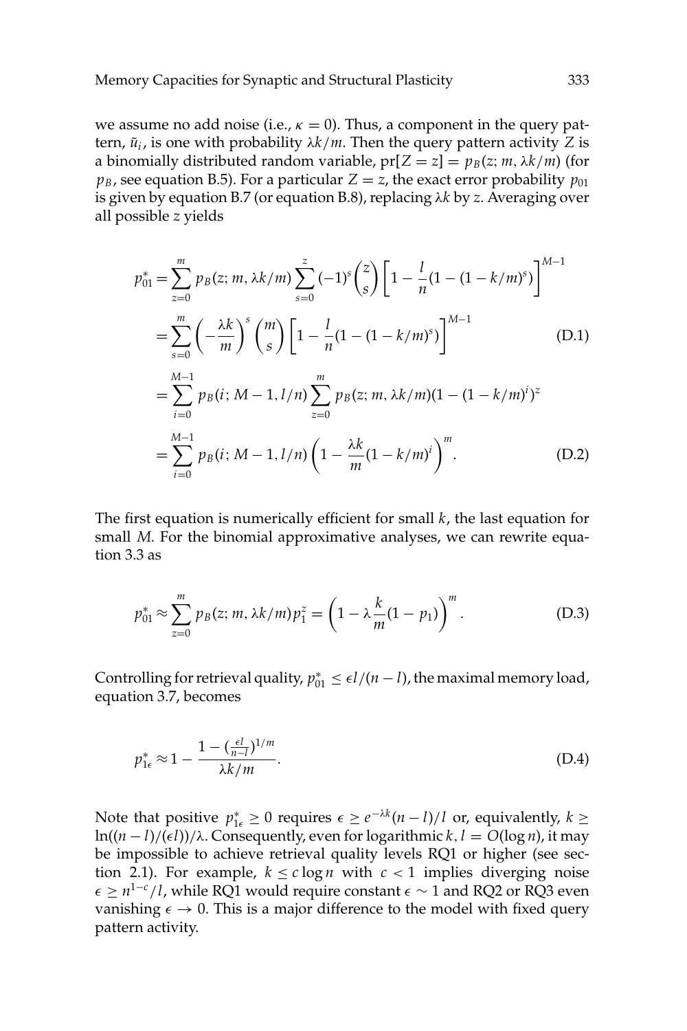we assume no add noise (i.e., $\kappa = 0$). Thus, a component in the query pattern, $\tilde{u}_i$, is one with probability $\lambda k/m$. Then the query pattern activity $Z$ is a binomially distributed random variable, $\text{pr}[Z = z] = p_B(z; m, \lambda k/m)$ (for $p_B$, see equation B.5). For a particular $Z = z$, the exact error probability $p_{01}$ is given by equation B.7 (or equation B.8), replacing $\lambda k$ by $z$. Averaging over all possible $z$ yields

$$
\begin{aligned}
p_{01}^* &= \sum_{z=0}^{m} p_B(z; m, \lambda k/m) \sum_{s=0}^{z} (-1)^s \binom{z}{s} \left[1 - \frac{l}{n}(1 - (1 - k/m)^s)\right]^{M-1} \\
&= \sum_{s=0}^{m} \left(-\frac{\lambda k}{m}\right)^s \binom{m}{s} \left[1 - \frac{l}{n}(1 - (1 - k/m)^s)\right]^{M-1} \qquad \text{(D.1)} \\
&= \sum_{i=0}^{M-1} p_B(i; M-1, l/n) \sum_{z=0}^{m} p_B(z; m, \lambda k/m)(1 - (1 - k/m)^i)^z \\
&= \sum_{i=0}^{M-1} p_B(i; M-1, l/n) \left(1 - \frac{\lambda k}{m}(1 - k/m)^i\right)^m. \qquad \text{(D.2)}
\end{aligned}
$$

The first equation is numerically efficient for small $k$, the last equation for small $M$. For the binomial approximative analyses, we can rewrite equation 3.3 as

$$
p_{01}^* \approx \sum_{z=0}^{m} p_B(z; m, \lambda k/m) p_1^z = \left(1 - \lambda \frac{k}{m}(1 - p_1)\right)^m. \qquad \text{(D.3)}
$$

Controlling for retrieval quality, $p_{01}^* \leq \epsilon l/(n-l)$, the maximal memory load, equation 3.7, becomes

$$
p_{1\epsilon}^* \approx 1 - \frac{1 - (\frac{\epsilon l}{n-l})^{1/m}}{\lambda k/m}. \qquad \text{(D.4)}
$$

Note that positive $p_{1\epsilon}^* \geq 0$ requires $\epsilon \geq e^{-\lambda k}(n-l)/l$ or, equivalently, $k \geq \ln((n-l)/(\epsilon l))/\lambda$. Consequently, even for logarithmic $k, l = O(\log n)$, it may be impossible to achieve retrieval quality levels RQ1 or higher (see section 2.1). For example, $k \leq c \log n$ with $c < 1$ implies diverging noise $\epsilon \geq n^{1-c}/l$, while RQ1 would require constant $\epsilon \sim 1$ and RQ2 or RQ3 even vanishing $\epsilon \to 0$. This is a major difference to the model with fixed query pattern activity.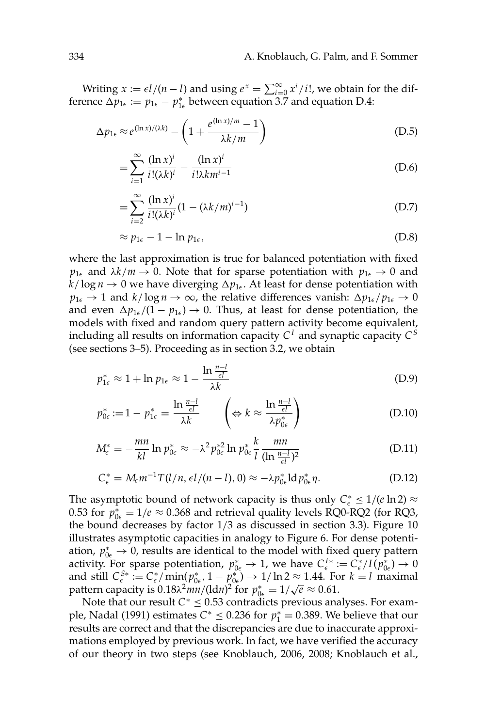Writing $x := \epsilon l/(n-l)$ and using $e^x = \sum_{i=0}^{\infty} x^i/i!$, we obtain for the difference $\Delta p_{1\epsilon} := p_{1\epsilon} - p_{1\epsilon}^*$ between equation 3.7 and equation D.4:

$$\Delta p_{1\epsilon} \approx e^{(\ln x)/(\lambda k)} - \left(1 + \frac{e^{(\ln x)/m} - 1}{\lambda k/m}\right) \tag{D.5}$$

$$= \sum_{i=1}^{\infty} \frac{(\ln x)^i}{i!(\lambda k)^i} - \frac{(\ln x)^i}{i!\lambda k m^{i-1}} \tag{D.6}$$

$$= \sum_{i=2}^{\infty} \frac{(\ln x)^i}{i!(\lambda k)^i}(1 - (\lambda k/m)^{i-1}) \tag{D.7}$$

$$\approx p_{1\epsilon} - 1 - \ln p_{1\epsilon}, \tag{D.8}$$

where the last approximation is true for balanced potentiation with fixed $p_{1\epsilon}$ and $\lambda k/m \to 0$. Note that for sparse potentiation with $p_{1\epsilon} \to 0$ and $k/\log n \to 0$ we have diverging $\Delta p_{1\epsilon}$. At least for dense potentiation with $p_{1\epsilon} \to 1$ and $k/\log n \to \infty$, the relative differences vanish: $\Delta p_{1\epsilon}/p_{1\epsilon} \to 0$ and even $\Delta p_{1\epsilon}/(1 - p_{1\epsilon}) \to 0$. Thus, at least for dense potentiation, the models with fixed and random query pattern activity become equivalent, including all results on information capacity $C^I$ and synaptic capacity $C^S$ (see sections 3–5). Proceeding as in section 3.2, we obtain

$$p_{1\epsilon}^* \approx 1 + \ln p_{1\epsilon} \approx 1 - \frac{\ln \frac{n-l}{\epsilon l}}{\lambda k} \tag{D.9}$$

$$p_{0\epsilon}^* := 1 - p_{1\epsilon}^* = \frac{\ln \frac{n-l}{\epsilon l}}{\lambda k} \qquad \left(\Leftrightarrow k \approx \frac{\ln \frac{n-l}{\epsilon l}}{\lambda p_{0\epsilon}^*}\right) \tag{D.10}$$

$$M_\epsilon^* = -\frac{mn}{kl} \ln p_{0\epsilon}^* \approx -\lambda^2 p_{0\epsilon}^{*2} \ln p_{0\epsilon}^* \frac{k}{l} \frac{mn}{(\ln \frac{n-l}{\epsilon l})^2} \tag{D.11}$$

$$C_\epsilon^* = M_\epsilon m^{-1} T(l/n, \epsilon l/(n-l), 0) \approx -\lambda p_{0\epsilon}^* \mathrm{ld}\, p_{0\epsilon}^* \eta. \tag{D.12}$$

The asymptotic bound of network capacity is thus only $C_\epsilon^* \leq 1/(e \ln 2) \approx 0.53$ for $p_{0\epsilon}^* = 1/e \approx 0.368$ and retrieval quality levels RQ0-RQ2 (for RQ3, the bound decreases by factor 1/3 as discussed in section 3.3). Figure 10 illustrates asymptotic capacities in analogy to Figure 6. For dense potentiation, $p_{0\epsilon}^* \to 0$, results are identical to the model with fixed query pattern activity. For sparse potentiation, $p_{0\epsilon}^* \to 1$, we have $C_\epsilon^{I*} := C_\epsilon^*/I(p_{0\epsilon}^*) \to 0$ and still $C_\epsilon^{S*} := C_\epsilon^*/\min(p_{0\epsilon}^*, 1 - p_{0\epsilon}^*) \to 1/\ln 2 \approx 1.44$. For $k = l$ maximal pattern capacity is $0.18\lambda^2 mn/(\mathrm{ld} n)^2$ for $p_{0\epsilon}^* = 1/\sqrt{e} \approx 0.61$.

Note that our result $C^* \leq 0.53$ contradicts previous analyses. For example, Nadal (1991) estimates $C^* \leq 0.236$ for $p_1^* = 0.389$. We believe that our results are correct and that the discrepancies are due to inaccurate approximations employed by previous work. In fact, we have verified the accuracy of our theory in two steps (see Knoblauch, 2006, 2008; Knoblauch et al.,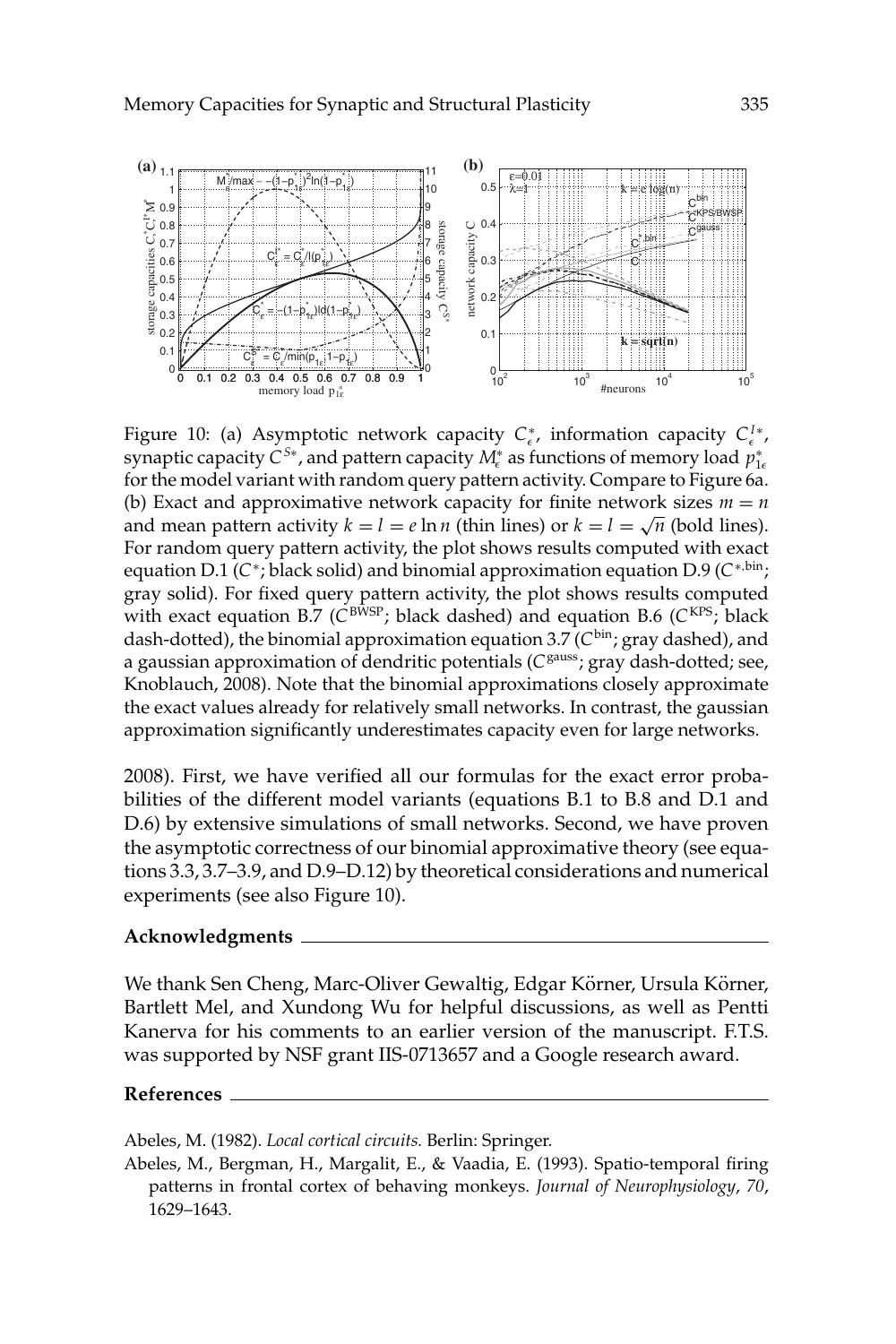Figure 10: (a) Asymptotic network capacity $C^*_\epsilon$, information capacity $C^{I*}_\epsilon$, synaptic capacity $C^{S*}$, and pattern capacity $M^*_\epsilon$ as functions of memory load $p^*_{1\epsilon}$ for the model variant with random query pattern activity. Compare to Figure 6a. (b) Exact and approximative network capacity for finite network sizes $m = n$ and mean pattern activity $k = l = e \ln n$ (thin lines) or $k = l = \sqrt{n}$ (bold lines). For random query pattern activity, the plot shows results computed with exact equation D.1 ($C^*$; black solid) and binomial approximation equation D.9 ($C^{*,\text{bin}}$; gray solid). For fixed query pattern activity, the plot shows results computed with exact equation B.7 ($C^{\text{BWSP}}$; black dashed) and equation B.6 ($C^{\text{KPS}}$; black dash-dotted), the binomial approximation equation 3.7 ($C^{\text{bin}}$; gray dashed), and a gaussian approximation of dendritic potentials ($C^{\text{gauss}}$; gray dash-dotted; see, Knoblauch, 2008). Note that the binomial approximations closely approximate the exact values already for relatively small networks. In contrast, the gaussian approximation significantly underestimates capacity even for large networks.

2008). First, we have verified all our formulas for the exact error probabilities of the different model variants (equations B.1 to B.8 and D.1 and D.6) by extensive simulations of small networks. Second, we have proven the asymptotic correctness of our binomial approximative theory (see equations 3.3, 3.7–3.9, and D.9–D.12) by theoretical considerations and numerical experiments (see also Figure 10).

## Acknowledgments

We thank Sen Cheng, Marc-Oliver Gewaltig, Edgar Körner, Ursula Körner, Bartlett Mel, and Xundong Wu for helpful discussions, as well as Pentti Kanerva for his comments to an earlier version of the manuscript. F.T.S. was supported by NSF grant IIS-0713657 and a Google research award.

## References

Abeles, M. (1982). *Local cortical circuits.* Berlin: Springer.

Abeles, M., Bergman, H., Margalit, E., & Vaadia, E. (1993). Spatio-temporal firing patterns in frontal cortex of behaving monkeys. *Journal of Neurophysiology*, *70*, 1629–1643.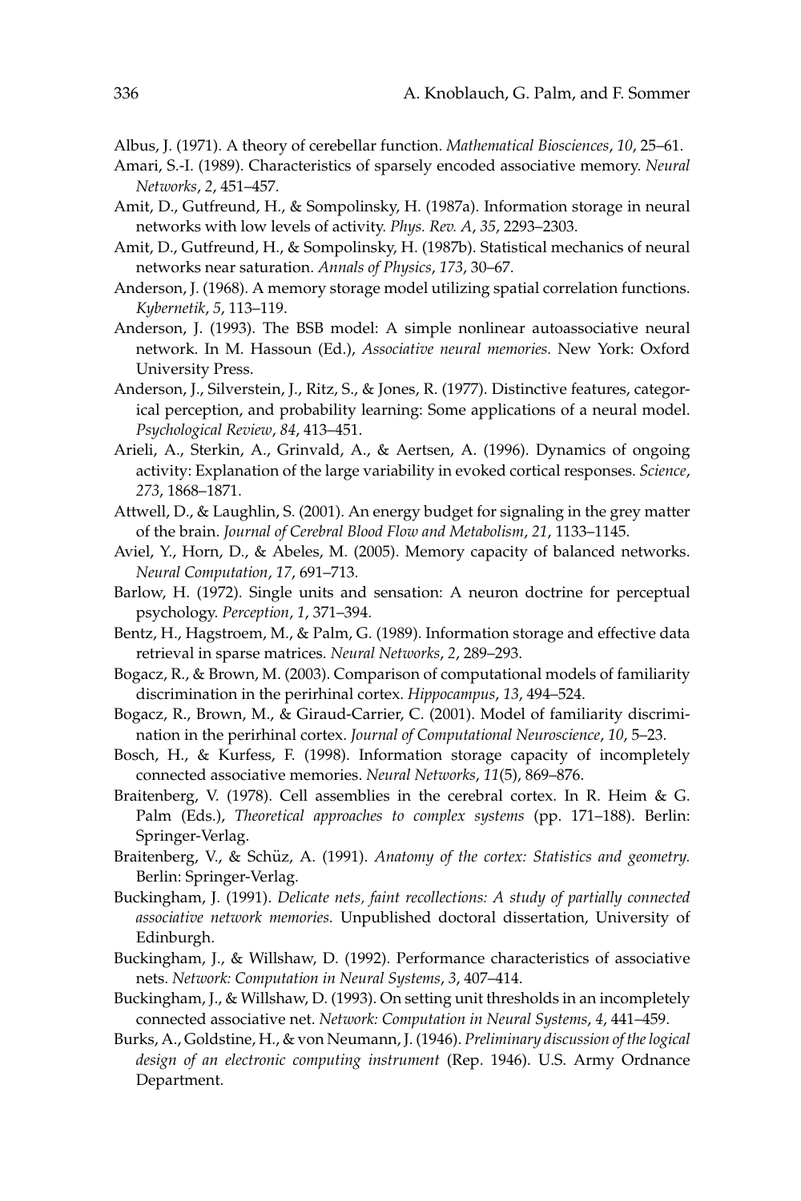Albus, J. (1971). A theory of cerebellar function. *Mathematical Biosciences*, *10*, 25–61.

Amari, S.-I. (1989). Characteristics of sparsely encoded associative memory. *Neural Networks*, *2*, 451–457.

Amit, D., Gutfreund, H., & Sompolinsky, H. (1987a). Information storage in neural networks with low levels of activity. *Phys. Rev. A*, *35*, 2293–2303.

Amit, D., Gutfreund, H., & Sompolinsky, H. (1987b). Statistical mechanics of neural networks near saturation. *Annals of Physics*, *173*, 30–67.

Anderson, J. (1968). A memory storage model utilizing spatial correlation functions. *Kybernetik*, *5*, 113–119.

Anderson, J. (1993). The BSB model: A simple nonlinear autoassociative neural network. In M. Hassoun (Ed.), *Associative neural memories.* New York: Oxford University Press.

Anderson, J., Silverstein, J., Ritz, S., & Jones, R. (1977). Distinctive features, categorical perception, and probability learning: Some applications of a neural model. *Psychological Review*, *84*, 413–451.

Arieli, A., Sterkin, A., Grinvald, A., & Aertsen, A. (1996). Dynamics of ongoing activity: Explanation of the large variability in evoked cortical responses. *Science*, *273*, 1868–1871.

Attwell, D., & Laughlin, S. (2001). An energy budget for signaling in the grey matter of the brain. *Journal of Cerebral Blood Flow and Metabolism*, *21*, 1133–1145.

Aviel, Y., Horn, D., & Abeles, M. (2005). Memory capacity of balanced networks. *Neural Computation*, *17*, 691–713.

Barlow, H. (1972). Single units and sensation: A neuron doctrine for perceptual psychology. *Perception*, *1*, 371–394.

Bentz, H., Hagstroem, M., & Palm, G. (1989). Information storage and effective data retrieval in sparse matrices. *Neural Networks*, *2*, 289–293.

Bogacz, R., & Brown, M. (2003). Comparison of computational models of familiarity discrimination in the perirhinal cortex. *Hippocampus*, *13*, 494–524.

Bogacz, R., Brown, M., & Giraud-Carrier, C. (2001). Model of familiarity discrimination in the perirhinal cortex. *Journal of Computational Neuroscience*, *10*, 5–23.

Bosch, H., & Kurfess, F. (1998). Information storage capacity of incompletely connected associative memories. *Neural Networks*, *11*(5), 869–876.

Braitenberg, V. (1978). Cell assemblies in the cerebral cortex. In R. Heim & G. Palm (Eds.), *Theoretical approaches to complex systems* (pp. 171–188). Berlin: Springer-Verlag.

Braitenberg, V., & Schüz, A. (1991). *Anatomy of the cortex: Statistics and geometry.* Berlin: Springer-Verlag.

Buckingham, J. (1991). *Delicate nets, faint recollections: A study of partially connected associative network memories.* Unpublished doctoral dissertation, University of Edinburgh.

Buckingham, J., & Willshaw, D. (1992). Performance characteristics of associative nets. *Network: Computation in Neural Systems*, *3*, 407–414.

Buckingham, J., & Willshaw, D. (1993). On setting unit thresholds in an incompletely connected associative net. *Network: Computation in Neural Systems*, *4*, 441–459.

Burks, A., Goldstine, H., & von Neumann, J. (1946). *Preliminary discussion of the logical design of an electronic computing instrument* (Rep. 1946). U.S. Army Ordnance Department.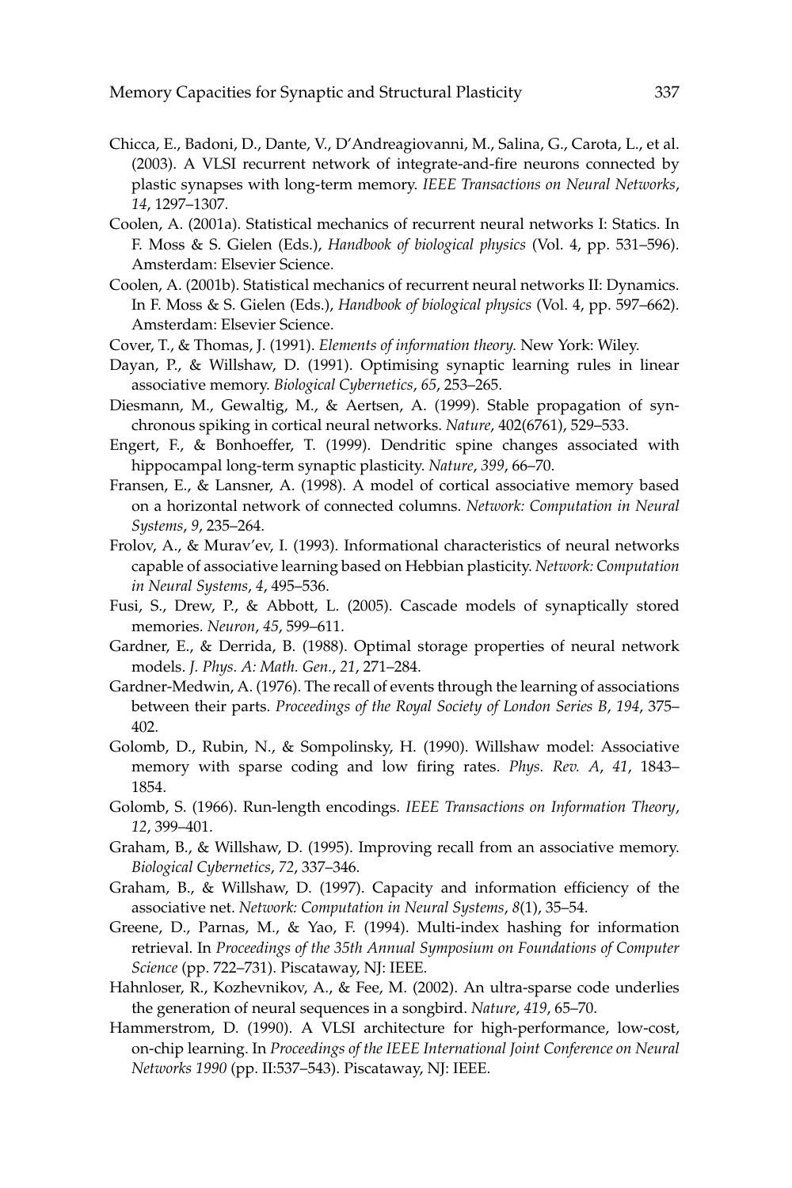Chicca, E., Badoni, D., Dante, V., D'Andreagiovanni, M., Salina, G., Carota, L., et al. (2003). A VLSI recurrent network of integrate-and-fire neurons connected by plastic synapses with long-term memory. *IEEE Transactions on Neural Networks*, *14*, 1297–1307.

Coolen, A. (2001a). Statistical mechanics of recurrent neural networks I: Statics. In F. Moss & S. Gielen (Eds.), *Handbook of biological physics* (Vol. 4, pp. 531–596). Amsterdam: Elsevier Science.

Coolen, A. (2001b). Statistical mechanics of recurrent neural networks II: Dynamics. In F. Moss & S. Gielen (Eds.), *Handbook of biological physics* (Vol. 4, pp. 597–662). Amsterdam: Elsevier Science.

Cover, T., & Thomas, J. (1991). *Elements of information theory.* New York: Wiley.

Dayan, P., & Willshaw, D. (1991). Optimising synaptic learning rules in linear associative memory. *Biological Cybernetics*, *65*, 253–265.

Diesmann, M., Gewaltig, M., & Aertsen, A. (1999). Stable propagation of synchronous spiking in cortical neural networks. *Nature*, 402(6761), 529–533.

Engert, F., & Bonhoeffer, T. (1999). Dendritic spine changes associated with hippocampal long-term synaptic plasticity. *Nature*, *399*, 66–70.

Fransen, E., & Lansner, A. (1998). A model of cortical associative memory based on a horizontal network of connected columns. *Network: Computation in Neural Systems*, *9*, 235–264.

Frolov, A., & Murav'ev, I. (1993). Informational characteristics of neural networks capable of associative learning based on Hebbian plasticity. *Network: Computation in Neural Systems*, *4*, 495–536.

Fusi, S., Drew, P., & Abbott, L. (2005). Cascade models of synaptically stored memories. *Neuron*, *45*, 599–611.

Gardner, E., & Derrida, B. (1988). Optimal storage properties of neural network models. *J. Phys. A: Math. Gen.*, *21*, 271–284.

Gardner-Medwin, A. (1976). The recall of events through the learning of associations between their parts. *Proceedings of the Royal Society of London Series B*, *194*, 375–402.

Golomb, D., Rubin, N., & Sompolinsky, H. (1990). Willshaw model: Associative memory with sparse coding and low firing rates. *Phys. Rev. A*, *41*, 1843–1854.

Golomb, S. (1966). Run-length encodings. *IEEE Transactions on Information Theory*, *12*, 399–401.

Graham, B., & Willshaw, D. (1995). Improving recall from an associative memory. *Biological Cybernetics*, *72*, 337–346.

Graham, B., & Willshaw, D. (1997). Capacity and information efficiency of the associative net. *Network: Computation in Neural Systems*, *8*(1), 35–54.

Greene, D., Parnas, M., & Yao, F. (1994). Multi-index hashing for information retrieval. In *Proceedings of the 35th Annual Symposium on Foundations of Computer Science* (pp. 722–731). Piscataway, NJ: IEEE.

Hahnloser, R., Kozhevnikov, A., & Fee, M. (2002). An ultra-sparse code underlies the generation of neural sequences in a songbird. *Nature*, *419*, 65–70.

Hammerstrom, D. (1990). A VLSI architecture for high-performance, low-cost, on-chip learning. In *Proceedings of the IEEE International Joint Conference on Neural Networks 1990* (pp. II:537–543). Piscataway, NJ: IEEE.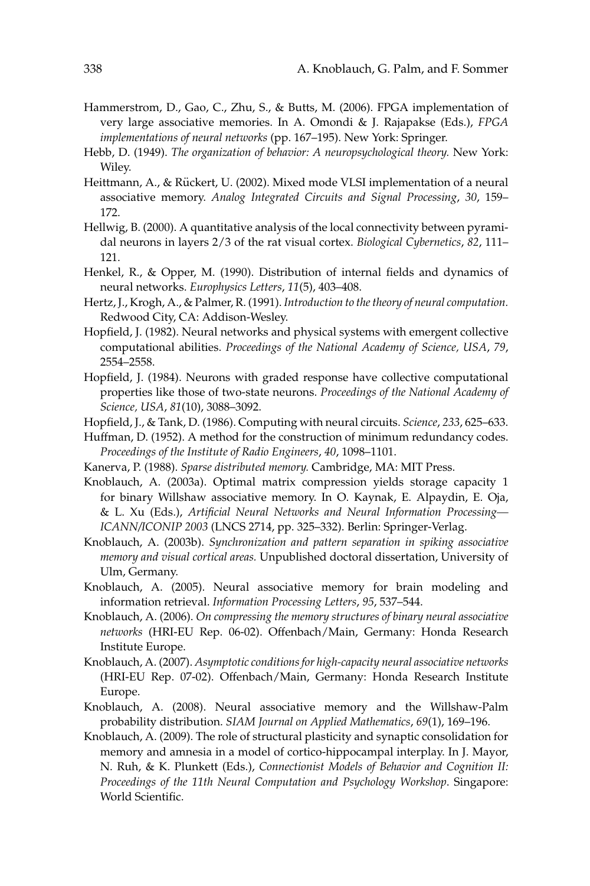Hammerstrom, D., Gao, C., Zhu, S., & Butts, M. (2006). FPGA implementation of very large associative memories. In A. Omondi & J. Rajapakse (Eds.), *FPGA implementations of neural networks* (pp. 167–195). New York: Springer.

Hebb, D. (1949). *The organization of behavior: A neuropsychological theory.* New York: Wiley.

Heittmann, A., & Rückert, U. (2002). Mixed mode VLSI implementation of a neural associative memory. *Analog Integrated Circuits and Signal Processing*, *30*, 159–172.

Hellwig, B. (2000). A quantitative analysis of the local connectivity between pyramidal neurons in layers 2/3 of the rat visual cortex. *Biological Cybernetics*, *82*, 111–121.

Henkel, R., & Opper, M. (1990). Distribution of internal fields and dynamics of neural networks. *Europhysics Letters*, *11*(5), 403–408.

Hertz, J., Krogh, A., & Palmer, R. (1991). *Introduction to the theory of neural computation.* Redwood City, CA: Addison-Wesley.

Hopfield, J. (1982). Neural networks and physical systems with emergent collective computational abilities. *Proceedings of the National Academy of Science, USA*, *79*, 2554–2558.

Hopfield, J. (1984). Neurons with graded response have collective computational properties like those of two-state neurons. *Proceedings of the National Academy of Science, USA*, *81*(10), 3088–3092.

Hopfield, J., & Tank, D. (1986). Computing with neural circuits. *Science*, *233*, 625–633.

Huffman, D. (1952). A method for the construction of minimum redundancy codes. *Proceedings of the Institute of Radio Engineers*, *40*, 1098–1101.

Kanerva, P. (1988). *Sparse distributed memory.* Cambridge, MA: MIT Press.

Knoblauch, A. (2003a). Optimal matrix compression yields storage capacity 1 for binary Willshaw associative memory. In O. Kaynak, E. Alpaydin, E. Oja, & L. Xu (Eds.), *Artificial Neural Networks and Neural Information Processing—ICANN/ICONIP 2003* (LNCS 2714, pp. 325–332). Berlin: Springer-Verlag.

Knoblauch, A. (2003b). *Synchronization and pattern separation in spiking associative memory and visual cortical areas.* Unpublished doctoral dissertation, University of Ulm, Germany.

Knoblauch, A. (2005). Neural associative memory for brain modeling and information retrieval. *Information Processing Letters*, *95*, 537–544.

Knoblauch, A. (2006). *On compressing the memory structures of binary neural associative networks* (HRI-EU Rep. 06-02). Offenbach/Main, Germany: Honda Research Institute Europe.

Knoblauch, A. (2007). *Asymptotic conditions for high-capacity neural associative networks* (HRI-EU Rep. 07-02). Offenbach/Main, Germany: Honda Research Institute Europe.

Knoblauch, A. (2008). Neural associative memory and the Willshaw-Palm probability distribution. *SIAM Journal on Applied Mathematics*, *69*(1), 169–196.

Knoblauch, A. (2009). The role of structural plasticity and synaptic consolidation for memory and amnesia in a model of cortico-hippocampal interplay. In J. Mayor, N. Ruh, & K. Plunkett (Eds.), *Connectionist Models of Behavior and Cognition II: Proceedings of the 11th Neural Computation and Psychology Workshop*. Singapore: World Scientific.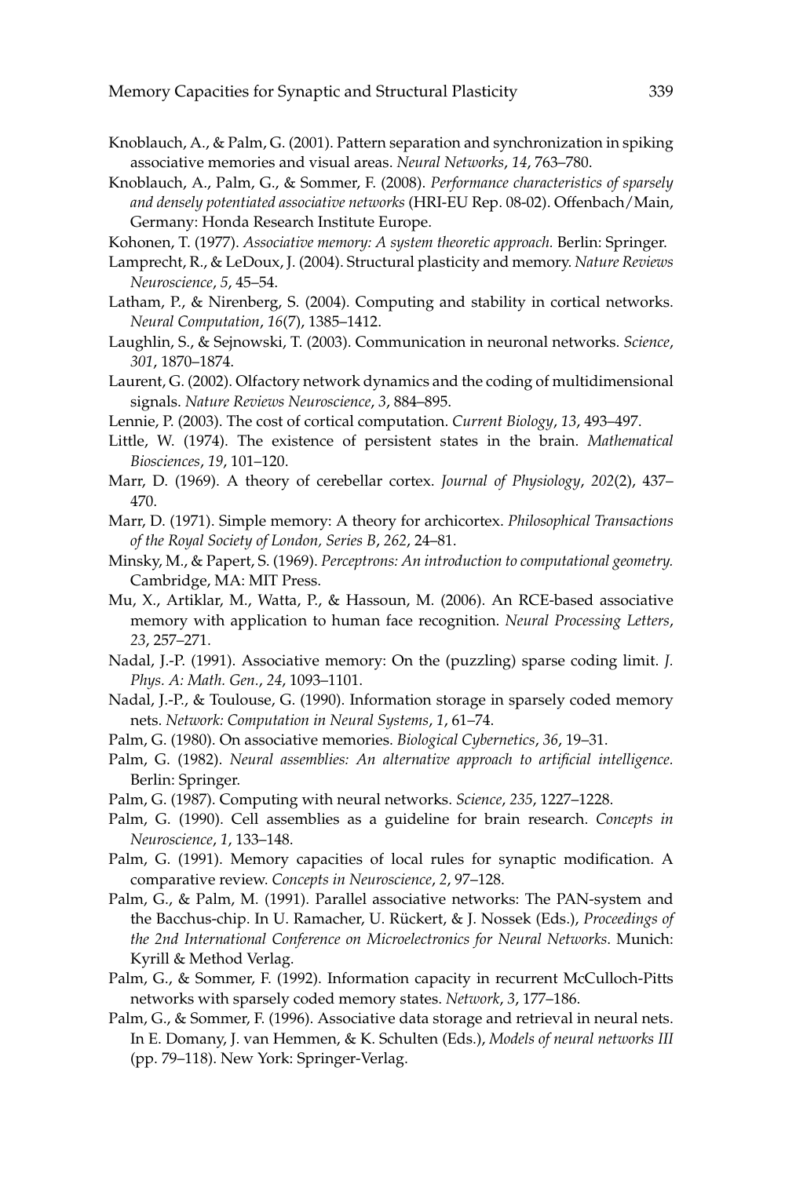Knoblauch, A., & Palm, G. (2001). Pattern separation and synchronization in spiking associative memories and visual areas. *Neural Networks*, *14*, 763–780.

Knoblauch, A., Palm, G., & Sommer, F. (2008). *Performance characteristics of sparsely and densely potentiated associative networks* (HRI-EU Rep. 08-02). Offenbach/Main, Germany: Honda Research Institute Europe.

Kohonen, T. (1977). *Associative memory: A system theoretic approach.* Berlin: Springer.

Lamprecht, R., & LeDoux, J. (2004). Structural plasticity and memory. *Nature Reviews Neuroscience*, *5*, 45–54.

Latham, P., & Nirenberg, S. (2004). Computing and stability in cortical networks. *Neural Computation*, *16*(7), 1385–1412.

Laughlin, S., & Sejnowski, T. (2003). Communication in neuronal networks. *Science*, *301*, 1870–1874.

Laurent, G. (2002). Olfactory network dynamics and the coding of multidimensional signals. *Nature Reviews Neuroscience*, *3*, 884–895.

Lennie, P. (2003). The cost of cortical computation. *Current Biology*, *13*, 493–497.

Little, W. (1974). The existence of persistent states in the brain. *Mathematical Biosciences*, *19*, 101–120.

Marr, D. (1969). A theory of cerebellar cortex. *Journal of Physiology*, *202*(2), 437–470.

Marr, D. (1971). Simple memory: A theory for archicortex. *Philosophical Transactions of the Royal Society of London, Series B*, *262*, 24–81.

Minsky, M., & Papert, S. (1969). *Perceptrons: An introduction to computational geometry.* Cambridge, MA: MIT Press.

Mu, X., Artiklar, M., Watta, P., & Hassoun, M. (2006). An RCE-based associative memory with application to human face recognition. *Neural Processing Letters*, *23*, 257–271.

Nadal, J.-P. (1991). Associative memory: On the (puzzling) sparse coding limit. *J. Phys. A: Math. Gen.*, *24*, 1093–1101.

Nadal, J.-P., & Toulouse, G. (1990). Information storage in sparsely coded memory nets. *Network: Computation in Neural Systems*, *1*, 61–74.

Palm, G. (1980). On associative memories. *Biological Cybernetics*, *36*, 19–31.

Palm, G. (1982). *Neural assemblies: An alternative approach to artificial intelligence.* Berlin: Springer.

Palm, G. (1987). Computing with neural networks. *Science*, *235*, 1227–1228.

Palm, G. (1990). Cell assemblies as a guideline for brain research. *Concepts in Neuroscience*, *1*, 133–148.

Palm, G. (1991). Memory capacities of local rules for synaptic modification. A comparative review. *Concepts in Neuroscience*, *2*, 97–128.

Palm, G., & Palm, M. (1991). Parallel associative networks: The PAN-system and the Bacchus-chip. In U. Ramacher, U. Rückert, & J. Nossek (Eds.), *Proceedings of the 2nd International Conference on Microelectronics for Neural Networks*. Munich: Kyrill & Method Verlag.

Palm, G., & Sommer, F. (1992). Information capacity in recurrent McCulloch-Pitts networks with sparsely coded memory states. *Network*, *3*, 177–186.

Palm, G., & Sommer, F. (1996). Associative data storage and retrieval in neural nets. In E. Domany, J. van Hemmen, & K. Schulten (Eds.), *Models of neural networks III* (pp. 79–118). New York: Springer-Verlag.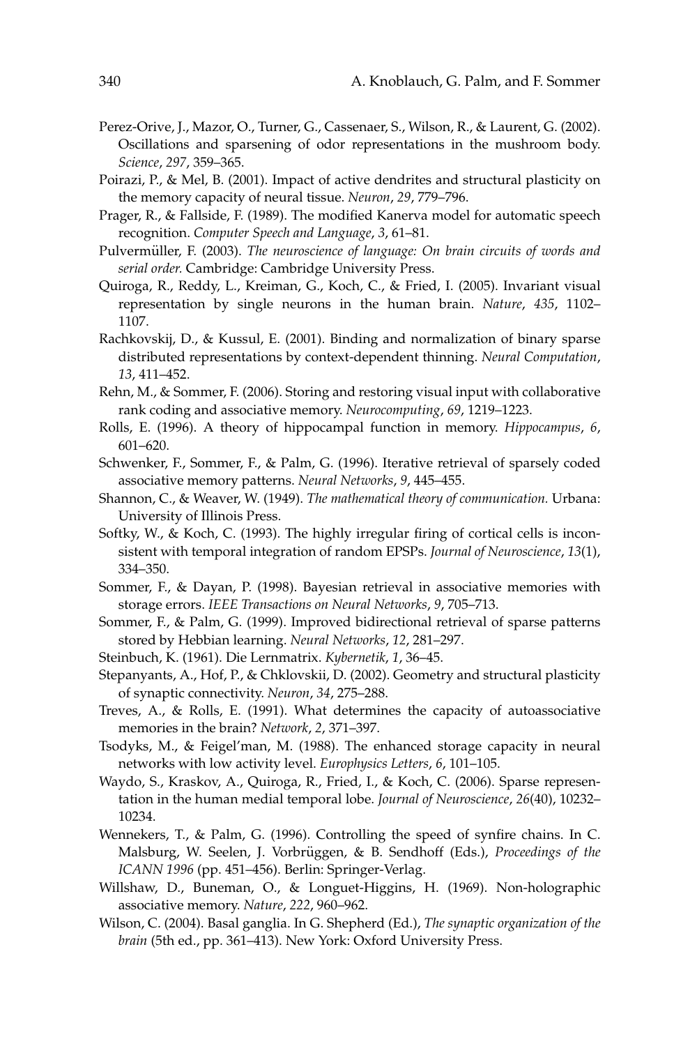Perez-Orive, J., Mazor, O., Turner, G., Cassenaer, S., Wilson, R., & Laurent, G. (2002). Oscillations and sparsening of odor representations in the mushroom body. *Science*, *297*, 359–365.

Poirazi, P., & Mel, B. (2001). Impact of active dendrites and structural plasticity on the memory capacity of neural tissue. *Neuron*, *29*, 779–796.

Prager, R., & Fallside, F. (1989). The modified Kanerva model for automatic speech recognition. *Computer Speech and Language*, *3*, 61–81.

Pulvermüller, F. (2003). *The neuroscience of language: On brain circuits of words and serial order.* Cambridge: Cambridge University Press.

Quiroga, R., Reddy, L., Kreiman, G., Koch, C., & Fried, I. (2005). Invariant visual representation by single neurons in the human brain. *Nature*, *435*, 1102–1107.

Rachkovskij, D., & Kussul, E. (2001). Binding and normalization of binary sparse distributed representations by context-dependent thinning. *Neural Computation*, *13*, 411–452.

Rehn, M., & Sommer, F. (2006). Storing and restoring visual input with collaborative rank coding and associative memory. *Neurocomputing*, *69*, 1219–1223.

Rolls, E. (1996). A theory of hippocampal function in memory. *Hippocampus*, *6*, 601–620.

Schwenker, F., Sommer, F., & Palm, G. (1996). Iterative retrieval of sparsely coded associative memory patterns. *Neural Networks*, *9*, 445–455.

Shannon, C., & Weaver, W. (1949). *The mathematical theory of communication.* Urbana: University of Illinois Press.

Softky, W., & Koch, C. (1993). The highly irregular firing of cortical cells is inconsistent with temporal integration of random EPSPs. *Journal of Neuroscience*, *13*(1), 334–350.

Sommer, F., & Dayan, P. (1998). Bayesian retrieval in associative memories with storage errors. *IEEE Transactions on Neural Networks*, *9*, 705–713.

Sommer, F., & Palm, G. (1999). Improved bidirectional retrieval of sparse patterns stored by Hebbian learning. *Neural Networks*, *12*, 281–297.

Steinbuch, K. (1961). Die Lernmatrix. *Kybernetik*, *1*, 36–45.

Stepanyants, A., Hof, P., & Chklovskii, D. (2002). Geometry and structural plasticity of synaptic connectivity. *Neuron*, *34*, 275–288.

Treves, A., & Rolls, E. (1991). What determines the capacity of autoassociative memories in the brain? *Network*, *2*, 371–397.

Tsodyks, M., & Feigel'man, M. (1988). The enhanced storage capacity in neural networks with low activity level. *Europhysics Letters*, *6*, 101–105.

Waydo, S., Kraskov, A., Quiroga, R., Fried, I., & Koch, C. (2006). Sparse representation in the human medial temporal lobe. *Journal of Neuroscience*, *26*(40), 10232–10234.

Wennekers, T., & Palm, G. (1996). Controlling the speed of synfire chains. In C. Malsburg, W. Seelen, J. Vorbrüggen, & B. Sendhoff (Eds.), *Proceedings of the ICANN 1996* (pp. 451–456). Berlin: Springer-Verlag.

Willshaw, D., Buneman, O., & Longuet-Higgins, H. (1969). Non-holographic associative memory. *Nature*, *222*, 960–962.

Wilson, C. (2004). Basal ganglia. In G. Shepherd (Ed.), *The synaptic organization of the brain* (5th ed., pp. 361–413). New York: Oxford University Press.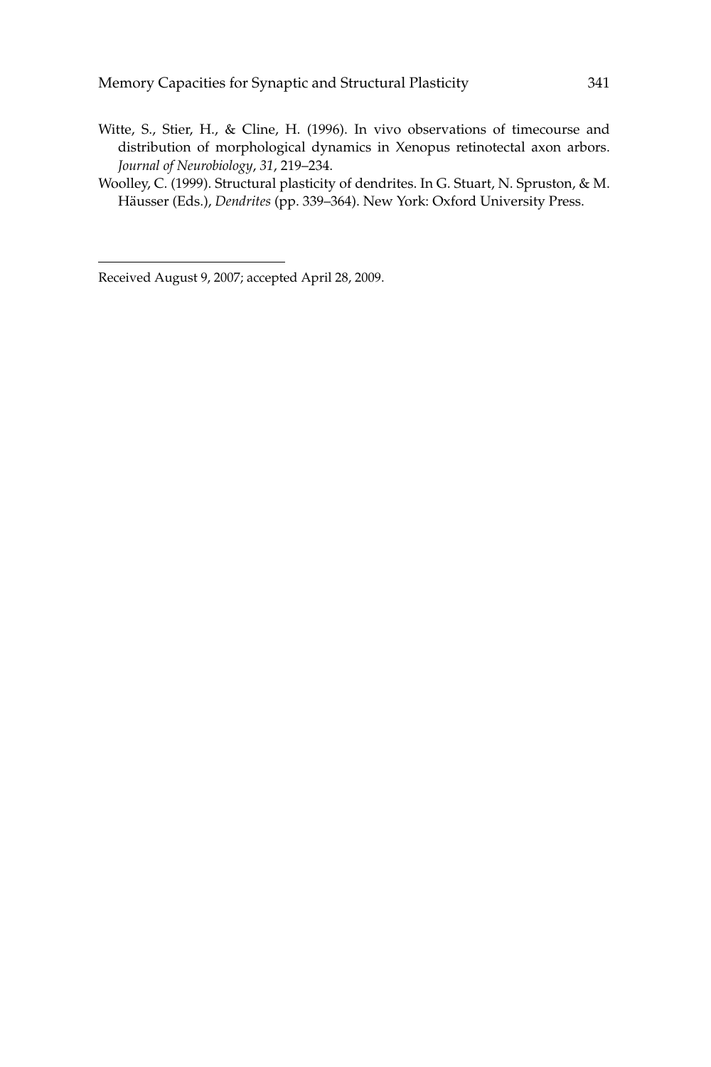Witte, S., Stier, H., & Cline, H. (1996). In vivo observations of timecourse and distribution of morphological dynamics in Xenopus retinotectal axon arbors. *Journal of Neurobiology*, *31*, 219–234.

Woolley, C. (1999). Structural plasticity of dendrites. In G. Stuart, N. Spruston, & M. Häusser (Eds.), *Dendrites* (pp. 339–364). New York: Oxford University Press.

---

Received August 9, 2007; accepted April 28, 2009.